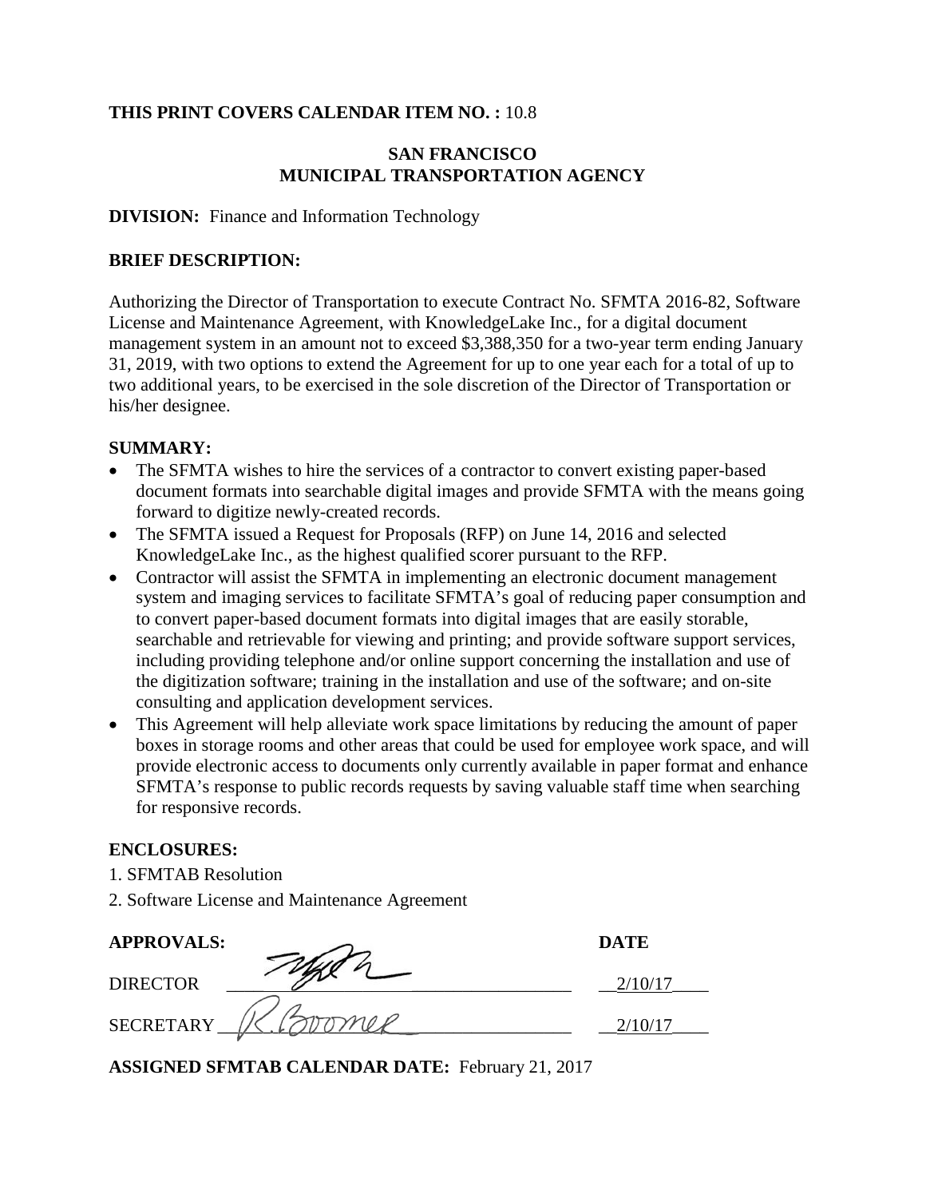**THIS PRINT COVERS CALENDAR ITEM NO. :** 10.8

**SAN FRANCISCO**
**MUNICIPAL TRANSPORTATION AGENCY**

**DIVISION:** Finance and Information Technology

**BRIEF DESCRIPTION:**

Authorizing the Director of Transportation to execute Contract No. SFMTA 2016-82, Software License and Maintenance Agreement, with KnowledgeLake Inc., for a digital document management system in an amount not to exceed $3,388,350 for a two-year term ending January 31, 2019, with two options to extend the Agreement for up to one year each for a total of up to two additional years, to be exercised in the sole discretion of the Director of Transportation or his/her designee.

**SUMMARY:**

- The SFMTA wishes to hire the services of a contractor to convert existing paper-based document formats into searchable digital images and provide SFMTA with the means going forward to digitize newly-created records.
- The SFMTA issued a Request for Proposals (RFP) on June 14, 2016 and selected KnowledgeLake Inc., as the highest qualified scorer pursuant to the RFP.
- Contractor will assist the SFMTA in implementing an electronic document management system and imaging services to facilitate SFMTA's goal of reducing paper consumption and to convert paper-based document formats into digital images that are easily storable, searchable and retrievable for viewing and printing; and provide software support services, including providing telephone and/or online support concerning the installation and use of the digitization software; training in the installation and use of the software; and on-site consulting and application development services.
- This Agreement will help alleviate work space limitations by reducing the amount of paper boxes in storage rooms and other areas that could be used for employee work space, and will provide electronic access to documents only currently available in paper format and enhance SFMTA's response to public records requests by saving valuable staff time when searching for responsive records.

**ENCLOSURES:**

1. SFMTAB Resolution
2. Software License and Maintenance Agreement

| **APPROVALS:** | | **DATE** |
|---|---|---|
| DIRECTOR | [signature] | 2/10/17 |
| SECRETARY | R. Boomer | 2/10/17 |

**ASSIGNED SFMTAB CALENDAR DATE:** February 21, 2017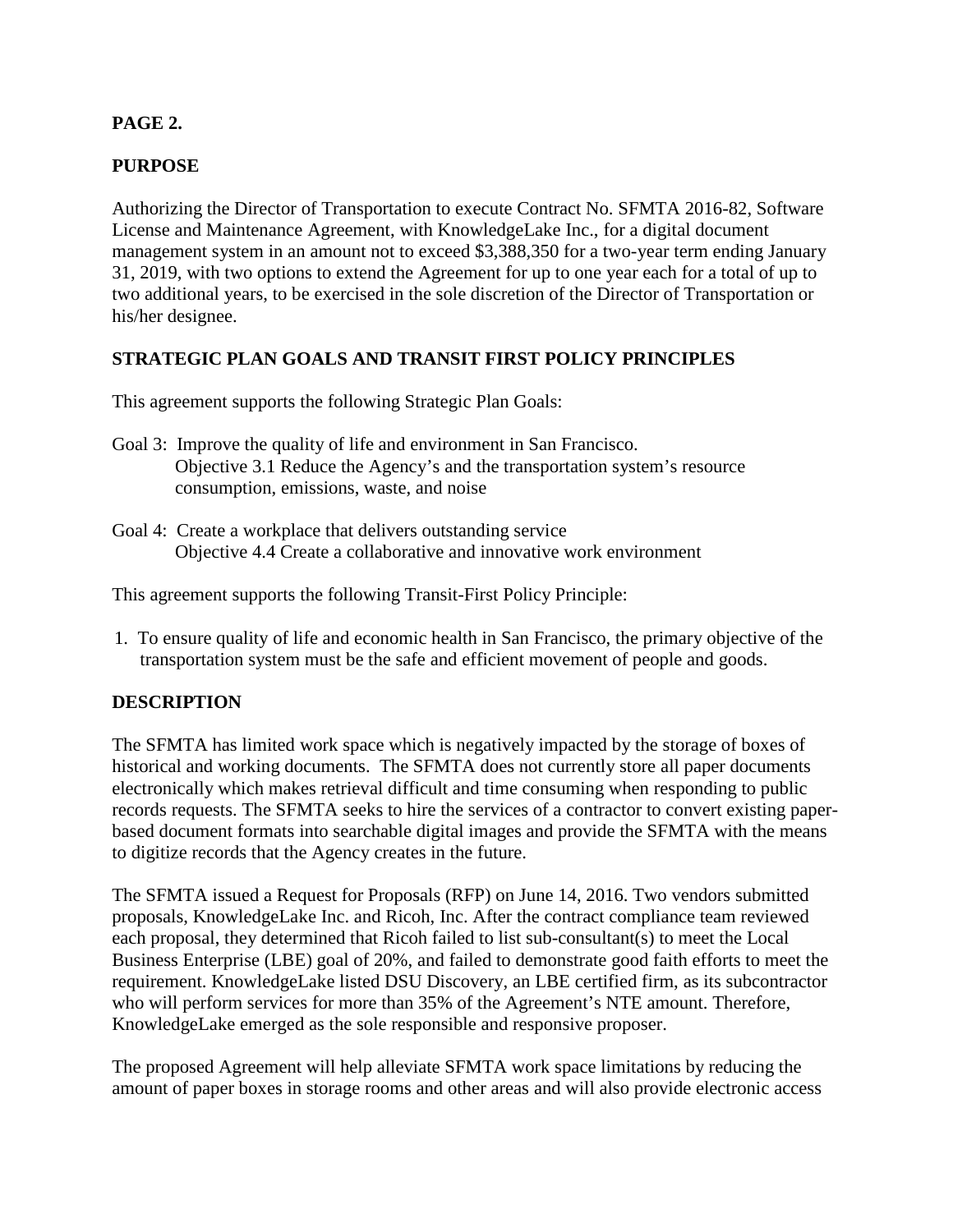**PAGE 2.**

## PURPOSE

Authorizing the Director of Transportation to execute Contract No. SFMTA 2016-82, Software License and Maintenance Agreement, with KnowledgeLake Inc., for a digital document management system in an amount not to exceed $3,388,350 for a two-year term ending January 31, 2019, with two options to extend the Agreement for up to one year each for a total of up to two additional years, to be exercised in the sole discretion of the Director of Transportation or his/her designee.

## STRATEGIC PLAN GOALS AND TRANSIT FIRST POLICY PRINCIPLES

This agreement supports the following Strategic Plan Goals:

Goal 3: Improve the quality of life and environment in San Francisco.
Objective 3.1 Reduce the Agency's and the transportation system's resource consumption, emissions, waste, and noise

Goal 4: Create a workplace that delivers outstanding service
Objective 4.4 Create a collaborative and innovative work environment

This agreement supports the following Transit-First Policy Principle:

1. To ensure quality of life and economic health in San Francisco, the primary objective of the transportation system must be the safe and efficient movement of people and goods.

## DESCRIPTION

The SFMTA has limited work space which is negatively impacted by the storage of boxes of historical and working documents. The SFMTA does not currently store all paper documents electronically which makes retrieval difficult and time consuming when responding to public records requests. The SFMTA seeks to hire the services of a contractor to convert existing paper-based document formats into searchable digital images and provide the SFMTA with the means to digitize records that the Agency creates in the future.

The SFMTA issued a Request for Proposals (RFP) on June 14, 2016. Two vendors submitted proposals, KnowledgeLake Inc. and Ricoh, Inc. After the contract compliance team reviewed each proposal, they determined that Ricoh failed to list sub-consultant(s) to meet the Local Business Enterprise (LBE) goal of 20%, and failed to demonstrate good faith efforts to meet the requirement. KnowledgeLake listed DSU Discovery, an LBE certified firm, as its subcontractor who will perform services for more than 35% of the Agreement's NTE amount. Therefore, KnowledgeLake emerged as the sole responsible and responsive proposer.

The proposed Agreement will help alleviate SFMTA work space limitations by reducing the amount of paper boxes in storage rooms and other areas and will also provide electronic access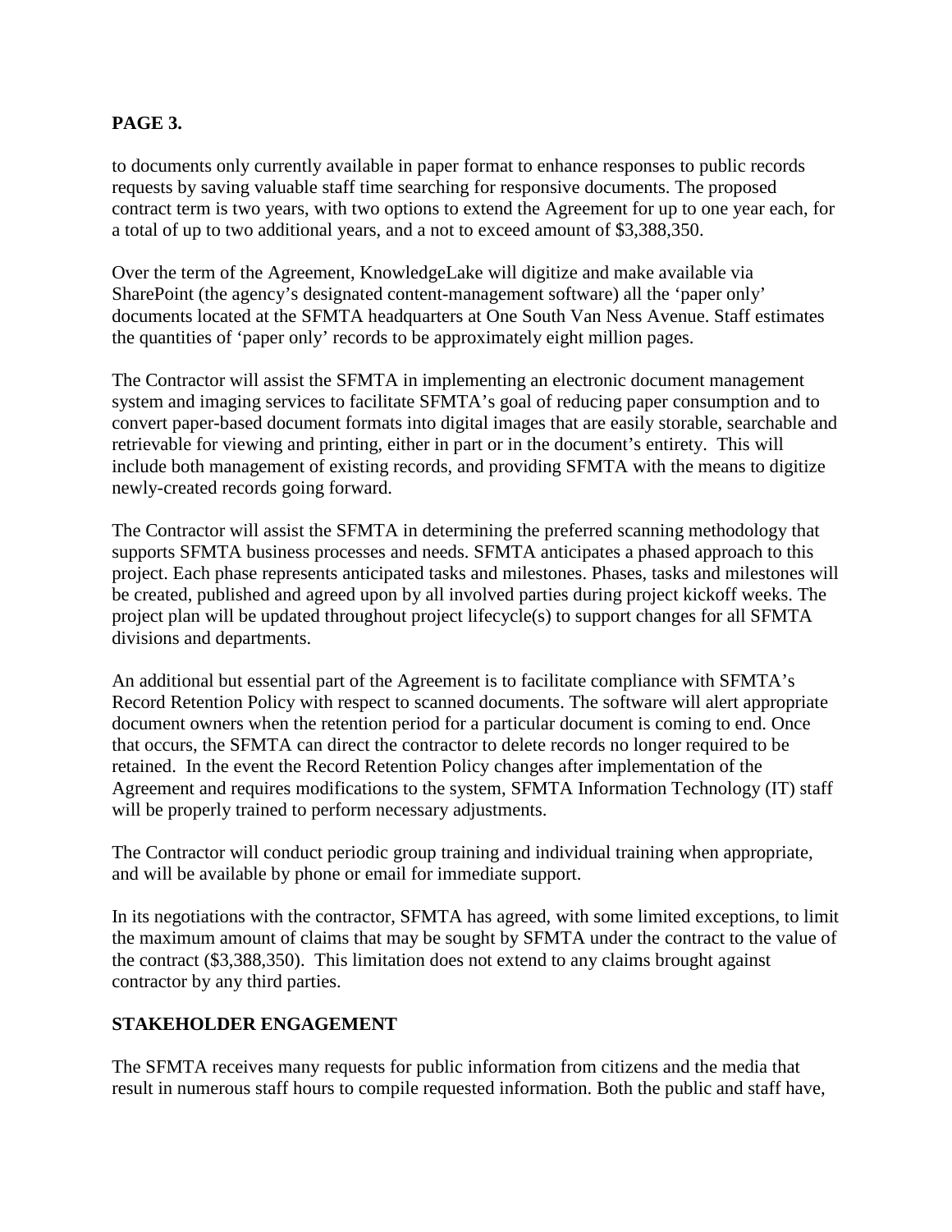to documents only currently available in paper format to enhance responses to public records requests by saving valuable staff time searching for responsive documents. The proposed contract term is two years, with two options to extend the Agreement for up to one year each, for a total of up to two additional years, and a not to exceed amount of $3,388,350.

Over the term of the Agreement, KnowledgeLake will digitize and make available via SharePoint (the agency's designated content-management software) all the 'paper only' documents located at the SFMTA headquarters at One South Van Ness Avenue. Staff estimates the quantities of 'paper only' records to be approximately eight million pages.

The Contractor will assist the SFMTA in implementing an electronic document management system and imaging services to facilitate SFMTA's goal of reducing paper consumption and to convert paper-based document formats into digital images that are easily storable, searchable and retrievable for viewing and printing, either in part or in the document's entirety. This will include both management of existing records, and providing SFMTA with the means to digitize newly-created records going forward.

The Contractor will assist the SFMTA in determining the preferred scanning methodology that supports SFMTA business processes and needs. SFMTA anticipates a phased approach to this project. Each phase represents anticipated tasks and milestones. Phases, tasks and milestones will be created, published and agreed upon by all involved parties during project kickoff weeks. The project plan will be updated throughout project lifecycle(s) to support changes for all SFMTA divisions and departments.

An additional but essential part of the Agreement is to facilitate compliance with SFMTA's Record Retention Policy with respect to scanned documents. The software will alert appropriate document owners when the retention period for a particular document is coming to end. Once that occurs, the SFMTA can direct the contractor to delete records no longer required to be retained. In the event the Record Retention Policy changes after implementation of the Agreement and requires modifications to the system, SFMTA Information Technology (IT) staff will be properly trained to perform necessary adjustments.

The Contractor will conduct periodic group training and individual training when appropriate, and will be available by phone or email for immediate support.

In its negotiations with the contractor, SFMTA has agreed, with some limited exceptions, to limit the maximum amount of claims that may be sought by SFMTA under the contract to the value of the contract ($3,388,350). This limitation does not extend to any claims brought against contractor by any third parties.

## STAKEHOLDER ENGAGEMENT

The SFMTA receives many requests for public information from citizens and the media that result in numerous staff hours to compile requested information. Both the public and staff have,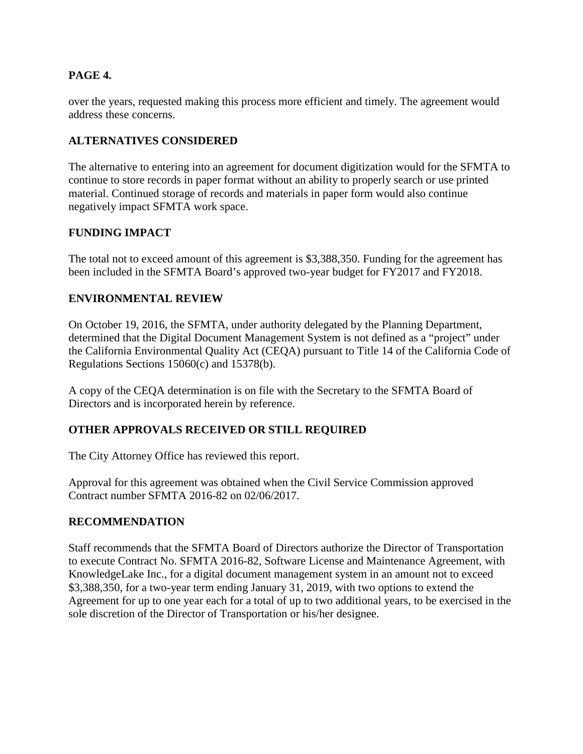over the years, requested making this process more efficient and timely. The agreement would address these concerns.

**ALTERNATIVES CONSIDERED**

The alternative to entering into an agreement for document digitization would for the SFMTA to continue to store records in paper format without an ability to properly search or use printed material. Continued storage of records and materials in paper form would also continue negatively impact SFMTA work space.

**FUNDING IMPACT**

The total not to exceed amount of this agreement is $3,388,350. Funding for the agreement has been included in the SFMTA Board's approved two-year budget for FY2017 and FY2018.

**ENVIRONMENTAL REVIEW**

On October 19, 2016, the SFMTA, under authority delegated by the Planning Department, determined that the Digital Document Management System is not defined as a "project" under the California Environmental Quality Act (CEQA) pursuant to Title 14 of the California Code of Regulations Sections 15060(c) and 15378(b).

A copy of the CEQA determination is on file with the Secretary to the SFMTA Board of Directors and is incorporated herein by reference.

**OTHER APPROVALS RECEIVED OR STILL REQUIRED**

The City Attorney Office has reviewed this report.

Approval for this agreement was obtained when the Civil Service Commission approved Contract number SFMTA 2016-82 on 02/06/2017.

**RECOMMENDATION**

Staff recommends that the SFMTA Board of Directors authorize the Director of Transportation to execute Contract No. SFMTA 2016-82, Software License and Maintenance Agreement, with KnowledgeLake Inc., for a digital document management system in an amount not to exceed $3,388,350, for a two-year term ending January 31, 2019, with two options to extend the Agreement for up to one year each for a total of up to two additional years, to be exercised in the sole discretion of the Director of Transportation or his/her designee.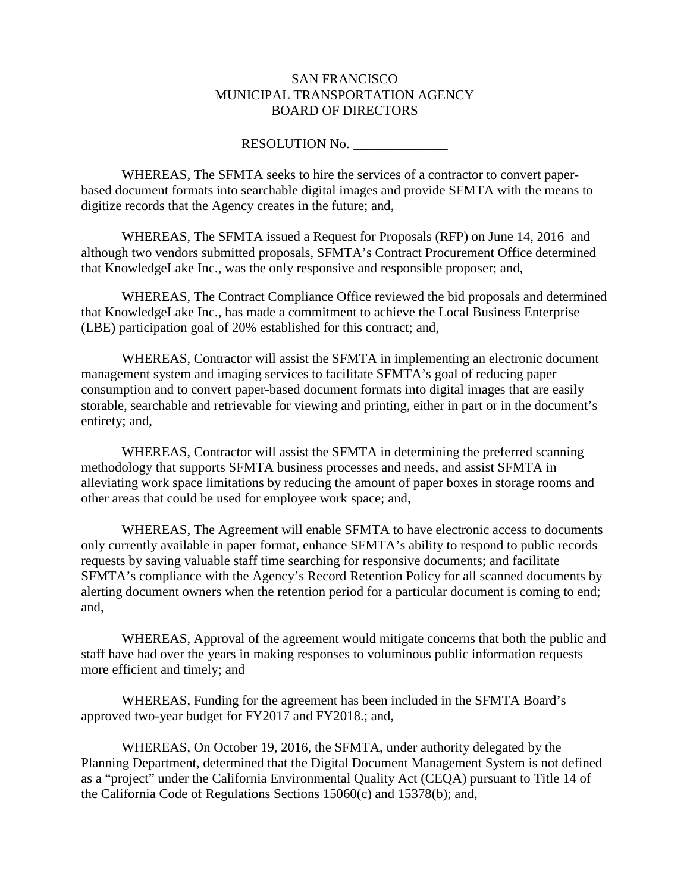SAN FRANCISCO
MUNICIPAL TRANSPORTATION AGENCY
BOARD OF DIRECTORS

RESOLUTION No. ______________

WHEREAS, The SFMTA seeks to hire the services of a contractor to convert paper-based document formats into searchable digital images and provide SFMTA with the means to digitize records that the Agency creates in the future; and,

WHEREAS, The SFMTA issued a Request for Proposals (RFP) on June 14, 2016 and although two vendors submitted proposals, SFMTA's Contract Procurement Office determined that KnowledgeLake Inc., was the only responsive and responsible proposer; and,

WHEREAS, The Contract Compliance Office reviewed the bid proposals and determined that KnowledgeLake Inc., has made a commitment to achieve the Local Business Enterprise (LBE) participation goal of 20% established for this contract; and,

WHEREAS, Contractor will assist the SFMTA in implementing an electronic document management system and imaging services to facilitate SFMTA's goal of reducing paper consumption and to convert paper-based document formats into digital images that are easily storable, searchable and retrievable for viewing and printing, either in part or in the document's entirety; and,

WHEREAS, Contractor will assist the SFMTA in determining the preferred scanning methodology that supports SFMTA business processes and needs, and assist SFMTA in alleviating work space limitations by reducing the amount of paper boxes in storage rooms and other areas that could be used for employee work space; and,

WHEREAS, The Agreement will enable SFMTA to have electronic access to documents only currently available in paper format, enhance SFMTA's ability to respond to public records requests by saving valuable staff time searching for responsive documents; and facilitate SFMTA's compliance with the Agency's Record Retention Policy for all scanned documents by alerting document owners when the retention period for a particular document is coming to end; and,

WHEREAS, Approval of the agreement would mitigate concerns that both the public and staff have had over the years in making responses to voluminous public information requests more efficient and timely; and

WHEREAS, Funding for the agreement has been included in the SFMTA Board's approved two-year budget for FY2017 and FY2018.; and,

WHEREAS, On October 19, 2016, the SFMTA, under authority delegated by the Planning Department, determined that the Digital Document Management System is not defined as a "project" under the California Environmental Quality Act (CEQA) pursuant to Title 14 of the California Code of Regulations Sections 15060(c) and 15378(b); and,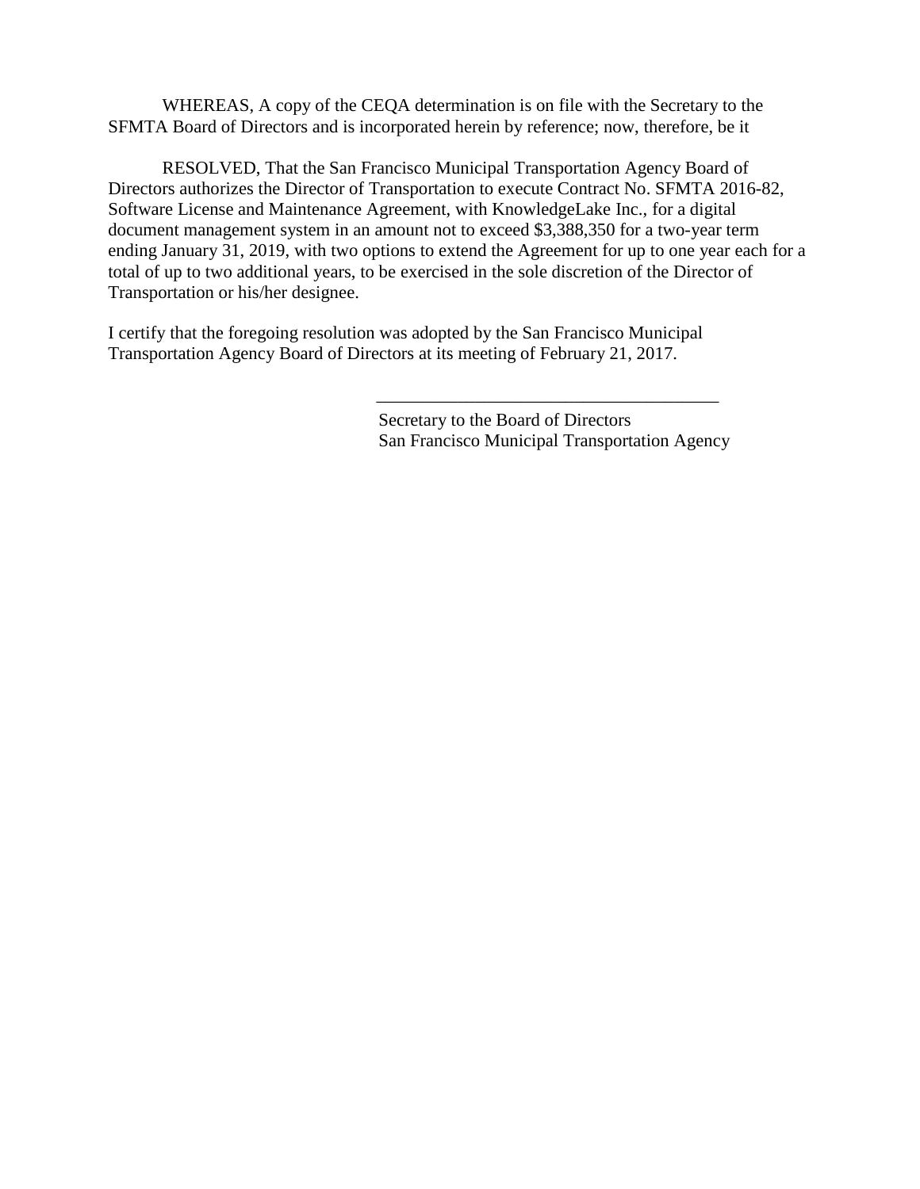WHEREAS, A copy of the CEQA determination is on file with the Secretary to the SFMTA Board of Directors and is incorporated herein by reference; now, therefore, be it

RESOLVED, That the San Francisco Municipal Transportation Agency Board of Directors authorizes the Director of Transportation to execute Contract No. SFMTA 2016-82, Software License and Maintenance Agreement, with KnowledgeLake Inc., for a digital document management system in an amount not to exceed $3,388,350 for a two-year term ending January 31, 2019, with two options to extend the Agreement for up to one year each for a total of up to two additional years, to be exercised in the sole discretion of the Director of Transportation or his/her designee.

I certify that the foregoing resolution was adopted by the San Francisco Municipal Transportation Agency Board of Directors at its meeting of February 21, 2017.

\_\_\_\_\_\_\_\_\_\_\_\_\_\_\_\_\_\_\_\_\_\_\_\_\_\_\_\_\_\_\_\_\_\_\_\_\_\_

Secretary to the Board of Directors
San Francisco Municipal Transportation Agency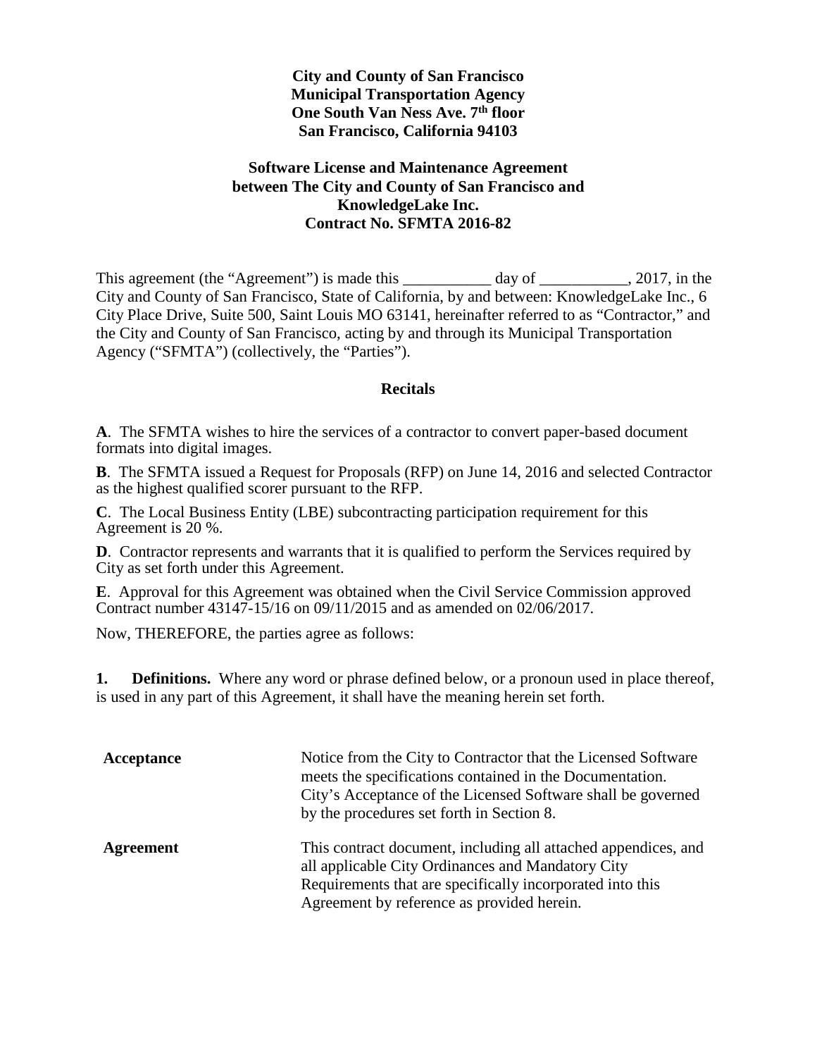**City and County of San Francisco**
**Municipal Transportation Agency**
**One South Van Ness Ave. 7th floor**
**San Francisco, California 94103**

**Software License and Maintenance Agreement**
**between The City and County of San Francisco and**
**KnowledgeLake Inc.**
**Contract No. SFMTA 2016-82**

This agreement (the "Agreement") is made this ___________ day of ___________, 2017, in the City and County of San Francisco, State of California, by and between: KnowledgeLake Inc., 6 City Place Drive, Suite 500, Saint Louis MO 63141, hereinafter referred to as "Contractor," and the City and County of San Francisco, acting by and through its Municipal Transportation Agency ("SFMTA") (collectively, the "Parties").

**Recitals**

**A**. The SFMTA wishes to hire the services of a contractor to convert paper-based document formats into digital images.

**B**. The SFMTA issued a Request for Proposals (RFP) on June 14, 2016 and selected Contractor as the highest qualified scorer pursuant to the RFP.

**C**. The Local Business Entity (LBE) subcontracting participation requirement for this Agreement is 20 %.

**D**. Contractor represents and warrants that it is qualified to perform the Services required by City as set forth under this Agreement.

**E**. Approval for this Agreement was obtained when the Civil Service Commission approved Contract number 43147-15/16 on 09/11/2015 and as amended on 02/06/2017.

Now, THEREFORE, the parties agree as follows:

**1. Definitions.** Where any word or phrase defined below, or a pronoun used in place thereof, is used in any part of this Agreement, it shall have the meaning herein set forth.

| | |
|---|---|
| **Acceptance** | Notice from the City to Contractor that the Licensed Software meets the specifications contained in the Documentation. City's Acceptance of the Licensed Software shall be governed by the procedures set forth in Section 8. |
| **Agreement** | This contract document, including all attached appendices, and all applicable City Ordinances and Mandatory City Requirements that are specifically incorporated into this Agreement by reference as provided herein. |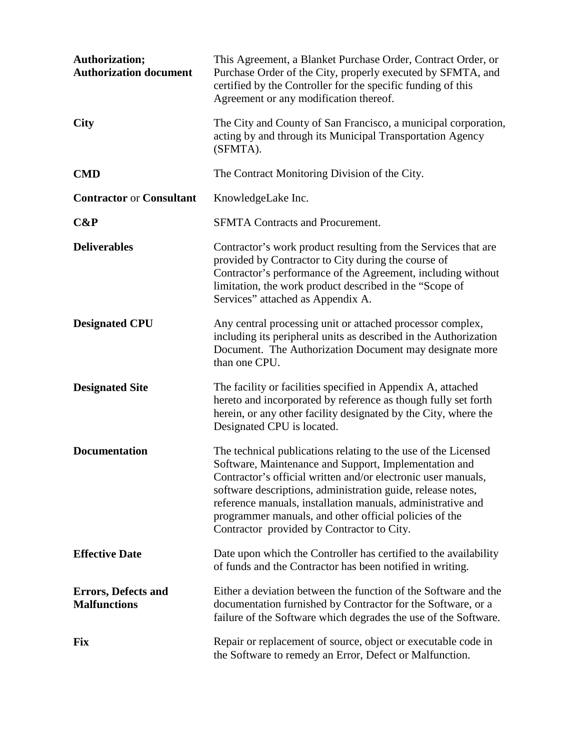| | |
|---|---|
| **Authorization; Authorization document** | This Agreement, a Blanket Purchase Order, Contract Order, or Purchase Order of the City, properly executed by SFMTA, and certified by the Controller for the specific funding of this Agreement or any modification thereof. |
| **City** | The City and County of San Francisco, a municipal corporation, acting by and through its Municipal Transportation Agency (SFMTA). |
| **CMD** | The Contract Monitoring Division of the City. |
| **Contractor** or **Consultant** | KnowledgeLake Inc. |
| **C&P** | SFMTA Contracts and Procurement. |
| **Deliverables** | Contractor's work product resulting from the Services that are provided by Contractor to City during the course of Contractor's performance of the Agreement, including without limitation, the work product described in the "Scope of Services" attached as Appendix A. |
| **Designated CPU** | Any central processing unit or attached processor complex, including its peripheral units as described in the Authorization Document. The Authorization Document may designate more than one CPU. |
| **Designated Site** | The facility or facilities specified in Appendix A, attached hereto and incorporated by reference as though fully set forth herein, or any other facility designated by the City, where the Designated CPU is located. |
| **Documentation** | The technical publications relating to the use of the Licensed Software, Maintenance and Support, Implementation and Contractor's official written and/or electronic user manuals, software descriptions, administration guide, release notes, reference manuals, installation manuals, administrative and programmer manuals, and other official policies of the Contractor provided by Contractor to City. |
| **Effective Date** | Date upon which the Controller has certified to the availability of funds and the Contractor has been notified in writing. |
| **Errors, Defects and Malfunctions** | Either a deviation between the function of the Software and the documentation furnished by Contractor for the Software, or a failure of the Software which degrades the use of the Software. |
| **Fix** | Repair or replacement of source, object or executable code in the Software to remedy an Error, Defect or Malfunction. |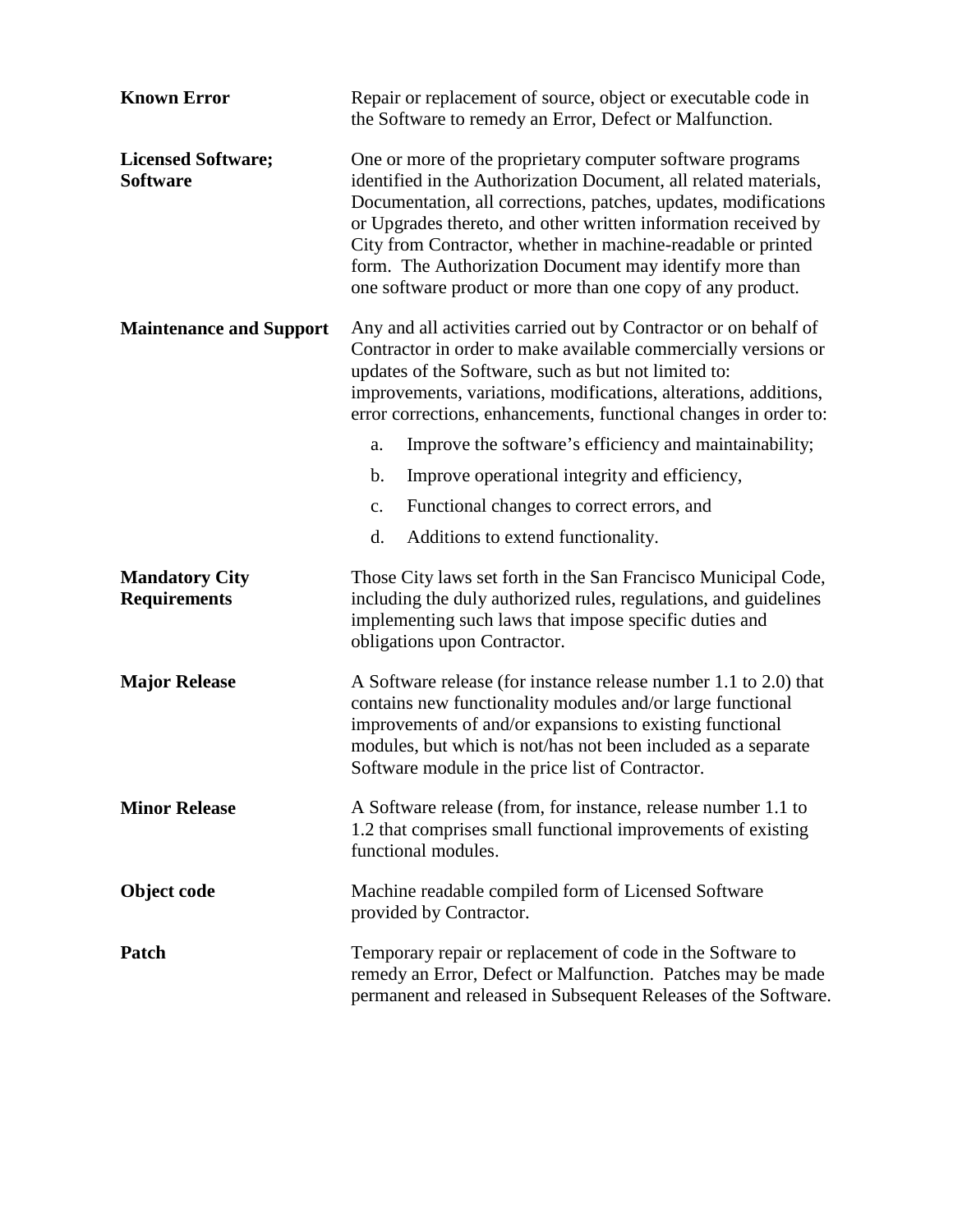**Known Error**

Repair or replacement of source, object or executable code in the Software to remedy an Error, Defect or Malfunction.

**Licensed Software; Software**

One or more of the proprietary computer software programs identified in the Authorization Document, all related materials, Documentation, all corrections, patches, updates, modifications or Upgrades thereto, and other written information received by City from Contractor, whether in machine-readable or printed form. The Authorization Document may identify more than one software product or more than one copy of any product.

**Maintenance and Support**

Any and all activities carried out by Contractor or on behalf of Contractor in order to make available commercially versions or updates of the Software, such as but not limited to: improvements, variations, modifications, alterations, additions, error corrections, enhancements, functional changes in order to:

a. Improve the software's efficiency and maintainability;

b. Improve operational integrity and efficiency,

c. Functional changes to correct errors, and

d. Additions to extend functionality.

**Mandatory City Requirements**

Those City laws set forth in the San Francisco Municipal Code, including the duly authorized rules, regulations, and guidelines implementing such laws that impose specific duties and obligations upon Contractor.

**Major Release**

A Software release (for instance release number 1.1 to 2.0) that contains new functionality modules and/or large functional improvements of and/or expansions to existing functional modules, but which is not/has not been included as a separate Software module in the price list of Contractor.

**Minor Release**

A Software release (from, for instance, release number 1.1 to 1.2 that comprises small functional improvements of existing functional modules.

**Object code**

Machine readable compiled form of Licensed Software provided by Contractor.

**Patch**

Temporary repair or replacement of code in the Software to remedy an Error, Defect or Malfunction. Patches may be made permanent and released in Subsequent Releases of the Software.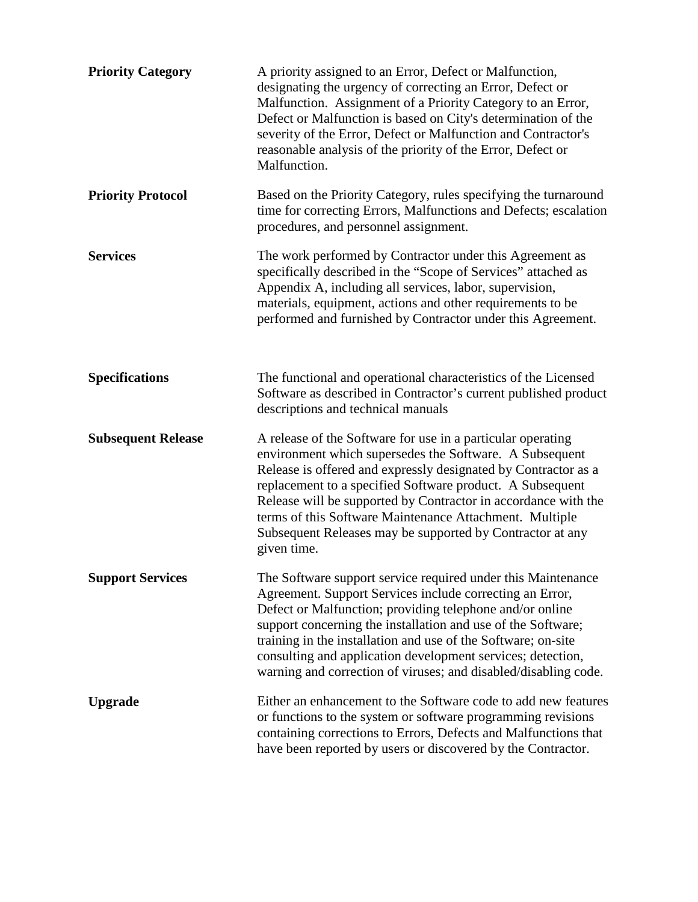**Priority Category** A priority assigned to an Error, Defect or Malfunction, designating the urgency of correcting an Error, Defect or Malfunction. Assignment of a Priority Category to an Error, Defect or Malfunction is based on City's determination of the severity of the Error, Defect or Malfunction and Contractor's reasonable analysis of the priority of the Error, Defect or Malfunction.

**Priority Protocol** Based on the Priority Category, rules specifying the turnaround time for correcting Errors, Malfunctions and Defects; escalation procedures, and personnel assignment.

**Services** The work performed by Contractor under this Agreement as specifically described in the "Scope of Services" attached as Appendix A, including all services, labor, supervision, materials, equipment, actions and other requirements to be performed and furnished by Contractor under this Agreement.

**Specifications** The functional and operational characteristics of the Licensed Software as described in Contractor's current published product descriptions and technical manuals

**Subsequent Release** A release of the Software for use in a particular operating environment which supersedes the Software. A Subsequent Release is offered and expressly designated by Contractor as a replacement to a specified Software product. A Subsequent Release will be supported by Contractor in accordance with the terms of this Software Maintenance Attachment. Multiple Subsequent Releases may be supported by Contractor at any given time.

**Support Services** The Software support service required under this Maintenance Agreement. Support Services include correcting an Error, Defect or Malfunction; providing telephone and/or online support concerning the installation and use of the Software; training in the installation and use of the Software; on-site consulting and application development services; detection, warning and correction of viruses; and disabled/disabling code.

**Upgrade** Either an enhancement to the Software code to add new features or functions to the system or software programming revisions containing corrections to Errors, Defects and Malfunctions that have been reported by users or discovered by the Contractor.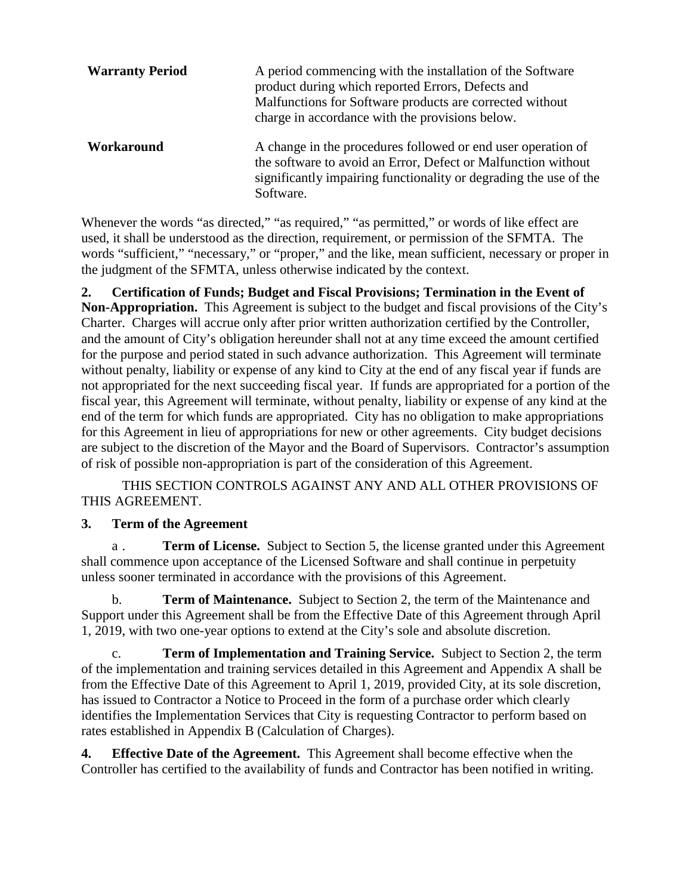| | |
|---|---|
| **Warranty Period** | A period commencing with the installation of the Software product during which reported Errors, Defects and Malfunctions for Software products are corrected without charge in accordance with the provisions below. |
| **Workaround** | A change in the procedures followed or end user operation of the software to avoid an Error, Defect or Malfunction without significantly impairing functionality or degrading the use of the Software. |

Whenever the words "as directed," "as required," "as permitted," or words of like effect are used, it shall be understood as the direction, requirement, or permission of the SFMTA. The words "sufficient," "necessary," or "proper," and the like, mean sufficient, necessary or proper in the judgment of the SFMTA, unless otherwise indicated by the context.

**2. Certification of Funds; Budget and Fiscal Provisions; Termination in the Event of Non-Appropriation.** This Agreement is subject to the budget and fiscal provisions of the City's Charter. Charges will accrue only after prior written authorization certified by the Controller, and the amount of City's obligation hereunder shall not at any time exceed the amount certified for the purpose and period stated in such advance authorization. This Agreement will terminate without penalty, liability or expense of any kind to City at the end of any fiscal year if funds are not appropriated for the next succeeding fiscal year. If funds are appropriated for a portion of the fiscal year, this Agreement will terminate, without penalty, liability or expense of any kind at the end of the term for which funds are appropriated. City has no obligation to make appropriations for this Agreement in lieu of appropriations for new or other agreements. City budget decisions are subject to the discretion of the Mayor and the Board of Supervisors. Contractor's assumption of risk of possible non-appropriation is part of the consideration of this Agreement.

THIS SECTION CONTROLS AGAINST ANY AND ALL OTHER PROVISIONS OF THIS AGREEMENT.

**3. Term of the Agreement**

a . **Term of License.** Subject to Section 5, the license granted under this Agreement shall commence upon acceptance of the Licensed Software and shall continue in perpetuity unless sooner terminated in accordance with the provisions of this Agreement.

b. **Term of Maintenance.** Subject to Section 2, the term of the Maintenance and Support under this Agreement shall be from the Effective Date of this Agreement through April 1, 2019, with two one-year options to extend at the City's sole and absolute discretion.

c. **Term of Implementation and Training Service.** Subject to Section 2, the term of the implementation and training services detailed in this Agreement and Appendix A shall be from the Effective Date of this Agreement to April 1, 2019, provided City, at its sole discretion, has issued to Contractor a Notice to Proceed in the form of a purchase order which clearly identifies the Implementation Services that City is requesting Contractor to perform based on rates established in Appendix B (Calculation of Charges).

**4. Effective Date of the Agreement.** This Agreement shall become effective when the Controller has certified to the availability of funds and Contractor has been notified in writing.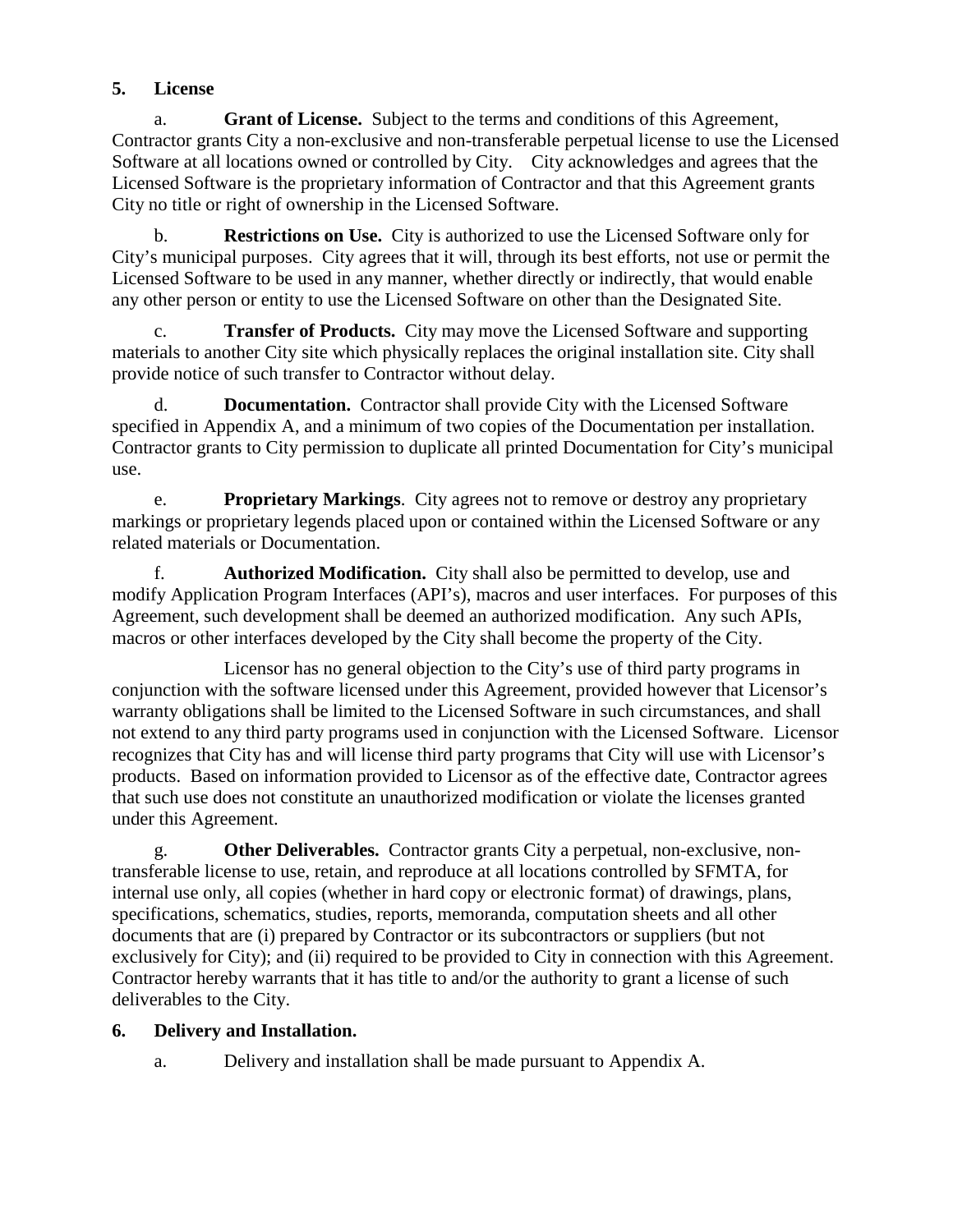**5. License**

a. **Grant of License.** Subject to the terms and conditions of this Agreement, Contractor grants City a non-exclusive and non-transferable perpetual license to use the Licensed Software at all locations owned or controlled by City. City acknowledges and agrees that the Licensed Software is the proprietary information of Contractor and that this Agreement grants City no title or right of ownership in the Licensed Software.

b. **Restrictions on Use.** City is authorized to use the Licensed Software only for City's municipal purposes. City agrees that it will, through its best efforts, not use or permit the Licensed Software to be used in any manner, whether directly or indirectly, that would enable any other person or entity to use the Licensed Software on other than the Designated Site.

c. **Transfer of Products.** City may move the Licensed Software and supporting materials to another City site which physically replaces the original installation site. City shall provide notice of such transfer to Contractor without delay.

d. **Documentation.** Contractor shall provide City with the Licensed Software specified in Appendix A, and a minimum of two copies of the Documentation per installation. Contractor grants to City permission to duplicate all printed Documentation for City's municipal use.

e. **Proprietary Markings**. City agrees not to remove or destroy any proprietary markings or proprietary legends placed upon or contained within the Licensed Software or any related materials or Documentation.

f. **Authorized Modification.** City shall also be permitted to develop, use and modify Application Program Interfaces (API's), macros and user interfaces. For purposes of this Agreement, such development shall be deemed an authorized modification. Any such APIs, macros or other interfaces developed by the City shall become the property of the City.

Licensor has no general objection to the City's use of third party programs in conjunction with the software licensed under this Agreement, provided however that Licensor's warranty obligations shall be limited to the Licensed Software in such circumstances, and shall not extend to any third party programs used in conjunction with the Licensed Software. Licensor recognizes that City has and will license third party programs that City will use with Licensor's products. Based on information provided to Licensor as of the effective date, Contractor agrees that such use does not constitute an unauthorized modification or violate the licenses granted under this Agreement.

g. **Other Deliverables.** Contractor grants City a perpetual, non-exclusive, non-transferable license to use, retain, and reproduce at all locations controlled by SFMTA, for internal use only, all copies (whether in hard copy or electronic format) of drawings, plans, specifications, schematics, studies, reports, memoranda, computation sheets and all other documents that are (i) prepared by Contractor or its subcontractors or suppliers (but not exclusively for City); and (ii) required to be provided to City in connection with this Agreement. Contractor hereby warrants that it has title to and/or the authority to grant a license of such deliverables to the City.

**6. Delivery and Installation.**

a. Delivery and installation shall be made pursuant to Appendix A.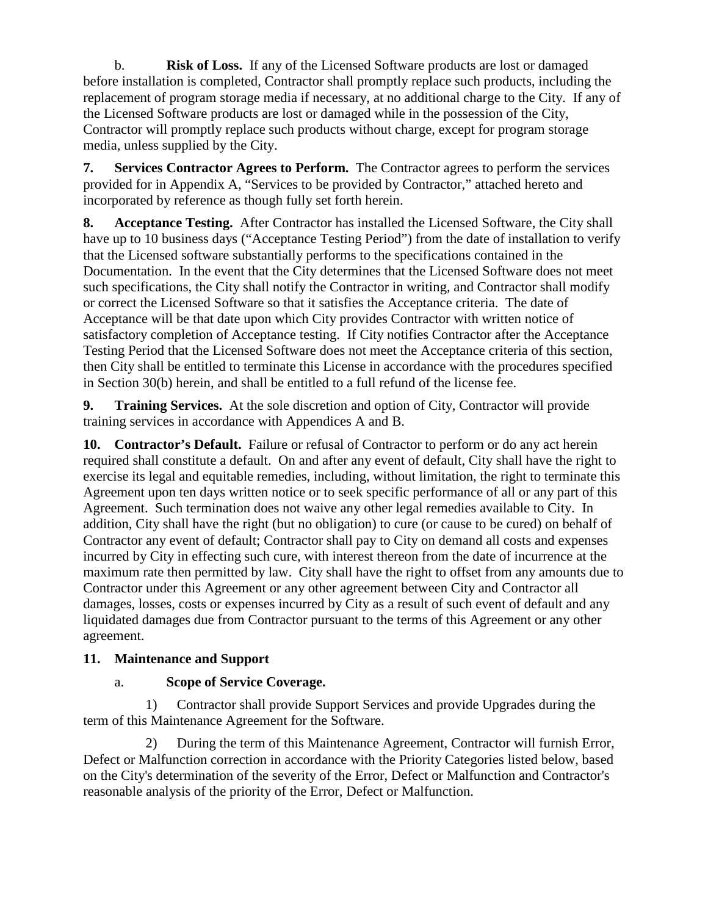b. **Risk of Loss.** If any of the Licensed Software products are lost or damaged before installation is completed, Contractor shall promptly replace such products, including the replacement of program storage media if necessary, at no additional charge to the City. If any of the Licensed Software products are lost or damaged while in the possession of the City, Contractor will promptly replace such products without charge, except for program storage media, unless supplied by the City.

**7. Services Contractor Agrees to Perform.** The Contractor agrees to perform the services provided for in Appendix A, "Services to be provided by Contractor," attached hereto and incorporated by reference as though fully set forth herein.

**8. Acceptance Testing.** After Contractor has installed the Licensed Software, the City shall have up to 10 business days ("Acceptance Testing Period") from the date of installation to verify that the Licensed software substantially performs to the specifications contained in the Documentation. In the event that the City determines that the Licensed Software does not meet such specifications, the City shall notify the Contractor in writing, and Contractor shall modify or correct the Licensed Software so that it satisfies the Acceptance criteria. The date of Acceptance will be that date upon which City provides Contractor with written notice of satisfactory completion of Acceptance testing. If City notifies Contractor after the Acceptance Testing Period that the Licensed Software does not meet the Acceptance criteria of this section, then City shall be entitled to terminate this License in accordance with the procedures specified in Section 30(b) herein, and shall be entitled to a full refund of the license fee.

**9. Training Services.** At the sole discretion and option of City, Contractor will provide training services in accordance with Appendices A and B.

**10. Contractor's Default.** Failure or refusal of Contractor to perform or do any act herein required shall constitute a default. On and after any event of default, City shall have the right to exercise its legal and equitable remedies, including, without limitation, the right to terminate this Agreement upon ten days written notice or to seek specific performance of all or any part of this Agreement. Such termination does not waive any other legal remedies available to City. In addition, City shall have the right (but no obligation) to cure (or cause to be cured) on behalf of Contractor any event of default; Contractor shall pay to City on demand all costs and expenses incurred by City in effecting such cure, with interest thereon from the date of incurrence at the maximum rate then permitted by law. City shall have the right to offset from any amounts due to Contractor under this Agreement or any other agreement between City and Contractor all damages, losses, costs or expenses incurred by City as a result of such event of default and any liquidated damages due from Contractor pursuant to the terms of this Agreement or any other agreement.

**11. Maintenance and Support**

a. **Scope of Service Coverage.**

1) Contractor shall provide Support Services and provide Upgrades during the term of this Maintenance Agreement for the Software.

2) During the term of this Maintenance Agreement, Contractor will furnish Error, Defect or Malfunction correction in accordance with the Priority Categories listed below, based on the City's determination of the severity of the Error, Defect or Malfunction and Contractor's reasonable analysis of the priority of the Error, Defect or Malfunction.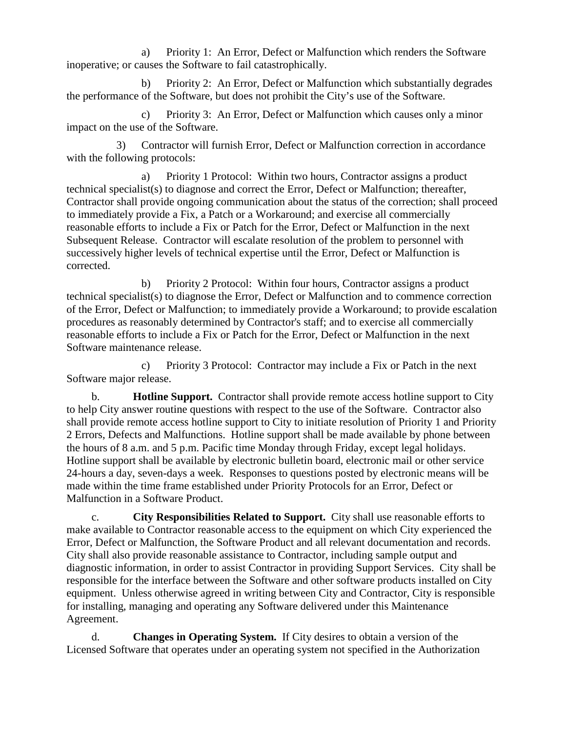a) Priority 1: An Error, Defect or Malfunction which renders the Software inoperative; or causes the Software to fail catastrophically.

b) Priority 2: An Error, Defect or Malfunction which substantially degrades the performance of the Software, but does not prohibit the City's use of the Software.

c) Priority 3: An Error, Defect or Malfunction which causes only a minor impact on the use of the Software.

3) Contractor will furnish Error, Defect or Malfunction correction in accordance with the following protocols:

a) Priority 1 Protocol: Within two hours, Contractor assigns a product technical specialist(s) to diagnose and correct the Error, Defect or Malfunction; thereafter, Contractor shall provide ongoing communication about the status of the correction; shall proceed to immediately provide a Fix, a Patch or a Workaround; and exercise all commercially reasonable efforts to include a Fix or Patch for the Error, Defect or Malfunction in the next Subsequent Release. Contractor will escalate resolution of the problem to personnel with successively higher levels of technical expertise until the Error, Defect or Malfunction is corrected.

b) Priority 2 Protocol: Within four hours, Contractor assigns a product technical specialist(s) to diagnose the Error, Defect or Malfunction and to commence correction of the Error, Defect or Malfunction; to immediately provide a Workaround; to provide escalation procedures as reasonably determined by Contractor's staff; and to exercise all commercially reasonable efforts to include a Fix or Patch for the Error, Defect or Malfunction in the next Software maintenance release.

c) Priority 3 Protocol: Contractor may include a Fix or Patch in the next Software major release.

b. **Hotline Support.** Contractor shall provide remote access hotline support to City to help City answer routine questions with respect to the use of the Software. Contractor also shall provide remote access hotline support to City to initiate resolution of Priority 1 and Priority 2 Errors, Defects and Malfunctions. Hotline support shall be made available by phone between the hours of 8 a.m. and 5 p.m. Pacific time Monday through Friday, except legal holidays. Hotline support shall be available by electronic bulletin board, electronic mail or other service 24-hours a day, seven-days a week. Responses to questions posted by electronic means will be made within the time frame established under Priority Protocols for an Error, Defect or Malfunction in a Software Product.

c. **City Responsibilities Related to Support.** City shall use reasonable efforts to make available to Contractor reasonable access to the equipment on which City experienced the Error, Defect or Malfunction, the Software Product and all relevant documentation and records. City shall also provide reasonable assistance to Contractor, including sample output and diagnostic information, in order to assist Contractor in providing Support Services. City shall be responsible for the interface between the Software and other software products installed on City equipment. Unless otherwise agreed in writing between City and Contractor, City is responsible for installing, managing and operating any Software delivered under this Maintenance Agreement.

d. **Changes in Operating System.** If City desires to obtain a version of the Licensed Software that operates under an operating system not specified in the Authorization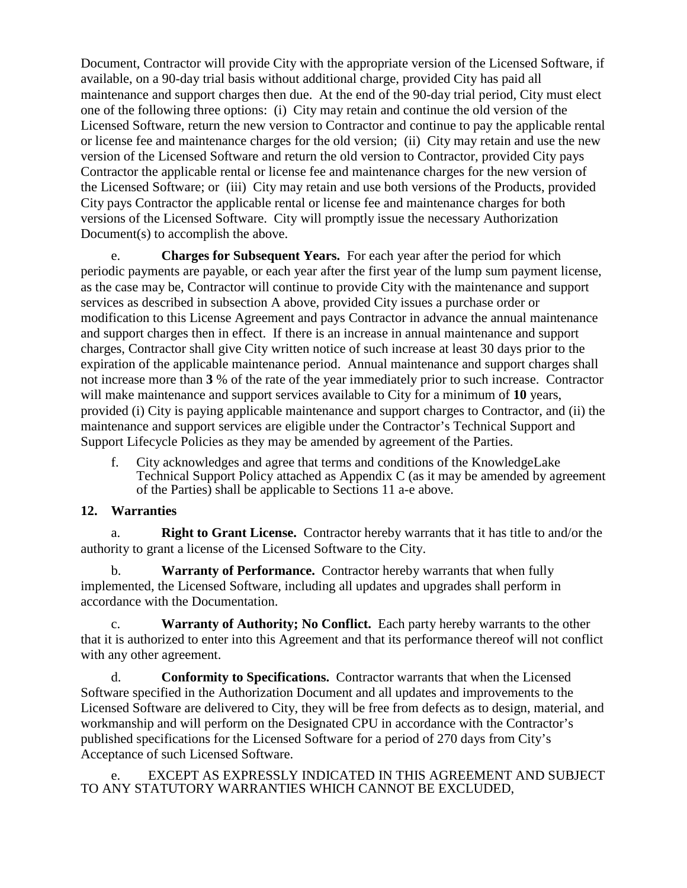Document, Contractor will provide City with the appropriate version of the Licensed Software, if available, on a 90-day trial basis without additional charge, provided City has paid all maintenance and support charges then due. At the end of the 90-day trial period, City must elect one of the following three options: (i) City may retain and continue the old version of the Licensed Software, return the new version to Contractor and continue to pay the applicable rental or license fee and maintenance charges for the old version; (ii) City may retain and use the new version of the Licensed Software and return the old version to Contractor, provided City pays Contractor the applicable rental or license fee and maintenance charges for the new version of the Licensed Software; or (iii) City may retain and use both versions of the Products, provided City pays Contractor the applicable rental or license fee and maintenance charges for both versions of the Licensed Software. City will promptly issue the necessary Authorization Document(s) to accomplish the above.

e. **Charges for Subsequent Years.** For each year after the period for which periodic payments are payable, or each year after the first year of the lump sum payment license, as the case may be, Contractor will continue to provide City with the maintenance and support services as described in subsection A above, provided City issues a purchase order or modification to this License Agreement and pays Contractor in advance the annual maintenance and support charges then in effect. If there is an increase in annual maintenance and support charges, Contractor shall give City written notice of such increase at least 30 days prior to the expiration of the applicable maintenance period. Annual maintenance and support charges shall not increase more than **3** % of the rate of the year immediately prior to such increase. Contractor will make maintenance and support services available to City for a minimum of **10** years, provided (i) City is paying applicable maintenance and support charges to Contractor, and (ii) the maintenance and support services are eligible under the Contractor's Technical Support and Support Lifecycle Policies as they may be amended by agreement of the Parties.

f. City acknowledges and agree that terms and conditions of the KnowledgeLake Technical Support Policy attached as Appendix C (as it may be amended by agreement of the Parties) shall be applicable to Sections 11 a-e above.

## 12. Warranties

a. **Right to Grant License.** Contractor hereby warrants that it has title to and/or the authority to grant a license of the Licensed Software to the City.

b. **Warranty of Performance.** Contractor hereby warrants that when fully implemented, the Licensed Software, including all updates and upgrades shall perform in accordance with the Documentation.

c. **Warranty of Authority; No Conflict.** Each party hereby warrants to the other that it is authorized to enter into this Agreement and that its performance thereof will not conflict with any other agreement.

d. **Conformity to Specifications.** Contractor warrants that when the Licensed Software specified in the Authorization Document and all updates and improvements to the Licensed Software are delivered to City, they will be free from defects as to design, material, and workmanship and will perform on the Designated CPU in accordance with the Contractor's published specifications for the Licensed Software for a period of 270 days from City's Acceptance of such Licensed Software.

e. EXCEPT AS EXPRESSLY INDICATED IN THIS AGREEMENT AND SUBJECT TO ANY STATUTORY WARRANTIES WHICH CANNOT BE EXCLUDED,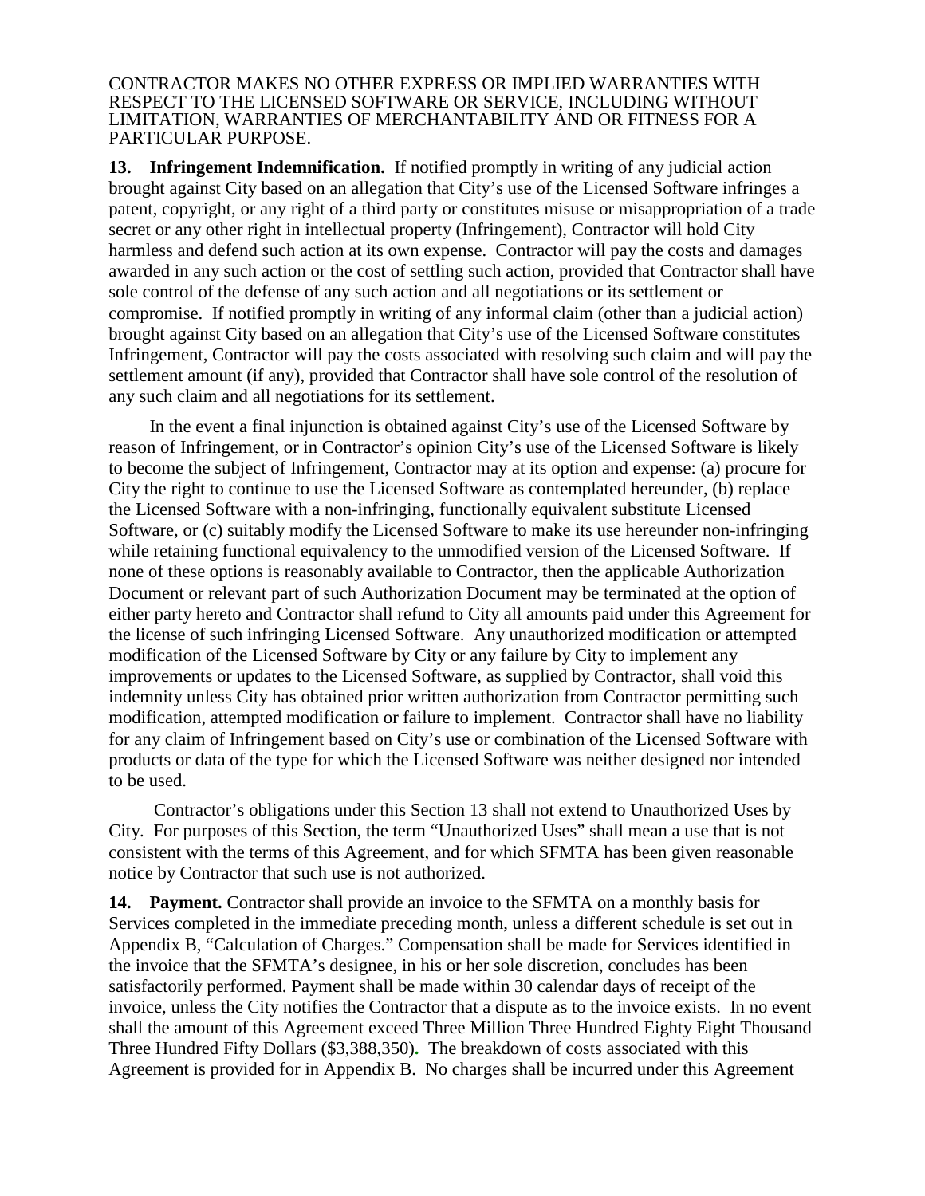CONTRACTOR MAKES NO OTHER EXPRESS OR IMPLIED WARRANTIES WITH RESPECT TO THE LICENSED SOFTWARE OR SERVICE, INCLUDING WITHOUT LIMITATION, WARRANTIES OF MERCHANTABILITY AND OR FITNESS FOR A PARTICULAR PURPOSE.

**13. Infringement Indemnification.** If notified promptly in writing of any judicial action brought against City based on an allegation that City's use of the Licensed Software infringes a patent, copyright, or any right of a third party or constitutes misuse or misappropriation of a trade secret or any other right in intellectual property (Infringement), Contractor will hold City harmless and defend such action at its own expense. Contractor will pay the costs and damages awarded in any such action or the cost of settling such action, provided that Contractor shall have sole control of the defense of any such action and all negotiations or its settlement or compromise. If notified promptly in writing of any informal claim (other than a judicial action) brought against City based on an allegation that City's use of the Licensed Software constitutes Infringement, Contractor will pay the costs associated with resolving such claim and will pay the settlement amount (if any), provided that Contractor shall have sole control of the resolution of any such claim and all negotiations for its settlement.

In the event a final injunction is obtained against City's use of the Licensed Software by reason of Infringement, or in Contractor's opinion City's use of the Licensed Software is likely to become the subject of Infringement, Contractor may at its option and expense: (a) procure for City the right to continue to use the Licensed Software as contemplated hereunder, (b) replace the Licensed Software with a non-infringing, functionally equivalent substitute Licensed Software, or (c) suitably modify the Licensed Software to make its use hereunder non-infringing while retaining functional equivalency to the unmodified version of the Licensed Software. If none of these options is reasonably available to Contractor, then the applicable Authorization Document or relevant part of such Authorization Document may be terminated at the option of either party hereto and Contractor shall refund to City all amounts paid under this Agreement for the license of such infringing Licensed Software. Any unauthorized modification or attempted modification of the Licensed Software by City or any failure by City to implement any improvements or updates to the Licensed Software, as supplied by Contractor, shall void this indemnity unless City has obtained prior written authorization from Contractor permitting such modification, attempted modification or failure to implement. Contractor shall have no liability for any claim of Infringement based on City's use or combination of the Licensed Software with products or data of the type for which the Licensed Software was neither designed nor intended to be used.

Contractor's obligations under this Section 13 shall not extend to Unauthorized Uses by City. For purposes of this Section, the term "Unauthorized Uses" shall mean a use that is not consistent with the terms of this Agreement, and for which SFMTA has been given reasonable notice by Contractor that such use is not authorized.

**14. Payment.** Contractor shall provide an invoice to the SFMTA on a monthly basis for Services completed in the immediate preceding month, unless a different schedule is set out in Appendix B, "Calculation of Charges." Compensation shall be made for Services identified in the invoice that the SFMTA's designee, in his or her sole discretion, concludes has been satisfactorily performed. Payment shall be made within 30 calendar days of receipt of the invoice, unless the City notifies the Contractor that a dispute as to the invoice exists. In no event shall the amount of this Agreement exceed Three Million Three Hundred Eighty Eight Thousand Three Hundred Fifty Dollars ($3,388,350). The breakdown of costs associated with this Agreement is provided for in Appendix B. No charges shall be incurred under this Agreement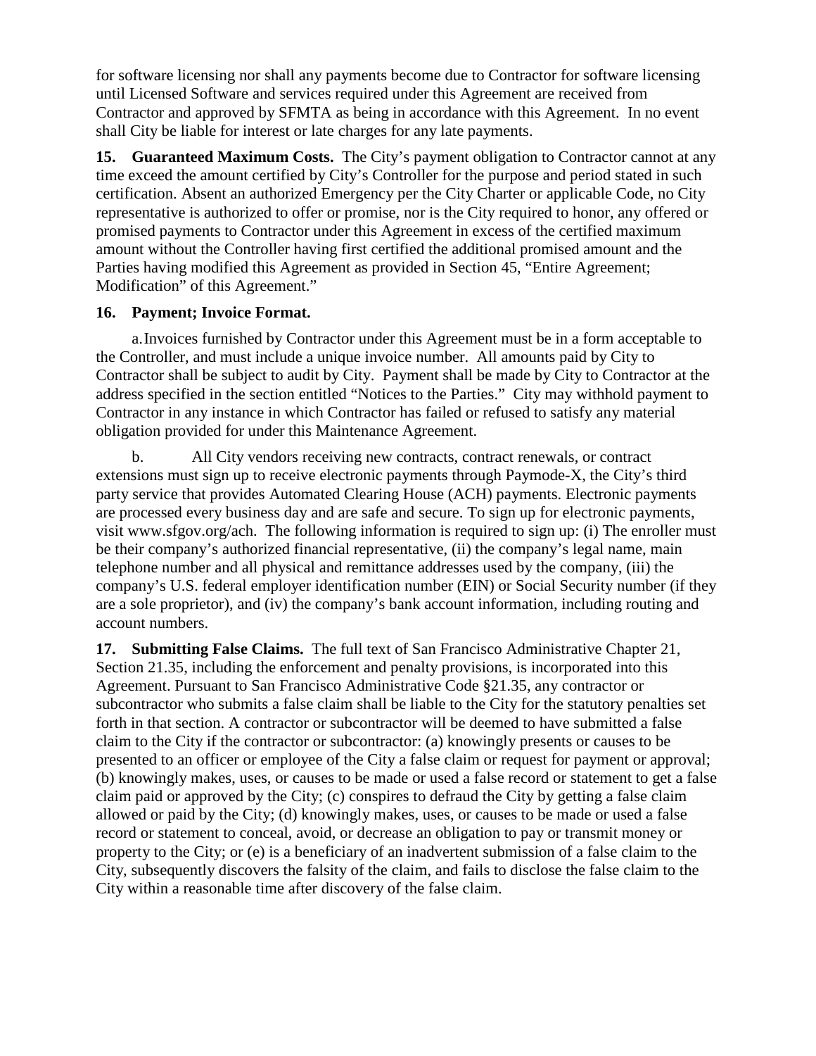for software licensing nor shall any payments become due to Contractor for software licensing until Licensed Software and services required under this Agreement are received from Contractor and approved by SFMTA as being in accordance with this Agreement. In no event shall City be liable for interest or late charges for any late payments.

**15. Guaranteed Maximum Costs.** The City's payment obligation to Contractor cannot at any time exceed the amount certified by City's Controller for the purpose and period stated in such certification. Absent an authorized Emergency per the City Charter or applicable Code, no City representative is authorized to offer or promise, nor is the City required to honor, any offered or promised payments to Contractor under this Agreement in excess of the certified maximum amount without the Controller having first certified the additional promised amount and the Parties having modified this Agreement as provided in Section 45, "Entire Agreement; Modification" of this Agreement."

**16. Payment; Invoice Format.**

a. Invoices furnished by Contractor under this Agreement must be in a form acceptable to the Controller, and must include a unique invoice number. All amounts paid by City to Contractor shall be subject to audit by City. Payment shall be made by City to Contractor at the address specified in the section entitled "Notices to the Parties." City may withhold payment to Contractor in any instance in which Contractor has failed or refused to satisfy any material obligation provided for under this Maintenance Agreement.

b. All City vendors receiving new contracts, contract renewals, or contract extensions must sign up to receive electronic payments through Paymode-X, the City's third party service that provides Automated Clearing House (ACH) payments. Electronic payments are processed every business day and are safe and secure. To sign up for electronic payments, visit www.sfgov.org/ach. The following information is required to sign up: (i) The enroller must be their company's authorized financial representative, (ii) the company's legal name, main telephone number and all physical and remittance addresses used by the company, (iii) the company's U.S. federal employer identification number (EIN) or Social Security number (if they are a sole proprietor), and (iv) the company's bank account information, including routing and account numbers.

**17. Submitting False Claims.** The full text of San Francisco Administrative Chapter 21, Section 21.35, including the enforcement and penalty provisions, is incorporated into this Agreement. Pursuant to San Francisco Administrative Code §21.35, any contractor or subcontractor who submits a false claim shall be liable to the City for the statutory penalties set forth in that section. A contractor or subcontractor will be deemed to have submitted a false claim to the City if the contractor or subcontractor: (a) knowingly presents or causes to be presented to an officer or employee of the City a false claim or request for payment or approval; (b) knowingly makes, uses, or causes to be made or used a false record or statement to get a false claim paid or approved by the City; (c) conspires to defraud the City by getting a false claim allowed or paid by the City; (d) knowingly makes, uses, or causes to be made or used a false record or statement to conceal, avoid, or decrease an obligation to pay or transmit money or property to the City; or (e) is a beneficiary of an inadvertent submission of a false claim to the City, subsequently discovers the falsity of the claim, and fails to disclose the false claim to the City within a reasonable time after discovery of the false claim.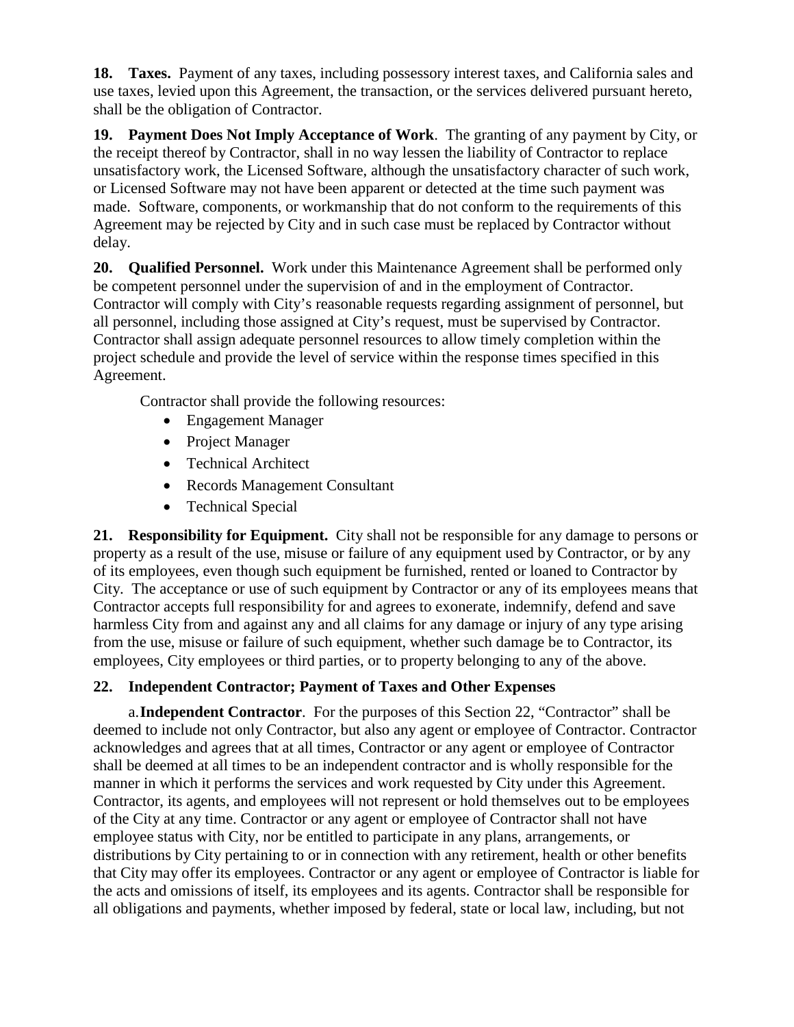**18. Taxes.** Payment of any taxes, including possessory interest taxes, and California sales and use taxes, levied upon this Agreement, the transaction, or the services delivered pursuant hereto, shall be the obligation of Contractor.

**19. Payment Does Not Imply Acceptance of Work**. The granting of any payment by City, or the receipt thereof by Contractor, shall in no way lessen the liability of Contractor to replace unsatisfactory work, the Licensed Software, although the unsatisfactory character of such work, or Licensed Software may not have been apparent or detected at the time such payment was made. Software, components, or workmanship that do not conform to the requirements of this Agreement may be rejected by City and in such case must be replaced by Contractor without delay.

**20. Qualified Personnel.** Work under this Maintenance Agreement shall be performed only be competent personnel under the supervision of and in the employment of Contractor. Contractor will comply with City's reasonable requests regarding assignment of personnel, but all personnel, including those assigned at City's request, must be supervised by Contractor. Contractor shall assign adequate personnel resources to allow timely completion within the project schedule and provide the level of service within the response times specified in this Agreement.

Contractor shall provide the following resources:

- Engagement Manager
- Project Manager
- Technical Architect
- Records Management Consultant
- Technical Special

**21. Responsibility for Equipment.** City shall not be responsible for any damage to persons or property as a result of the use, misuse or failure of any equipment used by Contractor, or by any of its employees, even though such equipment be furnished, rented or loaned to Contractor by City. The acceptance or use of such equipment by Contractor or any of its employees means that Contractor accepts full responsibility for and agrees to exonerate, indemnify, defend and save harmless City from and against any and all claims for any damage or injury of any type arising from the use, misuse or failure of such equipment, whether such damage be to Contractor, its employees, City employees or third parties, or to property belonging to any of the above.

**22. Independent Contractor; Payment of Taxes and Other Expenses**

a. **Independent Contractor**. For the purposes of this Section 22, "Contractor" shall be deemed to include not only Contractor, but also any agent or employee of Contractor. Contractor acknowledges and agrees that at all times, Contractor or any agent or employee of Contractor shall be deemed at all times to be an independent contractor and is wholly responsible for the manner in which it performs the services and work requested by City under this Agreement. Contractor, its agents, and employees will not represent or hold themselves out to be employees of the City at any time. Contractor or any agent or employee of Contractor shall not have employee status with City, nor be entitled to participate in any plans, arrangements, or distributions by City pertaining to or in connection with any retirement, health or other benefits that City may offer its employees. Contractor or any agent or employee of Contractor is liable for the acts and omissions of itself, its employees and its agents. Contractor shall be responsible for all obligations and payments, whether imposed by federal, state or local law, including, but not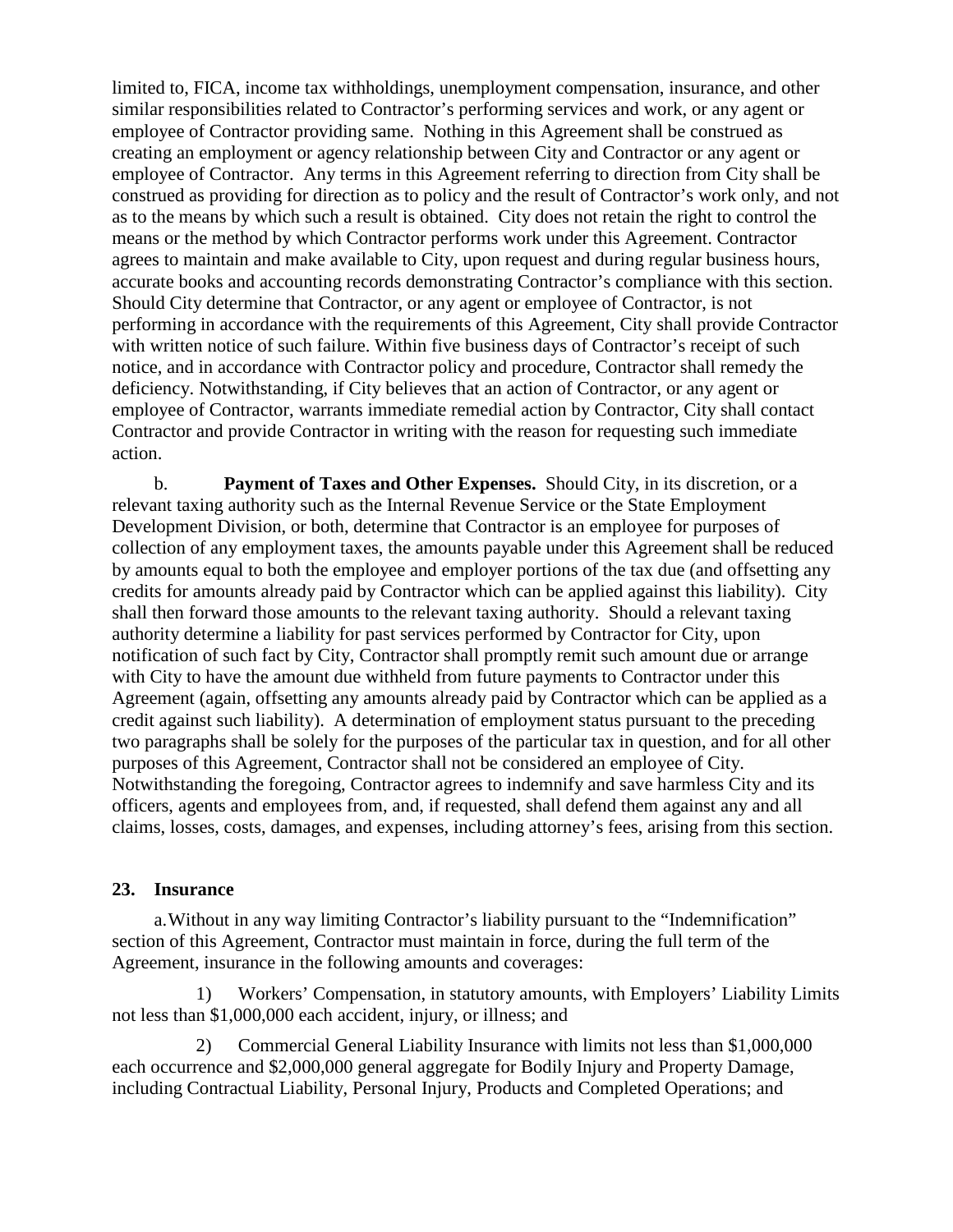limited to, FICA, income tax withholdings, unemployment compensation, insurance, and other similar responsibilities related to Contractor's performing services and work, or any agent or employee of Contractor providing same. Nothing in this Agreement shall be construed as creating an employment or agency relationship between City and Contractor or any agent or employee of Contractor. Any terms in this Agreement referring to direction from City shall be construed as providing for direction as to policy and the result of Contractor's work only, and not as to the means by which such a result is obtained. City does not retain the right to control the means or the method by which Contractor performs work under this Agreement. Contractor agrees to maintain and make available to City, upon request and during regular business hours, accurate books and accounting records demonstrating Contractor's compliance with this section. Should City determine that Contractor, or any agent or employee of Contractor, is not performing in accordance with the requirements of this Agreement, City shall provide Contractor with written notice of such failure. Within five business days of Contractor's receipt of such notice, and in accordance with Contractor policy and procedure, Contractor shall remedy the deficiency. Notwithstanding, if City believes that an action of Contractor, or any agent or employee of Contractor, warrants immediate remedial action by Contractor, City shall contact Contractor and provide Contractor in writing with the reason for requesting such immediate action.

b. **Payment of Taxes and Other Expenses.** Should City, in its discretion, or a relevant taxing authority such as the Internal Revenue Service or the State Employment Development Division, or both, determine that Contractor is an employee for purposes of collection of any employment taxes, the amounts payable under this Agreement shall be reduced by amounts equal to both the employee and employer portions of the tax due (and offsetting any credits for amounts already paid by Contractor which can be applied against this liability). City shall then forward those amounts to the relevant taxing authority. Should a relevant taxing authority determine a liability for past services performed by Contractor for City, upon notification of such fact by City, Contractor shall promptly remit such amount due or arrange with City to have the amount due withheld from future payments to Contractor under this Agreement (again, offsetting any amounts already paid by Contractor which can be applied as a credit against such liability). A determination of employment status pursuant to the preceding two paragraphs shall be solely for the purposes of the particular tax in question, and for all other purposes of this Agreement, Contractor shall not be considered an employee of City. Notwithstanding the foregoing, Contractor agrees to indemnify and save harmless City and its officers, agents and employees from, and, if requested, shall defend them against any and all claims, losses, costs, damages, and expenses, including attorney's fees, arising from this section.

## 23. Insurance

a. Without in any way limiting Contractor's liability pursuant to the "Indemnification" section of this Agreement, Contractor must maintain in force, during the full term of the Agreement, insurance in the following amounts and coverages:

1) Workers' Compensation, in statutory amounts, with Employers' Liability Limits not less than $1,000,000 each accident, injury, or illness; and

2) Commercial General Liability Insurance with limits not less than $1,000,000 each occurrence and $2,000,000 general aggregate for Bodily Injury and Property Damage, including Contractual Liability, Personal Injury, Products and Completed Operations; and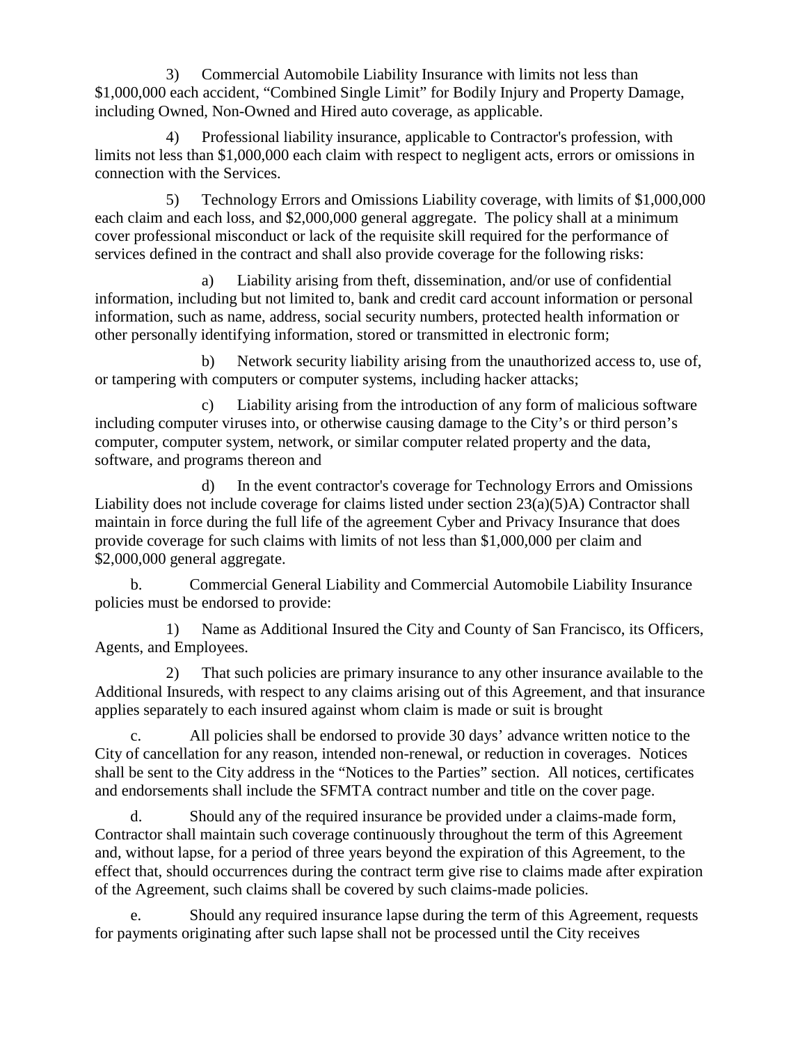3) Commercial Automobile Liability Insurance with limits not less than $1,000,000 each accident, "Combined Single Limit" for Bodily Injury and Property Damage, including Owned, Non-Owned and Hired auto coverage, as applicable.

4) Professional liability insurance, applicable to Contractor's profession, with limits not less than $1,000,000 each claim with respect to negligent acts, errors or omissions in connection with the Services.

5) Technology Errors and Omissions Liability coverage, with limits of $1,000,000 each claim and each loss, and $2,000,000 general aggregate. The policy shall at a minimum cover professional misconduct or lack of the requisite skill required for the performance of services defined in the contract and shall also provide coverage for the following risks:

a) Liability arising from theft, dissemination, and/or use of confidential information, including but not limited to, bank and credit card account information or personal information, such as name, address, social security numbers, protected health information or other personally identifying information, stored or transmitted in electronic form;

b) Network security liability arising from the unauthorized access to, use of, or tampering with computers or computer systems, including hacker attacks;

c) Liability arising from the introduction of any form of malicious software including computer viruses into, or otherwise causing damage to the City's or third person's computer, computer system, network, or similar computer related property and the data, software, and programs thereon and

d) In the event contractor's coverage for Technology Errors and Omissions Liability does not include coverage for claims listed under section 23(a)(5)A) Contractor shall maintain in force during the full life of the agreement Cyber and Privacy Insurance that does provide coverage for such claims with limits of not less than $1,000,000 per claim and $2,000,000 general aggregate.

b. Commercial General Liability and Commercial Automobile Liability Insurance policies must be endorsed to provide:

1) Name as Additional Insured the City and County of San Francisco, its Officers, Agents, and Employees.

2) That such policies are primary insurance to any other insurance available to the Additional Insureds, with respect to any claims arising out of this Agreement, and that insurance applies separately to each insured against whom claim is made or suit is brought

c. All policies shall be endorsed to provide 30 days' advance written notice to the City of cancellation for any reason, intended non-renewal, or reduction in coverages. Notices shall be sent to the City address in the "Notices to the Parties" section. All notices, certificates and endorsements shall include the SFMTA contract number and title on the cover page.

d. Should any of the required insurance be provided under a claims-made form, Contractor shall maintain such coverage continuously throughout the term of this Agreement and, without lapse, for a period of three years beyond the expiration of this Agreement, to the effect that, should occurrences during the contract term give rise to claims made after expiration of the Agreement, such claims shall be covered by such claims-made policies.

e. Should any required insurance lapse during the term of this Agreement, requests for payments originating after such lapse shall not be processed until the City receives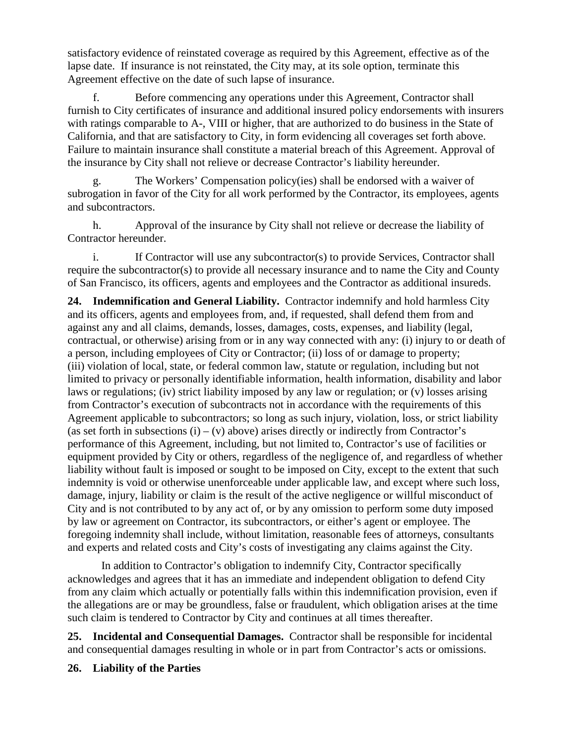satisfactory evidence of reinstated coverage as required by this Agreement, effective as of the lapse date. If insurance is not reinstated, the City may, at its sole option, terminate this Agreement effective on the date of such lapse of insurance.

f. Before commencing any operations under this Agreement, Contractor shall furnish to City certificates of insurance and additional insured policy endorsements with insurers with ratings comparable to A-, VIII or higher, that are authorized to do business in the State of California, and that are satisfactory to City, in form evidencing all coverages set forth above. Failure to maintain insurance shall constitute a material breach of this Agreement. Approval of the insurance by City shall not relieve or decrease Contractor's liability hereunder.

g. The Workers' Compensation policy(ies) shall be endorsed with a waiver of subrogation in favor of the City for all work performed by the Contractor, its employees, agents and subcontractors.

h. Approval of the insurance by City shall not relieve or decrease the liability of Contractor hereunder.

i. If Contractor will use any subcontractor(s) to provide Services, Contractor shall require the subcontractor(s) to provide all necessary insurance and to name the City and County of San Francisco, its officers, agents and employees and the Contractor as additional insureds.

**24. Indemnification and General Liability.** Contractor indemnify and hold harmless City and its officers, agents and employees from, and, if requested, shall defend them from and against any and all claims, demands, losses, damages, costs, expenses, and liability (legal, contractual, or otherwise) arising from or in any way connected with any: (i) injury to or death of a person, including employees of City or Contractor; (ii) loss of or damage to property; (iii) violation of local, state, or federal common law, statute or regulation, including but not limited to privacy or personally identifiable information, health information, disability and labor laws or regulations; (iv) strict liability imposed by any law or regulation; or (v) losses arising from Contractor's execution of subcontracts not in accordance with the requirements of this Agreement applicable to subcontractors; so long as such injury, violation, loss, or strict liability (as set forth in subsections (i) – (v) above) arises directly or indirectly from Contractor's performance of this Agreement, including, but not limited to, Contractor's use of facilities or equipment provided by City or others, regardless of the negligence of, and regardless of whether liability without fault is imposed or sought to be imposed on City, except to the extent that such indemnity is void or otherwise unenforceable under applicable law, and except where such loss, damage, injury, liability or claim is the result of the active negligence or willful misconduct of City and is not contributed to by any act of, or by any omission to perform some duty imposed by law or agreement on Contractor, its subcontractors, or either's agent or employee. The foregoing indemnity shall include, without limitation, reasonable fees of attorneys, consultants and experts and related costs and City's costs of investigating any claims against the City.

In addition to Contractor's obligation to indemnify City, Contractor specifically acknowledges and agrees that it has an immediate and independent obligation to defend City from any claim which actually or potentially falls within this indemnification provision, even if the allegations are or may be groundless, false or fraudulent, which obligation arises at the time such claim is tendered to Contractor by City and continues at all times thereafter.

**25. Incidental and Consequential Damages.** Contractor shall be responsible for incidental and consequential damages resulting in whole or in part from Contractor's acts or omissions.

**26. Liability of the Parties**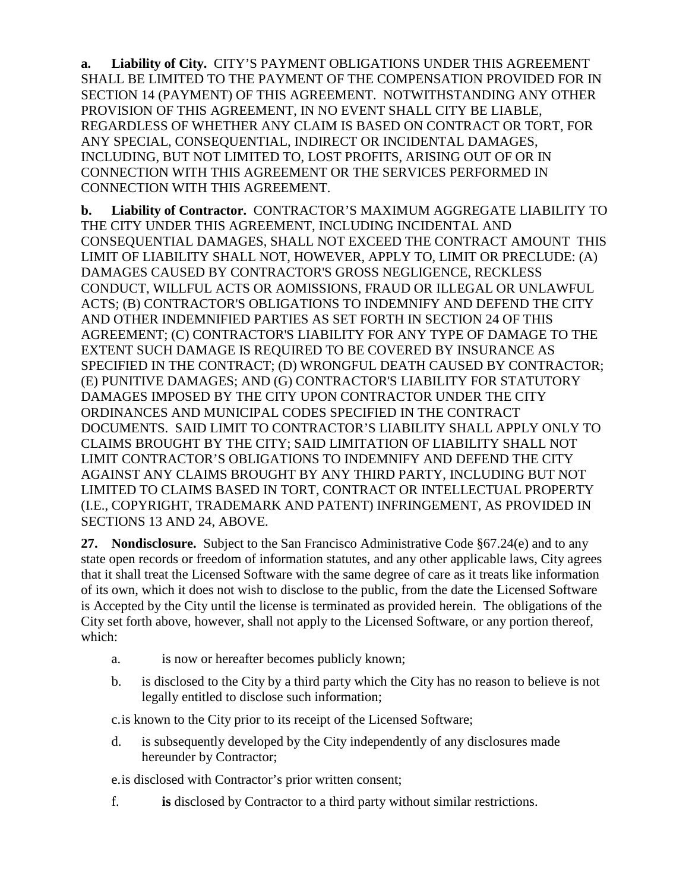**a. Liability of City.** CITY'S PAYMENT OBLIGATIONS UNDER THIS AGREEMENT SHALL BE LIMITED TO THE PAYMENT OF THE COMPENSATION PROVIDED FOR IN SECTION 14 (PAYMENT) OF THIS AGREEMENT. NOTWITHSTANDING ANY OTHER PROVISION OF THIS AGREEMENT, IN NO EVENT SHALL CITY BE LIABLE, REGARDLESS OF WHETHER ANY CLAIM IS BASED ON CONTRACT OR TORT, FOR ANY SPECIAL, CONSEQUENTIAL, INDIRECT OR INCIDENTAL DAMAGES, INCLUDING, BUT NOT LIMITED TO, LOST PROFITS, ARISING OUT OF OR IN CONNECTION WITH THIS AGREEMENT OR THE SERVICES PERFORMED IN CONNECTION WITH THIS AGREEMENT.

**b. Liability of Contractor.** CONTRACTOR'S MAXIMUM AGGREGATE LIABILITY TO THE CITY UNDER THIS AGREEMENT, INCLUDING INCIDENTAL AND CONSEQUENTIAL DAMAGES, SHALL NOT EXCEED THE CONTRACT AMOUNT THIS LIMIT OF LIABILITY SHALL NOT, HOWEVER, APPLY TO, LIMIT OR PRECLUDE: (A) DAMAGES CAUSED BY CONTRACTOR'S GROSS NEGLIGENCE, RECKLESS CONDUCT, WILLFUL ACTS OR AOMISSIONS, FRAUD OR ILLEGAL OR UNLAWFUL ACTS; (B) CONTRACTOR'S OBLIGATIONS TO INDEMNIFY AND DEFEND THE CITY AND OTHER INDEMNIFIED PARTIES AS SET FORTH IN SECTION 24 OF THIS AGREEMENT; (C) CONTRACTOR'S LIABILITY FOR ANY TYPE OF DAMAGE TO THE EXTENT SUCH DAMAGE IS REQUIRED TO BE COVERED BY INSURANCE AS SPECIFIED IN THE CONTRACT; (D) WRONGFUL DEATH CAUSED BY CONTRACTOR; (E) PUNITIVE DAMAGES; AND (G) CONTRACTOR'S LIABILITY FOR STATUTORY DAMAGES IMPOSED BY THE CITY UPON CONTRACTOR UNDER THE CITY ORDINANCES AND MUNICIPAL CODES SPECIFIED IN THE CONTRACT DOCUMENTS. SAID LIMIT TO CONTRACTOR'S LIABILITY SHALL APPLY ONLY TO CLAIMS BROUGHT BY THE CITY; SAID LIMITATION OF LIABILITY SHALL NOT LIMIT CONTRACTOR'S OBLIGATIONS TO INDEMNIFY AND DEFEND THE CITY AGAINST ANY CLAIMS BROUGHT BY ANY THIRD PARTY, INCLUDING BUT NOT LIMITED TO CLAIMS BASED IN TORT, CONTRACT OR INTELLECTUAL PROPERTY (I.E., COPYRIGHT, TRADEMARK AND PATENT) INFRINGEMENT, AS PROVIDED IN SECTIONS 13 AND 24, ABOVE.

**27. Nondisclosure.** Subject to the San Francisco Administrative Code §67.24(e) and to any state open records or freedom of information statutes, and any other applicable laws, City agrees that it shall treat the Licensed Software with the same degree of care as it treats like information of its own, which it does not wish to disclose to the public, from the date the Licensed Software is Accepted by the City until the license is terminated as provided herein. The obligations of the City set forth above, however, shall not apply to the Licensed Software, or any portion thereof, which:

a. is now or hereafter becomes publicly known;

b. is disclosed to the City by a third party which the City has no reason to believe is not legally entitled to disclose such information;

c. is known to the City prior to its receipt of the Licensed Software;

d. is subsequently developed by the City independently of any disclosures made hereunder by Contractor;

e. is disclosed with Contractor's prior written consent;

f. **is** disclosed by Contractor to a third party without similar restrictions.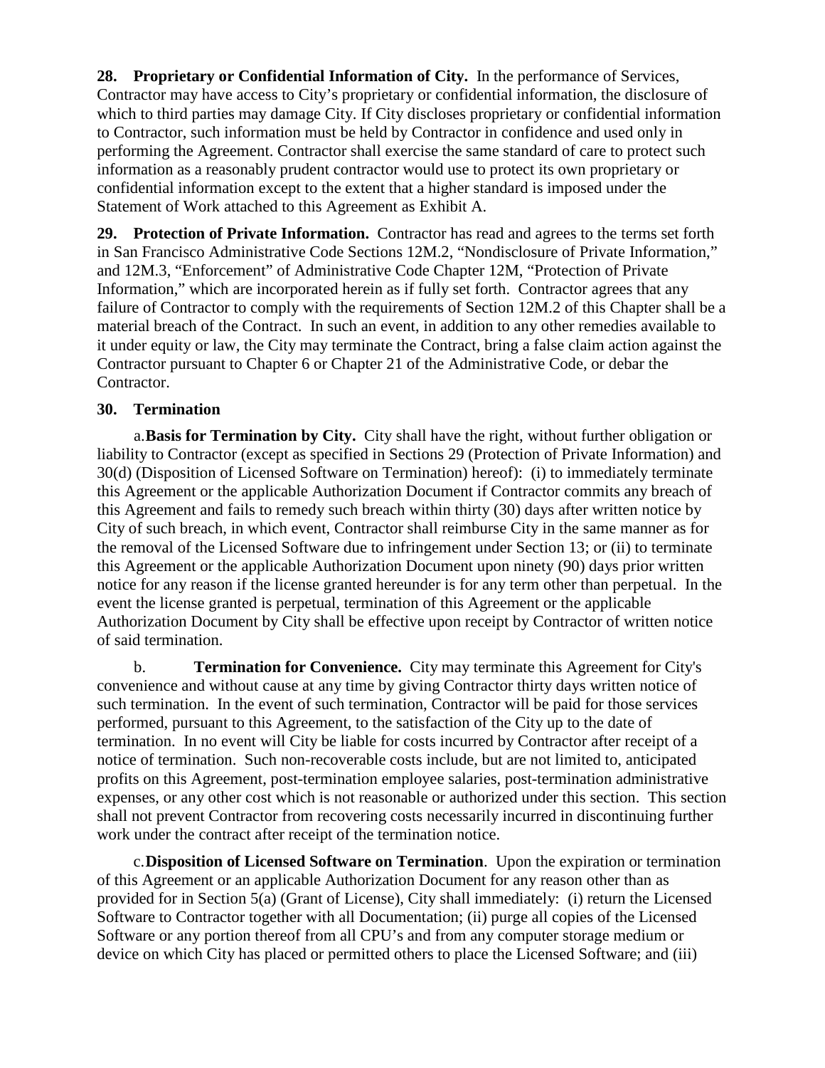**28. Proprietary or Confidential Information of City.** In the performance of Services, Contractor may have access to City's proprietary or confidential information, the disclosure of which to third parties may damage City. If City discloses proprietary or confidential information to Contractor, such information must be held by Contractor in confidence and used only in performing the Agreement. Contractor shall exercise the same standard of care to protect such information as a reasonably prudent contractor would use to protect its own proprietary or confidential information except to the extent that a higher standard is imposed under the Statement of Work attached to this Agreement as Exhibit A.

**29. Protection of Private Information.** Contractor has read and agrees to the terms set forth in San Francisco Administrative Code Sections 12M.2, "Nondisclosure of Private Information," and 12M.3, "Enforcement" of Administrative Code Chapter 12M, "Protection of Private Information," which are incorporated herein as if fully set forth. Contractor agrees that any failure of Contractor to comply with the requirements of Section 12M.2 of this Chapter shall be a material breach of the Contract. In such an event, in addition to any other remedies available to it under equity or law, the City may terminate the Contract, bring a false claim action against the Contractor pursuant to Chapter 6 or Chapter 21 of the Administrative Code, or debar the Contractor.

**30. Termination**

a. **Basis for Termination by City.** City shall have the right, without further obligation or liability to Contractor (except as specified in Sections 29 (Protection of Private Information) and 30(d) (Disposition of Licensed Software on Termination) hereof): (i) to immediately terminate this Agreement or the applicable Authorization Document if Contractor commits any breach of this Agreement and fails to remedy such breach within thirty (30) days after written notice by City of such breach, in which event, Contractor shall reimburse City in the same manner as for the removal of the Licensed Software due to infringement under Section 13; or (ii) to terminate this Agreement or the applicable Authorization Document upon ninety (90) days prior written notice for any reason if the license granted hereunder is for any term other than perpetual. In the event the license granted is perpetual, termination of this Agreement or the applicable Authorization Document by City shall be effective upon receipt by Contractor of written notice of said termination.

b. **Termination for Convenience.** City may terminate this Agreement for City's convenience and without cause at any time by giving Contractor thirty days written notice of such termination. In the event of such termination, Contractor will be paid for those services performed, pursuant to this Agreement, to the satisfaction of the City up to the date of termination. In no event will City be liable for costs incurred by Contractor after receipt of a notice of termination. Such non-recoverable costs include, but are not limited to, anticipated profits on this Agreement, post-termination employee salaries, post-termination administrative expenses, or any other cost which is not reasonable or authorized under this section. This section shall not prevent Contractor from recovering costs necessarily incurred in discontinuing further work under the contract after receipt of the termination notice.

c. **Disposition of Licensed Software on Termination**. Upon the expiration or termination of this Agreement or an applicable Authorization Document for any reason other than as provided for in Section 5(a) (Grant of License), City shall immediately: (i) return the Licensed Software to Contractor together with all Documentation; (ii) purge all copies of the Licensed Software or any portion thereof from all CPU's and from any computer storage medium or device on which City has placed or permitted others to place the Licensed Software; and (iii)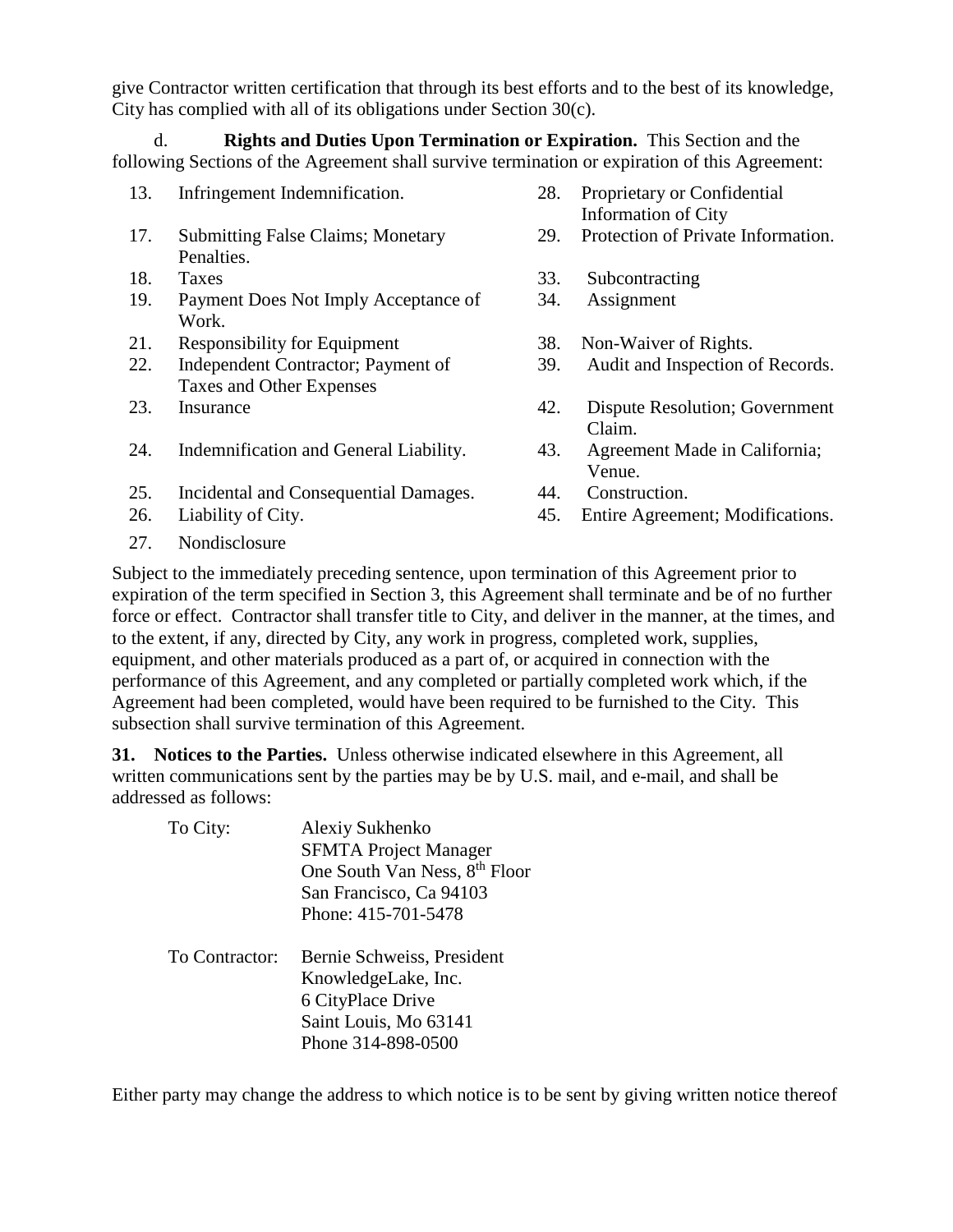give Contractor written certification that through its best efforts and to the best of its knowledge, City has complied with all of its obligations under Section 30(c).

d. **Rights and Duties Upon Termination or Expiration.** This Section and the following Sections of the Agreement shall survive termination or expiration of this Agreement:

13. Infringement Indemnification.
17. Submitting False Claims; Monetary Penalties.
18. Taxes
19. Payment Does Not Imply Acceptance of Work.
21. Responsibility for Equipment
22. Independent Contractor; Payment of Taxes and Other Expenses
23. Insurance
24. Indemnification and General Liability.
25. Incidental and Consequential Damages.
26. Liability of City.
27. Nondisclosure
28. Proprietary or Confidential Information of City
29. Protection of Private Information.
33. Subcontracting
34. Assignment
38. Non-Waiver of Rights.
39. Audit and Inspection of Records.
42. Dispute Resolution; Government Claim.
43. Agreement Made in California; Venue.
44. Construction.
45. Entire Agreement; Modifications.

Subject to the immediately preceding sentence, upon termination of this Agreement prior to expiration of the term specified in Section 3, this Agreement shall terminate and be of no further force or effect. Contractor shall transfer title to City, and deliver in the manner, at the times, and to the extent, if any, directed by City, any work in progress, completed work, supplies, equipment, and other materials produced as a part of, or acquired in connection with the performance of this Agreement, and any completed or partially completed work which, if the Agreement had been completed, would have been required to be furnished to the City. This subsection shall survive termination of this Agreement.

**31. Notices to the Parties.** Unless otherwise indicated elsewhere in this Agreement, all written communications sent by the parties may be by U.S. mail, and e-mail, and shall be addressed as follows:

To City:
Alexiy Sukhenko
SFMTA Project Manager
One South Van Ness, 8th Floor
San Francisco, Ca 94103
Phone: 415-701-5478

To Contractor:
Bernie Schweiss, President
KnowledgeLake, Inc.
6 CityPlace Drive
Saint Louis, Mo 63141
Phone 314-898-0500

Either party may change the address to which notice is to be sent by giving written notice thereof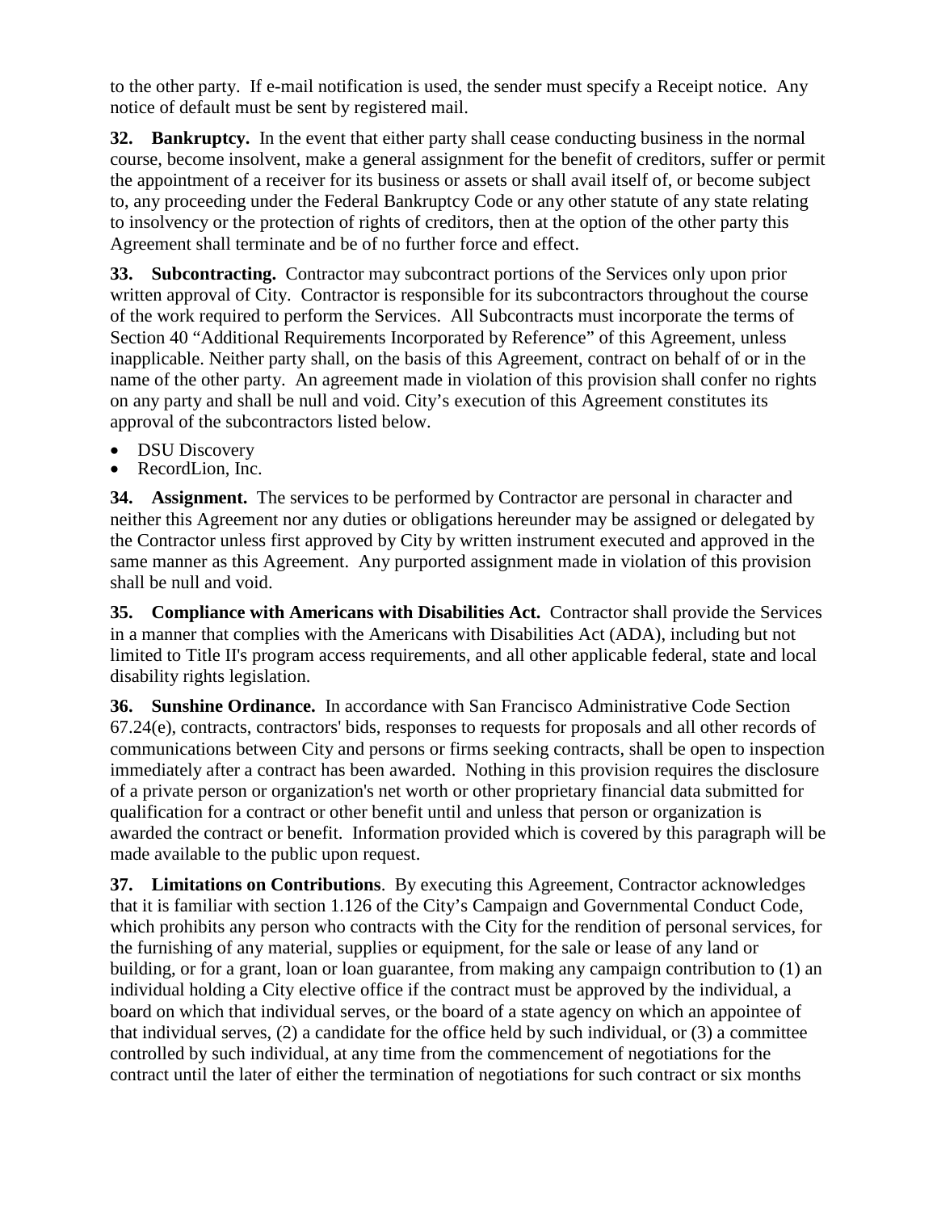to the other party. If e-mail notification is used, the sender must specify a Receipt notice. Any notice of default must be sent by registered mail.

**32. Bankruptcy.** In the event that either party shall cease conducting business in the normal course, become insolvent, make a general assignment for the benefit of creditors, suffer or permit the appointment of a receiver for its business or assets or shall avail itself of, or become subject to, any proceeding under the Federal Bankruptcy Code or any other statute of any state relating to insolvency or the protection of rights of creditors, then at the option of the other party this Agreement shall terminate and be of no further force and effect.

**33. Subcontracting.** Contractor may subcontract portions of the Services only upon prior written approval of City. Contractor is responsible for its subcontractors throughout the course of the work required to perform the Services. All Subcontracts must incorporate the terms of Section 40 "Additional Requirements Incorporated by Reference" of this Agreement, unless inapplicable. Neither party shall, on the basis of this Agreement, contract on behalf of or in the name of the other party. An agreement made in violation of this provision shall confer no rights on any party and shall be null and void. City's execution of this Agreement constitutes its approval of the subcontractors listed below.

- DSU Discovery
- RecordLion, Inc.

**34. Assignment.** The services to be performed by Contractor are personal in character and neither this Agreement nor any duties or obligations hereunder may be assigned or delegated by the Contractor unless first approved by City by written instrument executed and approved in the same manner as this Agreement. Any purported assignment made in violation of this provision shall be null and void.

**35. Compliance with Americans with Disabilities Act.** Contractor shall provide the Services in a manner that complies with the Americans with Disabilities Act (ADA), including but not limited to Title II's program access requirements, and all other applicable federal, state and local disability rights legislation.

**36. Sunshine Ordinance.** In accordance with San Francisco Administrative Code Section 67.24(e), contracts, contractors' bids, responses to requests for proposals and all other records of communications between City and persons or firms seeking contracts, shall be open to inspection immediately after a contract has been awarded. Nothing in this provision requires the disclosure of a private person or organization's net worth or other proprietary financial data submitted for qualification for a contract or other benefit until and unless that person or organization is awarded the contract or benefit. Information provided which is covered by this paragraph will be made available to the public upon request.

**37. Limitations on Contributions**. By executing this Agreement, Contractor acknowledges that it is familiar with section 1.126 of the City's Campaign and Governmental Conduct Code, which prohibits any person who contracts with the City for the rendition of personal services, for the furnishing of any material, supplies or equipment, for the sale or lease of any land or building, or for a grant, loan or loan guarantee, from making any campaign contribution to (1) an individual holding a City elective office if the contract must be approved by the individual, a board on which that individual serves, or the board of a state agency on which an appointee of that individual serves, (2) a candidate for the office held by such individual, or (3) a committee controlled by such individual, at any time from the commencement of negotiations for the contract until the later of either the termination of negotiations for such contract or six months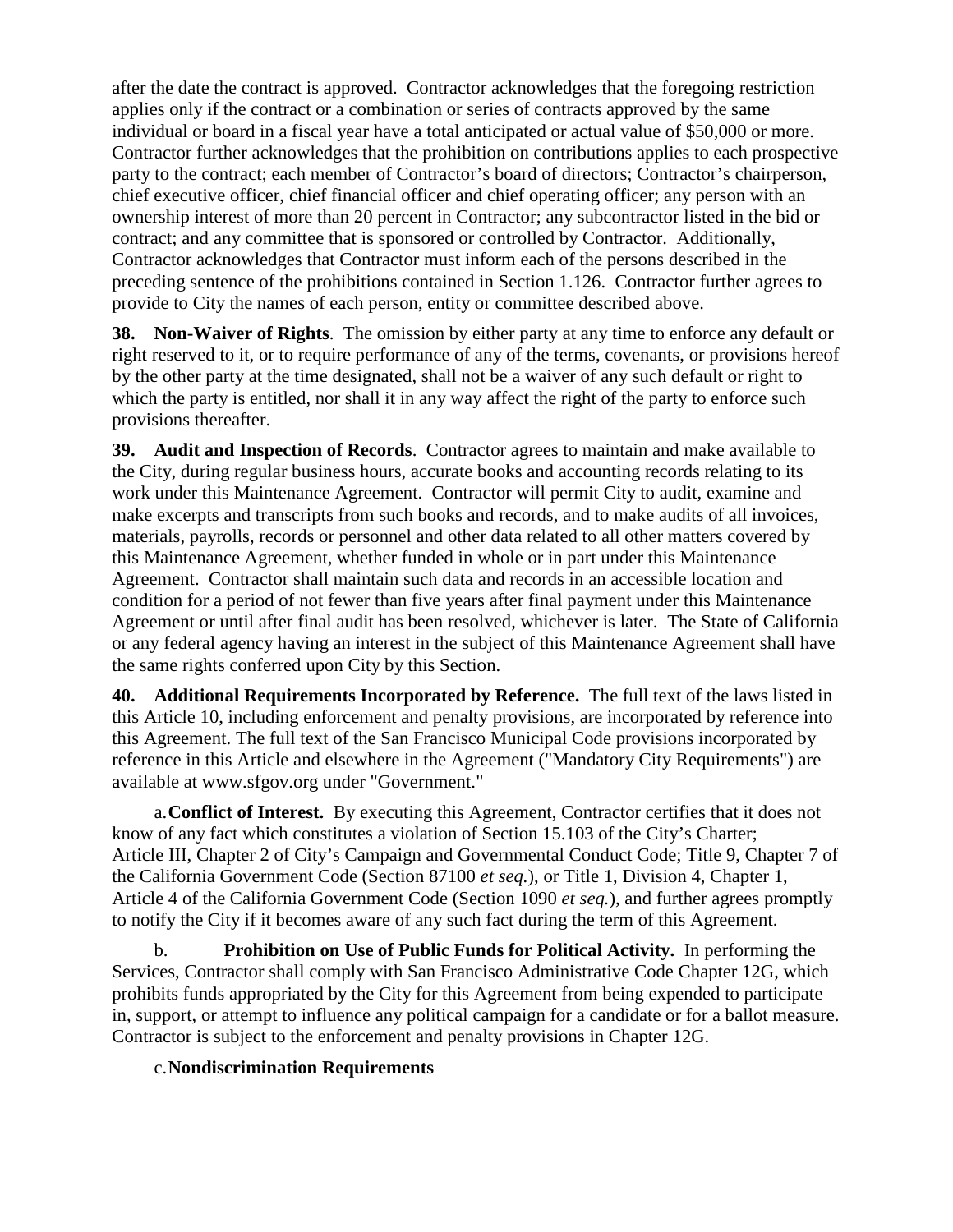after the date the contract is approved. Contractor acknowledges that the foregoing restriction applies only if the contract or a combination or series of contracts approved by the same individual or board in a fiscal year have a total anticipated or actual value of $50,000 or more. Contractor further acknowledges that the prohibition on contributions applies to each prospective party to the contract; each member of Contractor's board of directors; Contractor's chairperson, chief executive officer, chief financial officer and chief operating officer; any person with an ownership interest of more than 20 percent in Contractor; any subcontractor listed in the bid or contract; and any committee that is sponsored or controlled by Contractor. Additionally, Contractor acknowledges that Contractor must inform each of the persons described in the preceding sentence of the prohibitions contained in Section 1.126. Contractor further agrees to provide to City the names of each person, entity or committee described above.

**38. Non-Waiver of Rights**. The omission by either party at any time to enforce any default or right reserved to it, or to require performance of any of the terms, covenants, or provisions hereof by the other party at the time designated, shall not be a waiver of any such default or right to which the party is entitled, nor shall it in any way affect the right of the party to enforce such provisions thereafter.

**39. Audit and Inspection of Records**. Contractor agrees to maintain and make available to the City, during regular business hours, accurate books and accounting records relating to its work under this Maintenance Agreement. Contractor will permit City to audit, examine and make excerpts and transcripts from such books and records, and to make audits of all invoices, materials, payrolls, records or personnel and other data related to all other matters covered by this Maintenance Agreement, whether funded in whole or in part under this Maintenance Agreement. Contractor shall maintain such data and records in an accessible location and condition for a period of not fewer than five years after final payment under this Maintenance Agreement or until after final audit has been resolved, whichever is later. The State of California or any federal agency having an interest in the subject of this Maintenance Agreement shall have the same rights conferred upon City by this Section.

**40. Additional Requirements Incorporated by Reference.** The full text of the laws listed in this Article 10, including enforcement and penalty provisions, are incorporated by reference into this Agreement. The full text of the San Francisco Municipal Code provisions incorporated by reference in this Article and elsewhere in the Agreement ("Mandatory City Requirements") are available at www.sfgov.org under "Government."

a. **Conflict of Interest.** By executing this Agreement, Contractor certifies that it does not know of any fact which constitutes a violation of Section 15.103 of the City's Charter; Article III, Chapter 2 of City's Campaign and Governmental Conduct Code; Title 9, Chapter 7 of the California Government Code (Section 87100 *et seq.*), or Title 1, Division 4, Chapter 1, Article 4 of the California Government Code (Section 1090 *et seq.*), and further agrees promptly to notify the City if it becomes aware of any such fact during the term of this Agreement.

b. **Prohibition on Use of Public Funds for Political Activity.** In performing the Services, Contractor shall comply with San Francisco Administrative Code Chapter 12G, which prohibits funds appropriated by the City for this Agreement from being expended to participate in, support, or attempt to influence any political campaign for a candidate or for a ballot measure. Contractor is subject to the enforcement and penalty provisions in Chapter 12G.

c. **Nondiscrimination Requirements**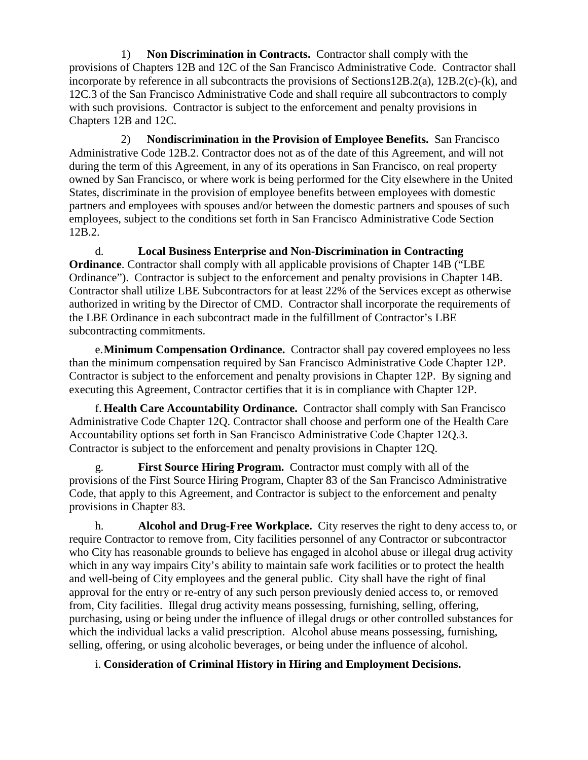1) **Non Discrimination in Contracts.** Contractor shall comply with the provisions of Chapters 12B and 12C of the San Francisco Administrative Code. Contractor shall incorporate by reference in all subcontracts the provisions of Sections12B.2(a), 12B.2(c)-(k), and 12C.3 of the San Francisco Administrative Code and shall require all subcontractors to comply with such provisions. Contractor is subject to the enforcement and penalty provisions in Chapters 12B and 12C.

2) **Nondiscrimination in the Provision of Employee Benefits.** San Francisco Administrative Code 12B.2. Contractor does not as of the date of this Agreement, and will not during the term of this Agreement, in any of its operations in San Francisco, on real property owned by San Francisco, or where work is being performed for the City elsewhere in the United States, discriminate in the provision of employee benefits between employees with domestic partners and employees with spouses and/or between the domestic partners and spouses of such employees, subject to the conditions set forth in San Francisco Administrative Code Section 12B.2.

d. **Local Business Enterprise and Non-Discrimination in Contracting Ordinance**. Contractor shall comply with all applicable provisions of Chapter 14B ("LBE Ordinance"). Contractor is subject to the enforcement and penalty provisions in Chapter 14B. Contractor shall utilize LBE Subcontractors for at least 22% of the Services except as otherwise authorized in writing by the Director of CMD. Contractor shall incorporate the requirements of the LBE Ordinance in each subcontract made in the fulfillment of Contractor's LBE subcontracting commitments.

e. **Minimum Compensation Ordinance.** Contractor shall pay covered employees no less than the minimum compensation required by San Francisco Administrative Code Chapter 12P. Contractor is subject to the enforcement and penalty provisions in Chapter 12P. By signing and executing this Agreement, Contractor certifies that it is in compliance with Chapter 12P.

f. **Health Care Accountability Ordinance.** Contractor shall comply with San Francisco Administrative Code Chapter 12Q. Contractor shall choose and perform one of the Health Care Accountability options set forth in San Francisco Administrative Code Chapter 12Q.3. Contractor is subject to the enforcement and penalty provisions in Chapter 12Q.

g. **First Source Hiring Program.** Contractor must comply with all of the provisions of the First Source Hiring Program, Chapter 83 of the San Francisco Administrative Code, that apply to this Agreement, and Contractor is subject to the enforcement and penalty provisions in Chapter 83.

h. **Alcohol and Drug-Free Workplace.** City reserves the right to deny access to, or require Contractor to remove from, City facilities personnel of any Contractor or subcontractor who City has reasonable grounds to believe has engaged in alcohol abuse or illegal drug activity which in any way impairs City's ability to maintain safe work facilities or to protect the health and well-being of City employees and the general public. City shall have the right of final approval for the entry or re-entry of any such person previously denied access to, or removed from, City facilities. Illegal drug activity means possessing, furnishing, selling, offering, purchasing, using or being under the influence of illegal drugs or other controlled substances for which the individual lacks a valid prescription. Alcohol abuse means possessing, furnishing, selling, offering, or using alcoholic beverages, or being under the influence of alcohol.

i. **Consideration of Criminal History in Hiring and Employment Decisions.**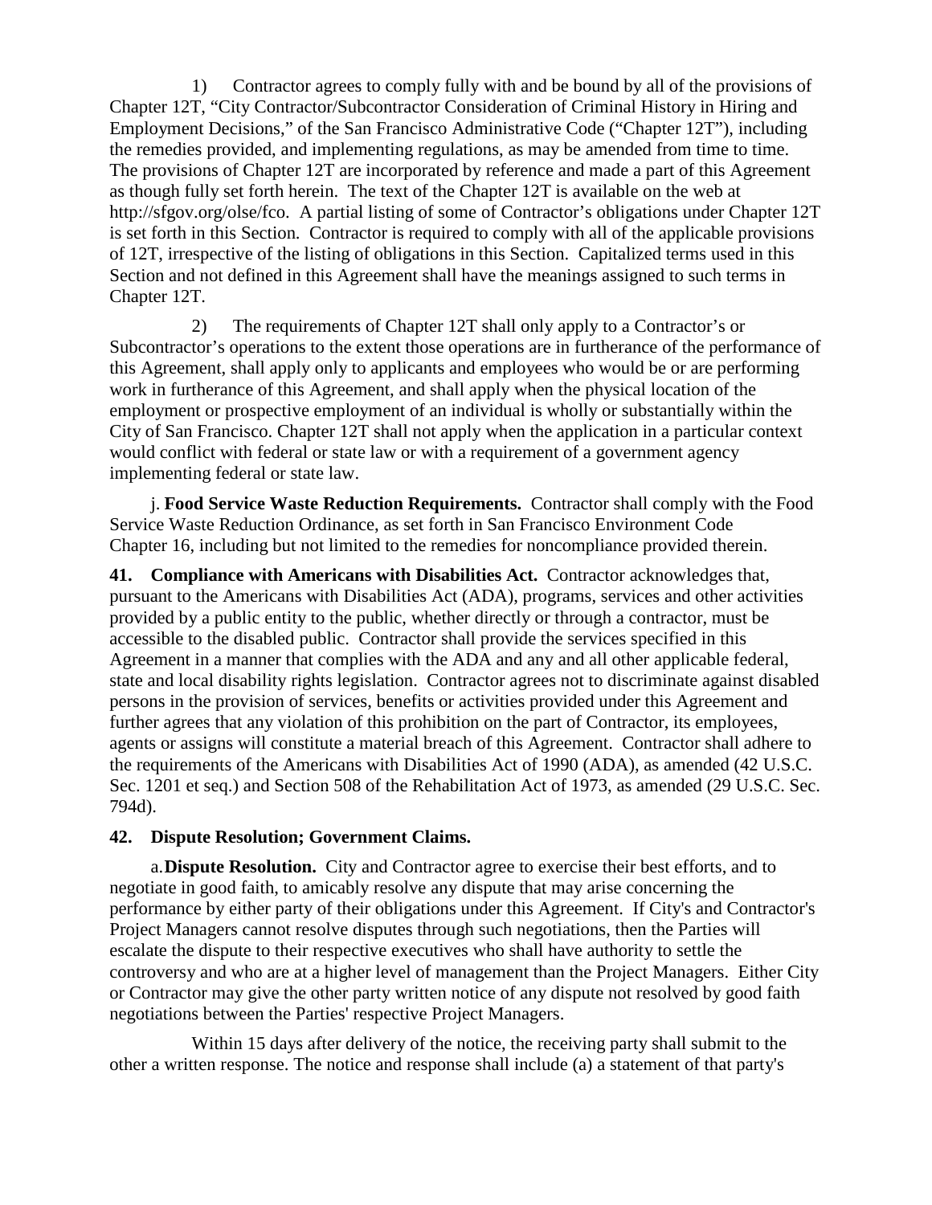1) Contractor agrees to comply fully with and be bound by all of the provisions of Chapter 12T, "City Contractor/Subcontractor Consideration of Criminal History in Hiring and Employment Decisions," of the San Francisco Administrative Code ("Chapter 12T"), including the remedies provided, and implementing regulations, as may be amended from time to time. The provisions of Chapter 12T are incorporated by reference and made a part of this Agreement as though fully set forth herein. The text of the Chapter 12T is available on the web at http://sfgov.org/olse/fco. A partial listing of some of Contractor's obligations under Chapter 12T is set forth in this Section. Contractor is required to comply with all of the applicable provisions of 12T, irrespective of the listing of obligations in this Section. Capitalized terms used in this Section and not defined in this Agreement shall have the meanings assigned to such terms in Chapter 12T.

2) The requirements of Chapter 12T shall only apply to a Contractor's or Subcontractor's operations to the extent those operations are in furtherance of the performance of this Agreement, shall apply only to applicants and employees who would be or are performing work in furtherance of this Agreement, and shall apply when the physical location of the employment or prospective employment of an individual is wholly or substantially within the City of San Francisco. Chapter 12T shall not apply when the application in a particular context would conflict with federal or state law or with a requirement of a government agency implementing federal or state law.

j. **Food Service Waste Reduction Requirements.** Contractor shall comply with the Food Service Waste Reduction Ordinance, as set forth in San Francisco Environment Code Chapter 16, including but not limited to the remedies for noncompliance provided therein.

**41. Compliance with Americans with Disabilities Act.** Contractor acknowledges that, pursuant to the Americans with Disabilities Act (ADA), programs, services and other activities provided by a public entity to the public, whether directly or through a contractor, must be accessible to the disabled public. Contractor shall provide the services specified in this Agreement in a manner that complies with the ADA and any and all other applicable federal, state and local disability rights legislation. Contractor agrees not to discriminate against disabled persons in the provision of services, benefits or activities provided under this Agreement and further agrees that any violation of this prohibition on the part of Contractor, its employees, agents or assigns will constitute a material breach of this Agreement. Contractor shall adhere to the requirements of the Americans with Disabilities Act of 1990 (ADA), as amended (42 U.S.C. Sec. 1201 et seq.) and Section 508 of the Rehabilitation Act of 1973, as amended (29 U.S.C. Sec. 794d).

**42. Dispute Resolution; Government Claims.**

a. **Dispute Resolution.** City and Contractor agree to exercise their best efforts, and to negotiate in good faith, to amicably resolve any dispute that may arise concerning the performance by either party of their obligations under this Agreement. If City's and Contractor's Project Managers cannot resolve disputes through such negotiations, then the Parties will escalate the dispute to their respective executives who shall have authority to settle the controversy and who are at a higher level of management than the Project Managers. Either City or Contractor may give the other party written notice of any dispute not resolved by good faith negotiations between the Parties' respective Project Managers.

Within 15 days after delivery of the notice, the receiving party shall submit to the other a written response. The notice and response shall include (a) a statement of that party's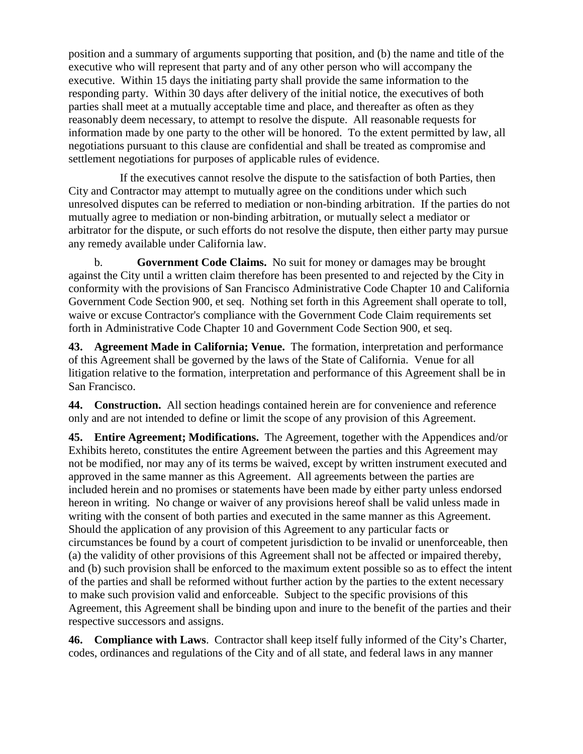position and a summary of arguments supporting that position, and (b) the name and title of the executive who will represent that party and of any other person who will accompany the executive. Within 15 days the initiating party shall provide the same information to the responding party. Within 30 days after delivery of the initial notice, the executives of both parties shall meet at a mutually acceptable time and place, and thereafter as often as they reasonably deem necessary, to attempt to resolve the dispute. All reasonable requests for information made by one party to the other will be honored. To the extent permitted by law, all negotiations pursuant to this clause are confidential and shall be treated as compromise and settlement negotiations for purposes of applicable rules of evidence.

If the executives cannot resolve the dispute to the satisfaction of both Parties, then City and Contractor may attempt to mutually agree on the conditions under which such unresolved disputes can be referred to mediation or non-binding arbitration. If the parties do not mutually agree to mediation or non-binding arbitration, or mutually select a mediator or arbitrator for the dispute, or such efforts do not resolve the dispute, then either party may pursue any remedy available under California law.

b. **Government Code Claims.** No suit for money or damages may be brought against the City until a written claim therefore has been presented to and rejected by the City in conformity with the provisions of San Francisco Administrative Code Chapter 10 and California Government Code Section 900, et seq. Nothing set forth in this Agreement shall operate to toll, waive or excuse Contractor's compliance with the Government Code Claim requirements set forth in Administrative Code Chapter 10 and Government Code Section 900, et seq.

**43. Agreement Made in California; Venue.** The formation, interpretation and performance of this Agreement shall be governed by the laws of the State of California. Venue for all litigation relative to the formation, interpretation and performance of this Agreement shall be in San Francisco.

**44. Construction.** All section headings contained herein are for convenience and reference only and are not intended to define or limit the scope of any provision of this Agreement.

**45. Entire Agreement; Modifications.** The Agreement, together with the Appendices and/or Exhibits hereto, constitutes the entire Agreement between the parties and this Agreement may not be modified, nor may any of its terms be waived, except by written instrument executed and approved in the same manner as this Agreement. All agreements between the parties are included herein and no promises or statements have been made by either party unless endorsed hereon in writing. No change or waiver of any provisions hereof shall be valid unless made in writing with the consent of both parties and executed in the same manner as this Agreement. Should the application of any provision of this Agreement to any particular facts or circumstances be found by a court of competent jurisdiction to be invalid or unenforceable, then (a) the validity of other provisions of this Agreement shall not be affected or impaired thereby, and (b) such provision shall be enforced to the maximum extent possible so as to effect the intent of the parties and shall be reformed without further action by the parties to the extent necessary to make such provision valid and enforceable. Subject to the specific provisions of this Agreement, this Agreement shall be binding upon and inure to the benefit of the parties and their respective successors and assigns.

**46. Compliance with Laws**. Contractor shall keep itself fully informed of the City's Charter, codes, ordinances and regulations of the City and of all state, and federal laws in any manner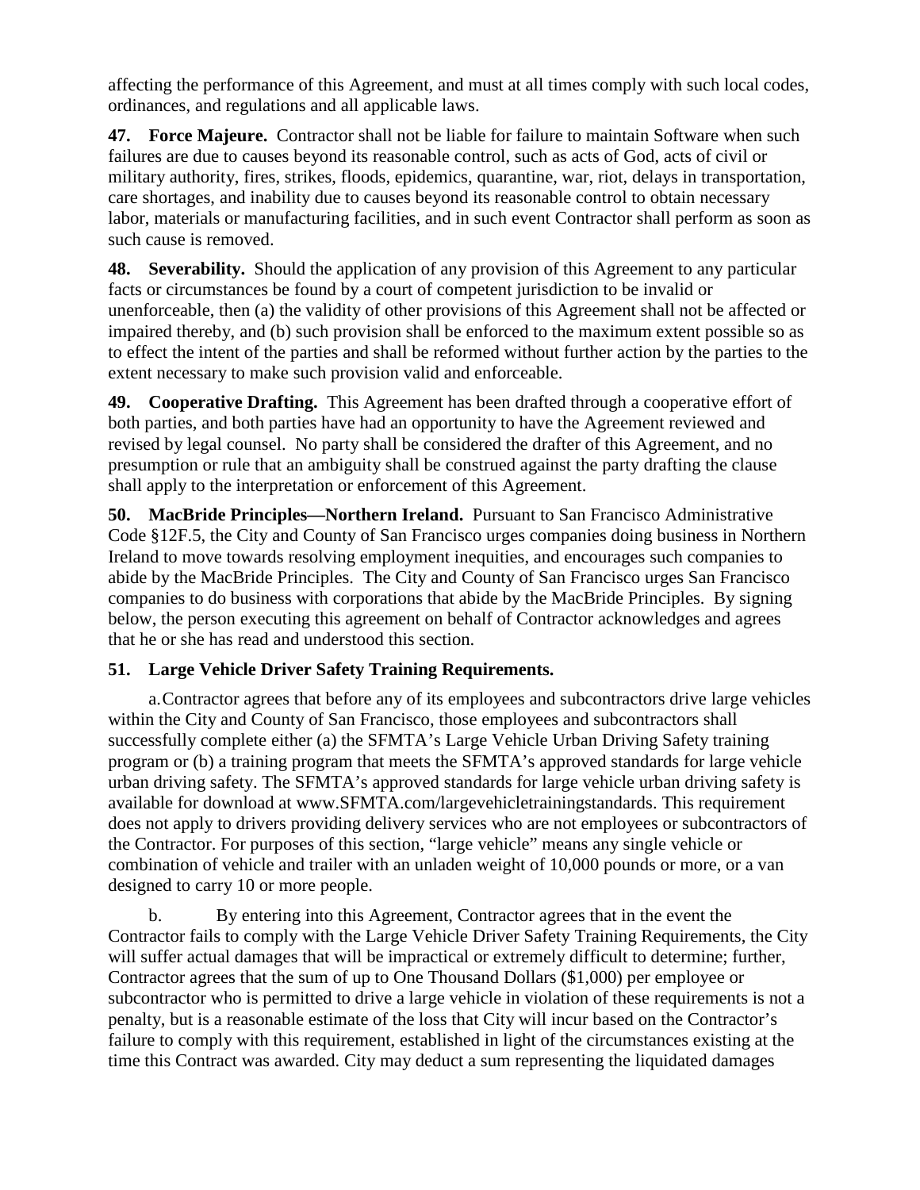affecting the performance of this Agreement, and must at all times comply with such local codes, ordinances, and regulations and all applicable laws.

**47. Force Majeure.** Contractor shall not be liable for failure to maintain Software when such failures are due to causes beyond its reasonable control, such as acts of God, acts of civil or military authority, fires, strikes, floods, epidemics, quarantine, war, riot, delays in transportation, care shortages, and inability due to causes beyond its reasonable control to obtain necessary labor, materials or manufacturing facilities, and in such event Contractor shall perform as soon as such cause is removed.

**48. Severability.** Should the application of any provision of this Agreement to any particular facts or circumstances be found by a court of competent jurisdiction to be invalid or unenforceable, then (a) the validity of other provisions of this Agreement shall not be affected or impaired thereby, and (b) such provision shall be enforced to the maximum extent possible so as to effect the intent of the parties and shall be reformed without further action by the parties to the extent necessary to make such provision valid and enforceable.

**49. Cooperative Drafting.** This Agreement has been drafted through a cooperative effort of both parties, and both parties have had an opportunity to have the Agreement reviewed and revised by legal counsel. No party shall be considered the drafter of this Agreement, and no presumption or rule that an ambiguity shall be construed against the party drafting the clause shall apply to the interpretation or enforcement of this Agreement.

**50. MacBride Principles—Northern Ireland.** Pursuant to San Francisco Administrative Code §12F.5, the City and County of San Francisco urges companies doing business in Northern Ireland to move towards resolving employment inequities, and encourages such companies to abide by the MacBride Principles. The City and County of San Francisco urges San Francisco companies to do business with corporations that abide by the MacBride Principles. By signing below, the person executing this agreement on behalf of Contractor acknowledges and agrees that he or she has read and understood this section.

**51. Large Vehicle Driver Safety Training Requirements.**

a. Contractor agrees that before any of its employees and subcontractors drive large vehicles within the City and County of San Francisco, those employees and subcontractors shall successfully complete either (a) the SFMTA's Large Vehicle Urban Driving Safety training program or (b) a training program that meets the SFMTA's approved standards for large vehicle urban driving safety. The SFMTA's approved standards for large vehicle urban driving safety is available for download at www.SFMTA.com/largevehicletrainingstandards. This requirement does not apply to drivers providing delivery services who are not employees or subcontractors of the Contractor. For purposes of this section, "large vehicle" means any single vehicle or combination of vehicle and trailer with an unladen weight of 10,000 pounds or more, or a van designed to carry 10 or more people.

b. By entering into this Agreement, Contractor agrees that in the event the Contractor fails to comply with the Large Vehicle Driver Safety Training Requirements, the City will suffer actual damages that will be impractical or extremely difficult to determine; further, Contractor agrees that the sum of up to One Thousand Dollars ($1,000) per employee or subcontractor who is permitted to drive a large vehicle in violation of these requirements is not a penalty, but is a reasonable estimate of the loss that City will incur based on the Contractor's failure to comply with this requirement, established in light of the circumstances existing at the time this Contract was awarded. City may deduct a sum representing the liquidated damages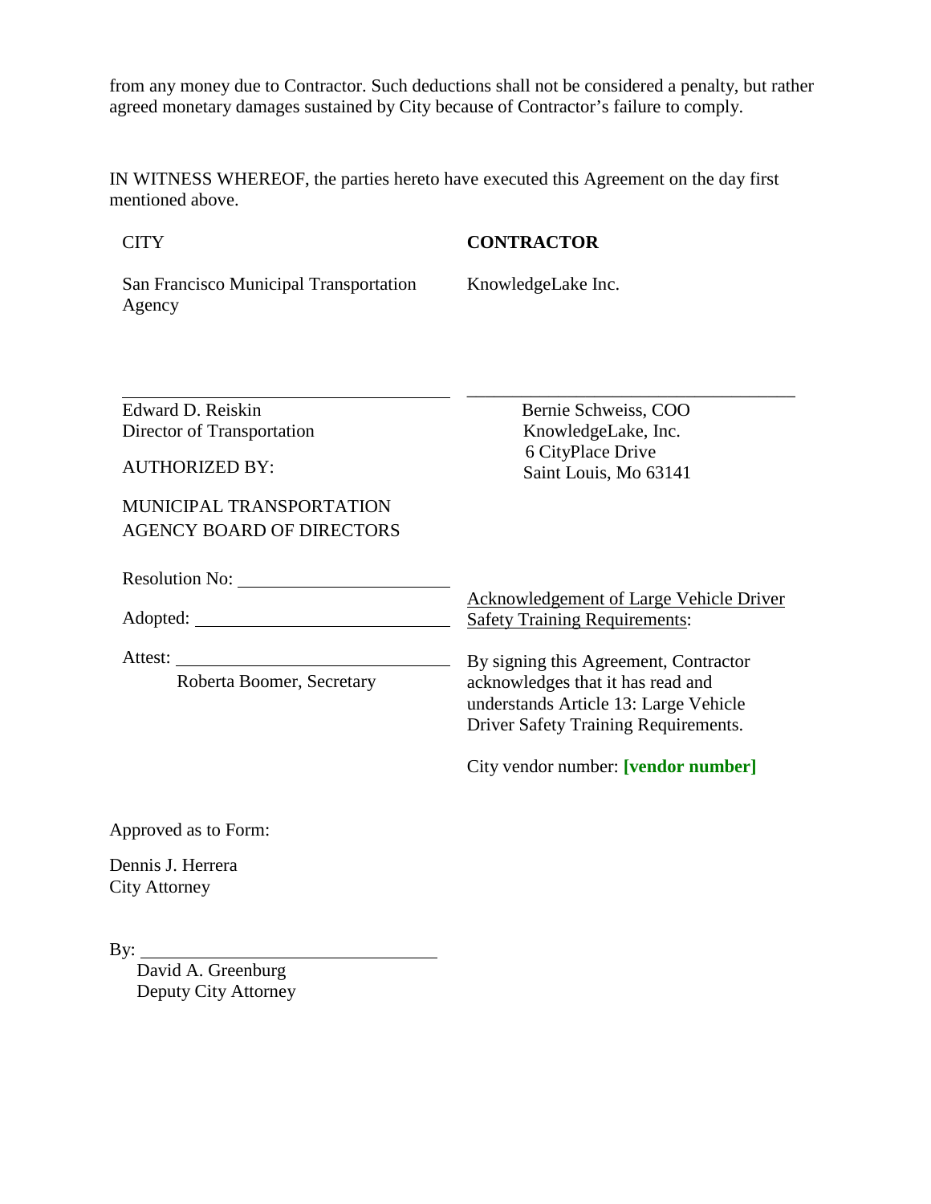from any money due to Contractor. Such deductions shall not be considered a penalty, but rather agreed monetary damages sustained by City because of Contractor's failure to comply.

IN WITNESS WHEREOF, the parties hereto have executed this Agreement on the day first mentioned above.

CITY

San Francisco Municipal Transportation Agency

\_\_\_\_\_\_\_\_\_\_\_\_\_\_\_\_\_\_\_\_\_\_\_\_\_\_\_\_\_\_\_\_

Edward D. Reiskin
Director of Transportation

AUTHORIZED BY:

MUNICIPAL TRANSPORTATION AGENCY BOARD OF DIRECTORS

Resolution No: \_\_\_\_\_\_\_\_\_\_\_\_\_\_\_\_\_\_\_\_

Adopted: \_\_\_\_\_\_\_\_\_\_\_\_\_\_\_\_\_\_\_\_\_\_\_\_\_\_

Attest: \_\_\_\_\_\_\_\_\_\_\_\_\_\_\_\_\_\_\_\_\_\_\_\_\_\_\_\_\_
Roberta Boomer, Secretary

**CONTRACTOR**

KnowledgeLake Inc.

\_\_\_\_\_\_\_\_\_\_\_\_\_\_\_\_\_\_\_\_\_\_\_\_\_\_\_\_\_\_\_\_

Bernie Schweiss, COO
KnowledgeLake, Inc.
6 CityPlace Drive
Saint Louis, Mo 63141

<u>Acknowledgement of Large Vehicle Driver Safety Training Requirements</u>:

By signing this Agreement, Contractor acknowledges that it has read and understands Article 13: Large Vehicle Driver Safety Training Requirements.

City vendor number: **[vendor number]**

Approved as to Form:

Dennis J. Herrera
City Attorney

By: \_\_\_\_\_\_\_\_\_\_\_\_\_\_\_\_\_\_\_\_\_\_\_\_\_\_\_\_\_\_\_\_
David A. Greenburg
Deputy City Attorney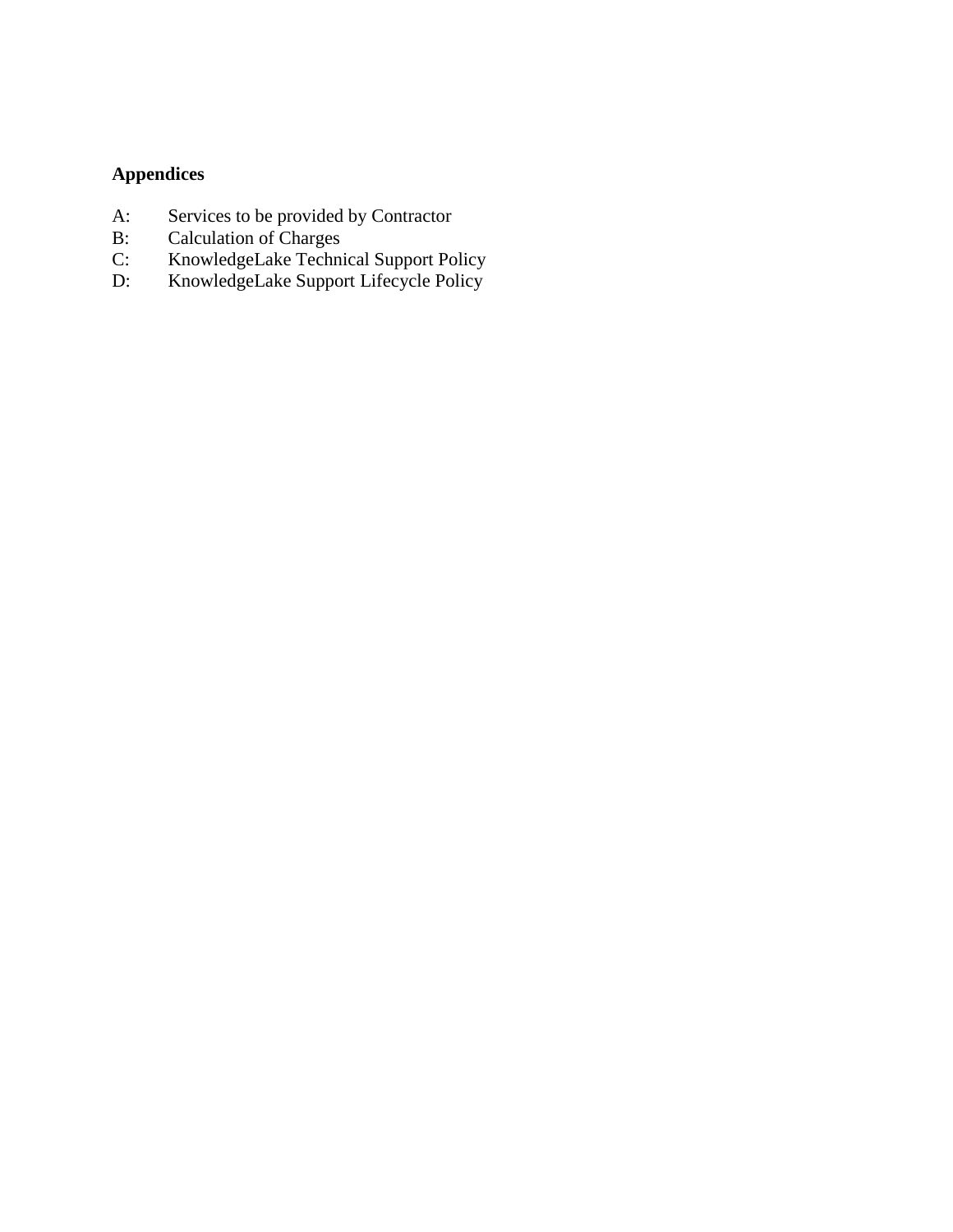**Appendices**

A: Services to be provided by Contractor
B: Calculation of Charges
C: KnowledgeLake Technical Support Policy
D: KnowledgeLake Support Lifecycle Policy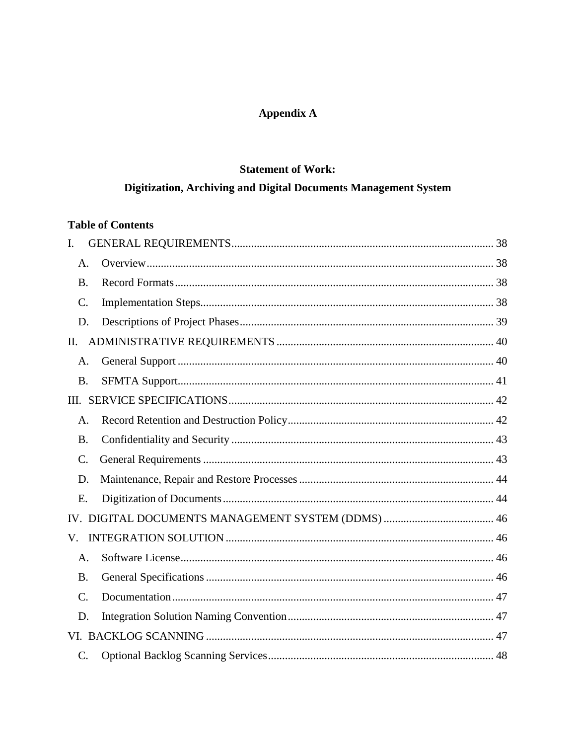# Appendix A

## Statement of Work:
## Digitization, Archiving and Digital Documents Management System

**Table of Contents**

I. GENERAL REQUIREMENTS ... 38
- A. Overview ... 38
- B. Record Formats ... 38
- C. Implementation Steps ... 38
- D. Descriptions of Project Phases ... 39

II. ADMINISTRATIVE REQUIREMENTS ... 40
- A. General Support ... 40
- B. SFMTA Support ... 41

III. SERVICE SPECIFICATIONS ... 42
- A. Record Retention and Destruction Policy ... 42
- B. Confidentiality and Security ... 43
- C. General Requirements ... 43
- D. Maintenance, Repair and Restore Processes ... 44
- E. Digitization of Documents ... 44

IV. DIGITAL DOCUMENTS MANAGEMENT SYSTEM (DDMS) ... 46

V. INTEGRATION SOLUTION ... 46
- A. Software License ... 46
- B. General Specifications ... 46
- C. Documentation ... 47
- D. Integration Solution Naming Convention ... 47

VI. BACKLOG SCANNING ... 47
- C. Optional Backlog Scanning Services ... 48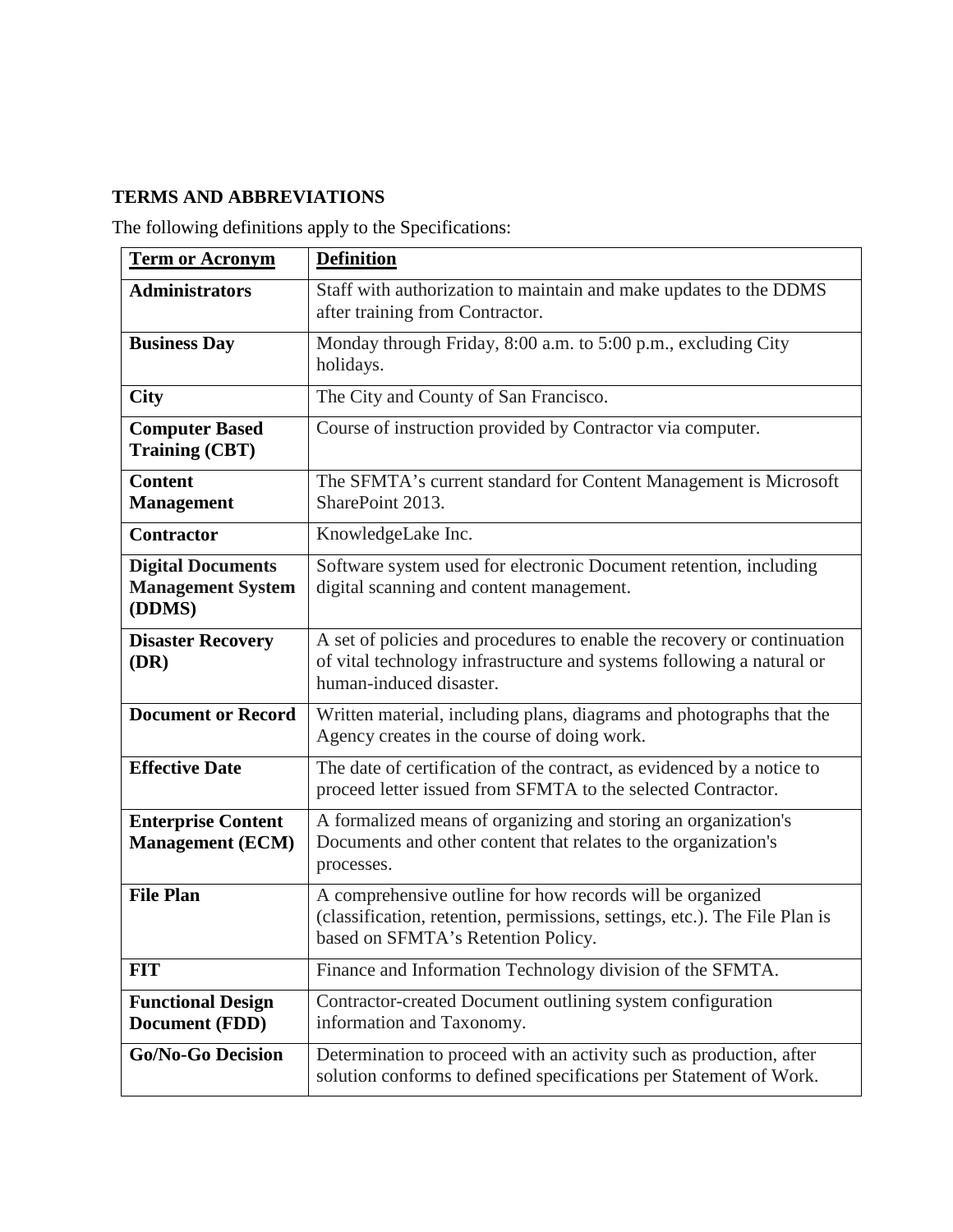## TERMS AND ABBREVIATIONS

The following definitions apply to the Specifications:

| **Term or Acronym** | **Definition** |
|---|---|
| **Administrators** | Staff with authorization to maintain and make updates to the DDMS after training from Contractor. |
| **Business Day** | Monday through Friday, 8:00 a.m. to 5:00 p.m., excluding City holidays. |
| **City** | The City and County of San Francisco. |
| **Computer Based Training (CBT)** | Course of instruction provided by Contractor via computer. |
| **Content Management** | The SFMTA's current standard for Content Management is Microsoft SharePoint 2013. |
| **Contractor** | KnowledgeLake Inc. |
| **Digital Documents Management System (DDMS)** | Software system used for electronic Document retention, including digital scanning and content management. |
| **Disaster Recovery (DR)** | A set of policies and procedures to enable the recovery or continuation of vital technology infrastructure and systems following a natural or human-induced disaster. |
| **Document or Record** | Written material, including plans, diagrams and photographs that the Agency creates in the course of doing work. |
| **Effective Date** | The date of certification of the contract, as evidenced by a notice to proceed letter issued from SFMTA to the selected Contractor. |
| **Enterprise Content Management (ECM)** | A formalized means of organizing and storing an organization's Documents and other content that relates to the organization's processes. |
| **File Plan** | A comprehensive outline for how records will be organized (classification, retention, permissions, settings, etc.). The File Plan is based on SFMTA's Retention Policy. |
| **FIT** | Finance and Information Technology division of the SFMTA. |
| **Functional Design Document (FDD)** | Contractor-created Document outlining system configuration information and Taxonomy. |
| **Go/No-Go Decision** | Determination to proceed with an activity such as production, after solution conforms to defined specifications per Statement of Work. |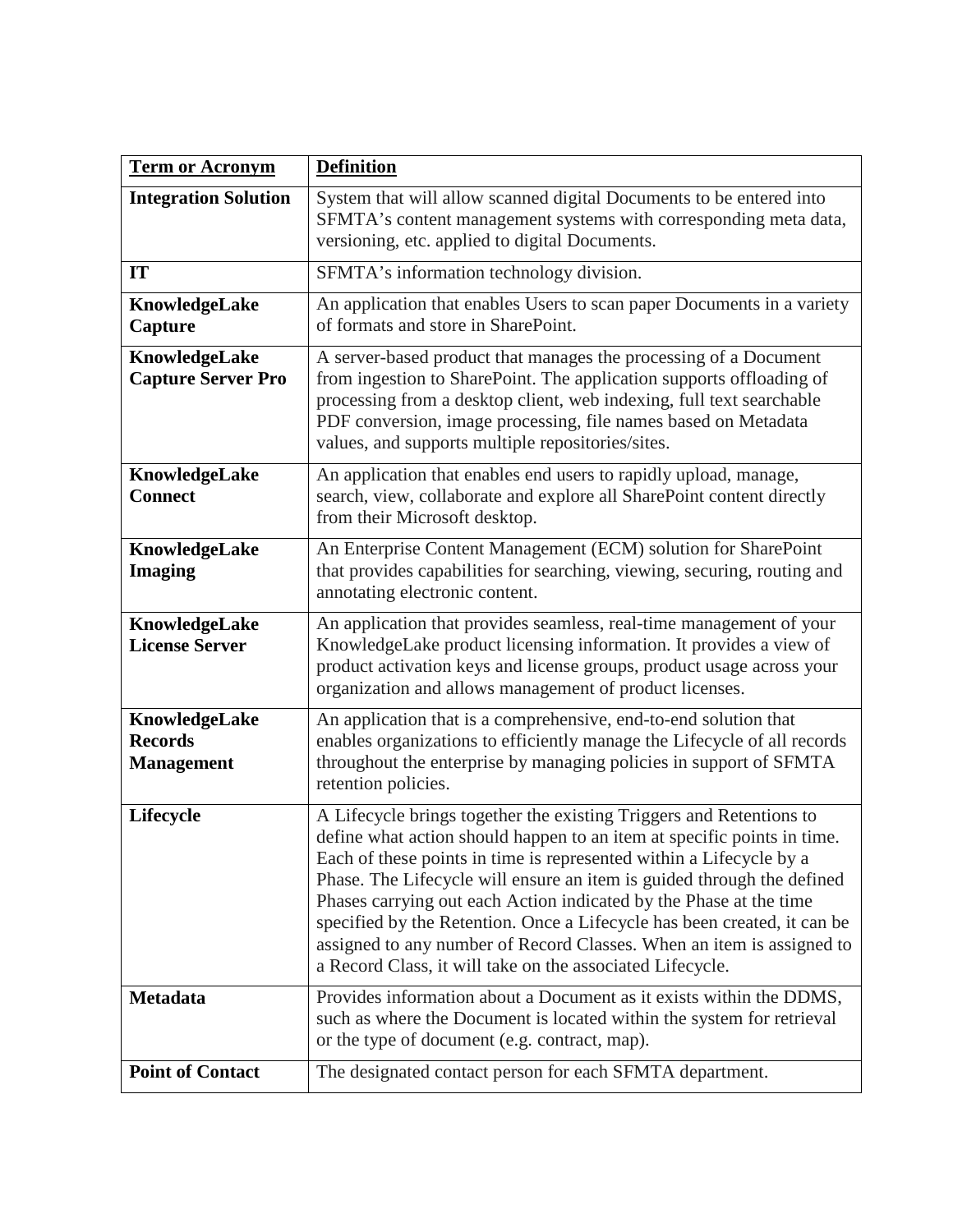| Term or Acronym | Definition |
|---|---|
| **Integration Solution** | System that will allow scanned digital Documents to be entered into SFMTA's content management systems with corresponding meta data, versioning, etc. applied to digital Documents. |
| **IT** | SFMTA's information technology division. |
| **KnowledgeLake Capture** | An application that enables Users to scan paper Documents in a variety of formats and store in SharePoint. |
| **KnowledgeLake Capture Server Pro** | A server-based product that manages the processing of a Document from ingestion to SharePoint. The application supports offloading of processing from a desktop client, web indexing, full text searchable PDF conversion, image processing, file names based on Metadata values, and supports multiple repositories/sites. |
| **KnowledgeLake Connect** | An application that enables end users to rapidly upload, manage, search, view, collaborate and explore all SharePoint content directly from their Microsoft desktop. |
| **KnowledgeLake Imaging** | An Enterprise Content Management (ECM) solution for SharePoint that provides capabilities for searching, viewing, securing, routing and annotating electronic content. |
| **KnowledgeLake License Server** | An application that provides seamless, real-time management of your KnowledgeLake product licensing information. It provides a view of product activation keys and license groups, product usage across your organization and allows management of product licenses. |
| **KnowledgeLake Records Management** | An application that is a comprehensive, end-to-end solution that enables organizations to efficiently manage the Lifecycle of all records throughout the enterprise by managing policies in support of SFMTA retention policies. |
| **Lifecycle** | A Lifecycle brings together the existing Triggers and Retentions to define what action should happen to an item at specific points in time. Each of these points in time is represented within a Lifecycle by a Phase. The Lifecycle will ensure an item is guided through the defined Phases carrying out each Action indicated by the Phase at the time specified by the Retention. Once a Lifecycle has been created, it can be assigned to any number of Record Classes. When an item is assigned to a Record Class, it will take on the associated Lifecycle. |
| **Metadata** | Provides information about a Document as it exists within the DDMS, such as where the Document is located within the system for retrieval or the type of document (e.g. contract, map). |
| **Point of Contact** | The designated contact person for each SFMTA department. |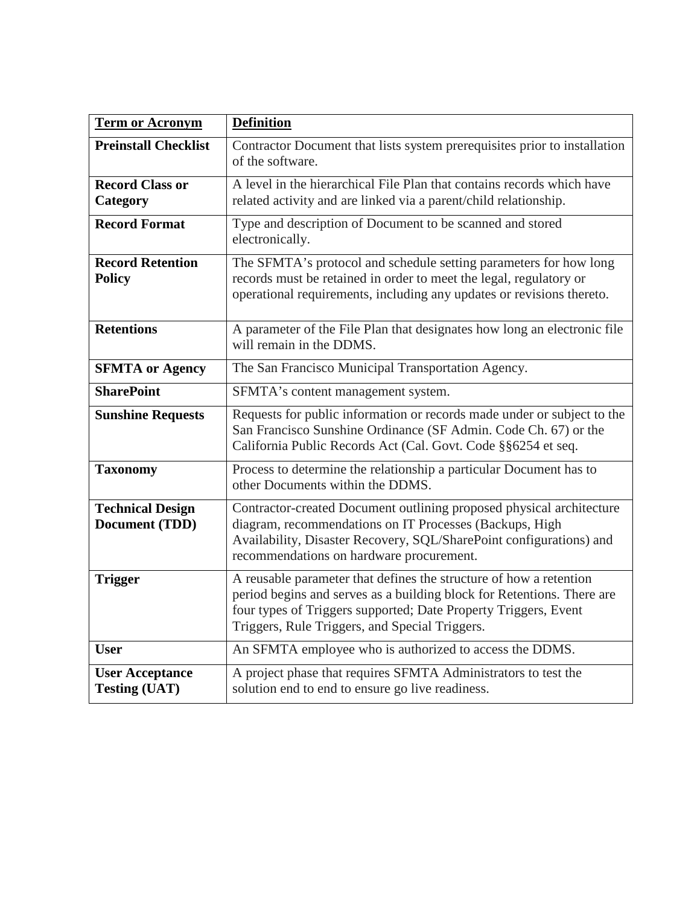| Term or Acronym | Definition |
|---|---|
| **Preinstall Checklist** | Contractor Document that lists system prerequisites prior to installation of the software. |
| **Record Class or Category** | A level in the hierarchical File Plan that contains records which have related activity and are linked via a parent/child relationship. |
| **Record Format** | Type and description of Document to be scanned and stored electronically. |
| **Record Retention Policy** | The SFMTA's protocol and schedule setting parameters for how long records must be retained in order to meet the legal, regulatory or operational requirements, including any updates or revisions thereto. |
| **Retentions** | A parameter of the File Plan that designates how long an electronic file will remain in the DDMS. |
| **SFMTA or Agency** | The San Francisco Municipal Transportation Agency. |
| **SharePoint** | SFMTA's content management system. |
| **Sunshine Requests** | Requests for public information or records made under or subject to the San Francisco Sunshine Ordinance (SF Admin. Code Ch. 67) or the California Public Records Act (Cal. Govt. Code §§6254 et seq. |
| **Taxonomy** | Process to determine the relationship a particular Document has to other Documents within the DDMS. |
| **Technical Design Document (TDD)** | Contractor-created Document outlining proposed physical architecture diagram, recommendations on IT Processes (Backups, High Availability, Disaster Recovery, SQL/SharePoint configurations) and recommendations on hardware procurement. |
| **Trigger** | A reusable parameter that defines the structure of how a retention period begins and serves as a building block for Retentions. There are four types of Triggers supported; Date Property Triggers, Event Triggers, Rule Triggers, and Special Triggers. |
| **User** | An SFMTA employee who is authorized to access the DDMS. |
| **User Acceptance Testing (UAT)** | A project phase that requires SFMTA Administrators to test the solution end to end to ensure go live readiness. |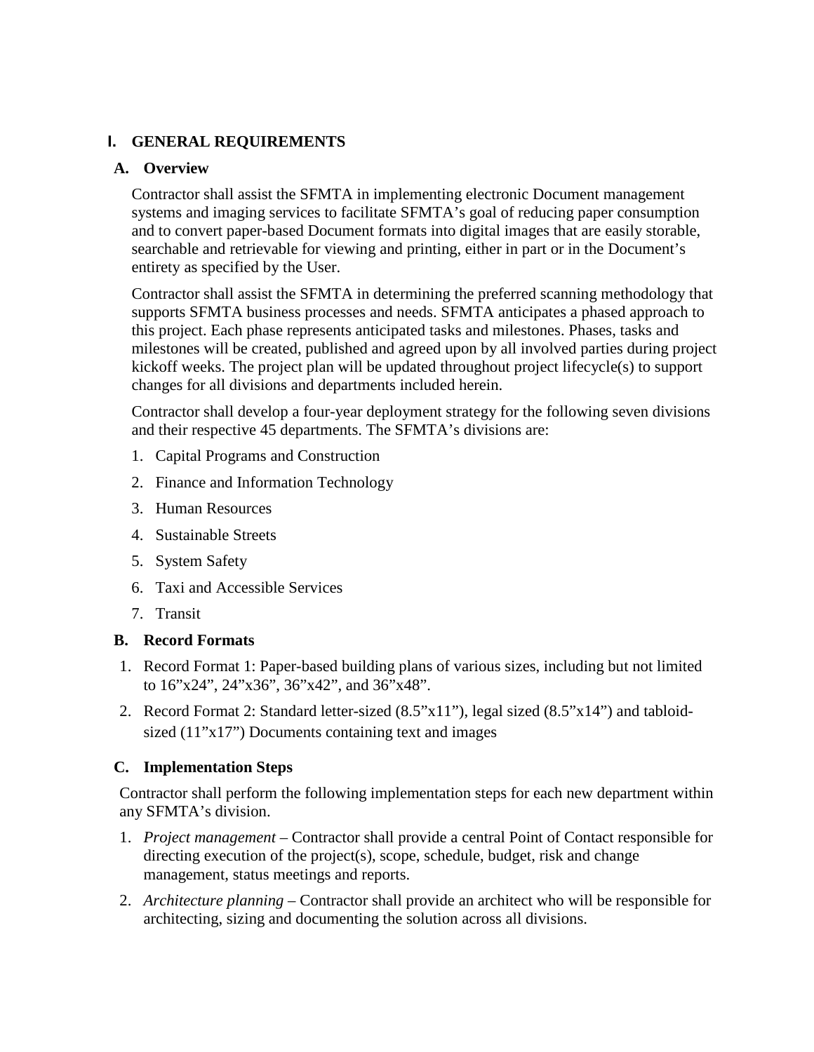# I. GENERAL REQUIREMENTS

## A. Overview

Contractor shall assist the SFMTA in implementing electronic Document management systems and imaging services to facilitate SFMTA's goal of reducing paper consumption and to convert paper-based Document formats into digital images that are easily storable, searchable and retrievable for viewing and printing, either in part or in the Document's entirety as specified by the User.

Contractor shall assist the SFMTA in determining the preferred scanning methodology that supports SFMTA business processes and needs. SFMTA anticipates a phased approach to this project. Each phase represents anticipated tasks and milestones. Phases, tasks and milestones will be created, published and agreed upon by all involved parties during project kickoff weeks. The project plan will be updated throughout project lifecycle(s) to support changes for all divisions and departments included herein.

Contractor shall develop a four-year deployment strategy for the following seven divisions and their respective 45 departments. The SFMTA's divisions are:

1. Capital Programs and Construction
2. Finance and Information Technology
3. Human Resources
4. Sustainable Streets
5. System Safety
6. Taxi and Accessible Services
7. Transit

## B. Record Formats

1. Record Format 1: Paper-based building plans of various sizes, including but not limited to 16"x24", 24"x36", 36"x42", and 36"x48".
2. Record Format 2: Standard letter-sized (8.5"x11"), legal sized (8.5"x14") and tabloid-sized (11"x17") Documents containing text and images

## C. Implementation Steps

Contractor shall perform the following implementation steps for each new department within any SFMTA's division.

1. *Project management* – Contractor shall provide a central Point of Contact responsible for directing execution of the project(s), scope, schedule, budget, risk and change management, status meetings and reports.
2. *Architecture planning* – Contractor shall provide an architect who will be responsible for architecting, sizing and documenting the solution across all divisions.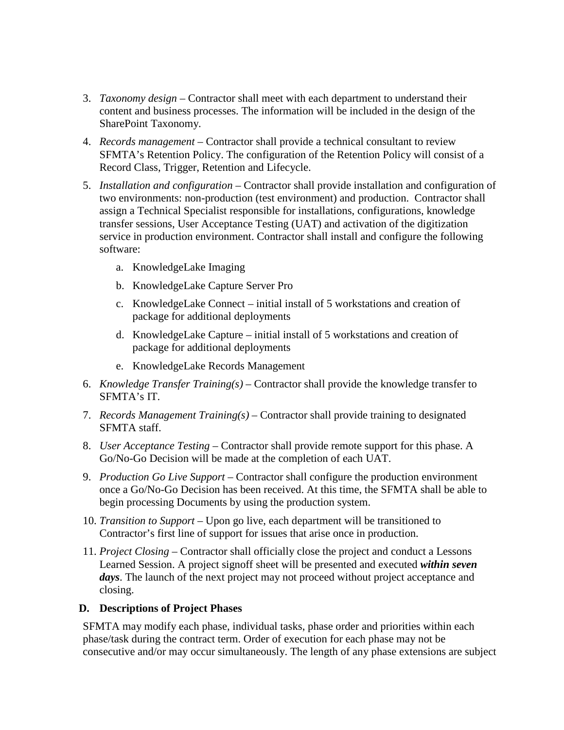3. *Taxonomy design* – Contractor shall meet with each department to understand their content and business processes. The information will be included in the design of the SharePoint Taxonomy.
4. *Records management* – Contractor shall provide a technical consultant to review SFMTA's Retention Policy. The configuration of the Retention Policy will consist of a Record Class, Trigger, Retention and Lifecycle.
5. *Installation and configuration* – Contractor shall provide installation and configuration of two environments: non-production (test environment) and production. Contractor shall assign a Technical Specialist responsible for installations, configurations, knowledge transfer sessions, User Acceptance Testing (UAT) and activation of the digitization service in production environment. Contractor shall install and configure the following software:
   a. KnowledgeLake Imaging
   b. KnowledgeLake Capture Server Pro
   c. KnowledgeLake Connect – initial install of 5 workstations and creation of package for additional deployments
   d. KnowledgeLake Capture – initial install of 5 workstations and creation of package for additional deployments
   e. KnowledgeLake Records Management
6. *Knowledge Transfer Training(s)* – Contractor shall provide the knowledge transfer to SFMTA's IT.
7. *Records Management Training(s)* – Contractor shall provide training to designated SFMTA staff.
8. *User Acceptance Testing* – Contractor shall provide remote support for this phase. A Go/No-Go Decision will be made at the completion of each UAT.
9. *Production Go Live Support* – Contractor shall configure the production environment once a Go/No-Go Decision has been received. At this time, the SFMTA shall be able to begin processing Documents by using the production system.
10. *Transition to Support* – Upon go live, each department will be transitioned to Contractor's first line of support for issues that arise once in production.
11. *Project Closing* – Contractor shall officially close the project and conduct a Lessons Learned Session. A project signoff sheet will be presented and executed ***within seven days***. The launch of the next project may not proceed without project acceptance and closing.

**D. Descriptions of Project Phases**

SFMTA may modify each phase, individual tasks, phase order and priorities within each phase/task during the contract term. Order of execution for each phase may not be consecutive and/or may occur simultaneously. The length of any phase extensions are subject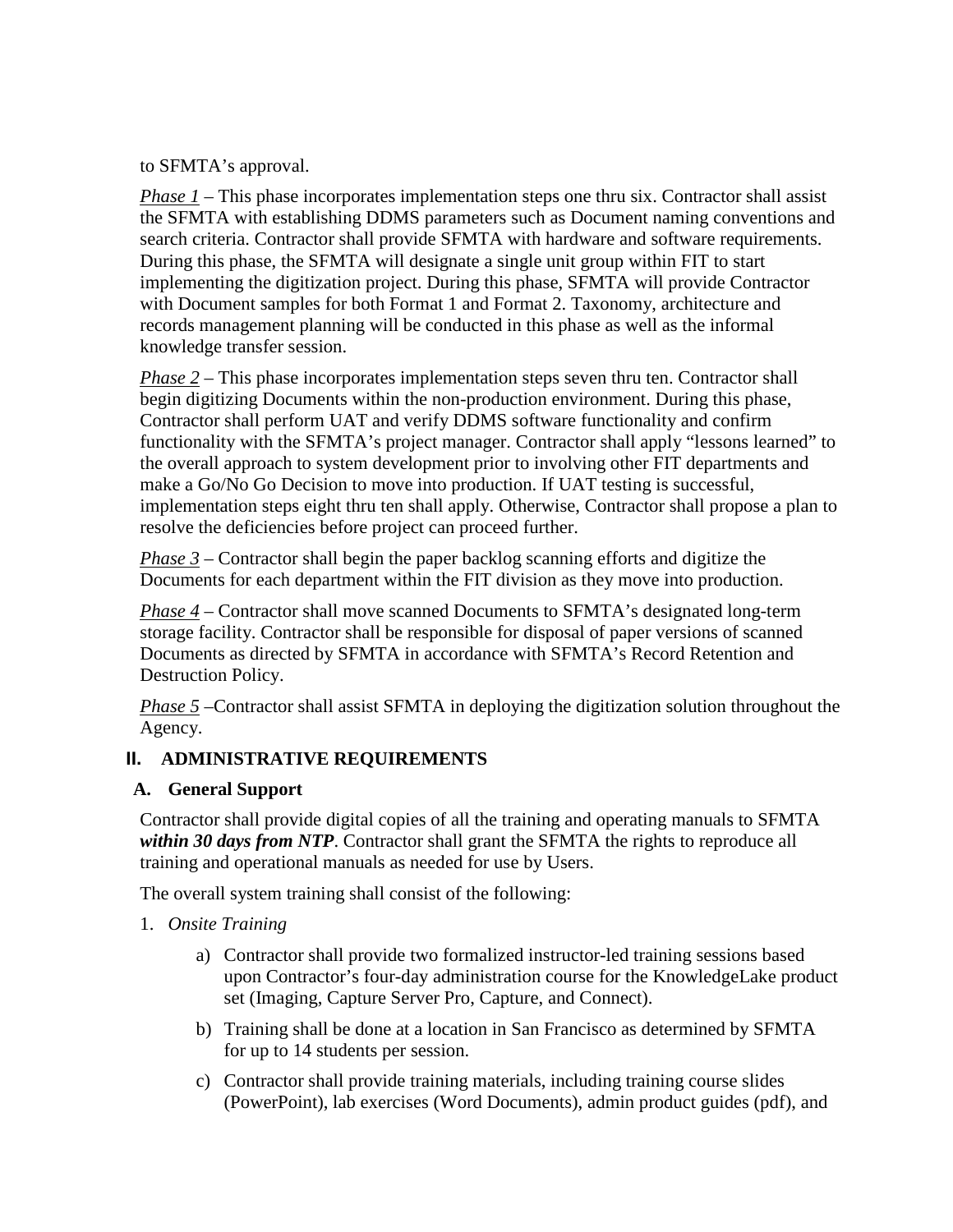to SFMTA's approval.

*Phase 1* – This phase incorporates implementation steps one thru six. Contractor shall assist the SFMTA with establishing DDMS parameters such as Document naming conventions and search criteria. Contractor shall provide SFMTA with hardware and software requirements. During this phase, the SFMTA will designate a single unit group within FIT to start implementing the digitization project. During this phase, SFMTA will provide Contractor with Document samples for both Format 1 and Format 2. Taxonomy, architecture and records management planning will be conducted in this phase as well as the informal knowledge transfer session.

*Phase 2* – This phase incorporates implementation steps seven thru ten. Contractor shall begin digitizing Documents within the non-production environment. During this phase, Contractor shall perform UAT and verify DDMS software functionality and confirm functionality with the SFMTA's project manager. Contractor shall apply "lessons learned" to the overall approach to system development prior to involving other FIT departments and make a Go/No Go Decision to move into production. If UAT testing is successful, implementation steps eight thru ten shall apply. Otherwise, Contractor shall propose a plan to resolve the deficiencies before project can proceed further.

*Phase 3* – Contractor shall begin the paper backlog scanning efforts and digitize the Documents for each department within the FIT division as they move into production.

*Phase 4* – Contractor shall move scanned Documents to SFMTA's designated long-term storage facility. Contractor shall be responsible for disposal of paper versions of scanned Documents as directed by SFMTA in accordance with SFMTA's Record Retention and Destruction Policy.

*Phase 5* –Contractor shall assist SFMTA in deploying the digitization solution throughout the Agency.

## II. ADMINISTRATIVE REQUIREMENTS

### A. General Support

Contractor shall provide digital copies of all the training and operating manuals to SFMTA ***within 30 days from NTP***. Contractor shall grant the SFMTA the rights to reproduce all training and operational manuals as needed for use by Users.

The overall system training shall consist of the following:

1. *Onsite Training*

    a) Contractor shall provide two formalized instructor-led training sessions based upon Contractor's four-day administration course for the KnowledgeLake product set (Imaging, Capture Server Pro, Capture, and Connect).

    b) Training shall be done at a location in San Francisco as determined by SFMTA for up to 14 students per session.

    c) Contractor shall provide training materials, including training course slides (PowerPoint), lab exercises (Word Documents), admin product guides (pdf), and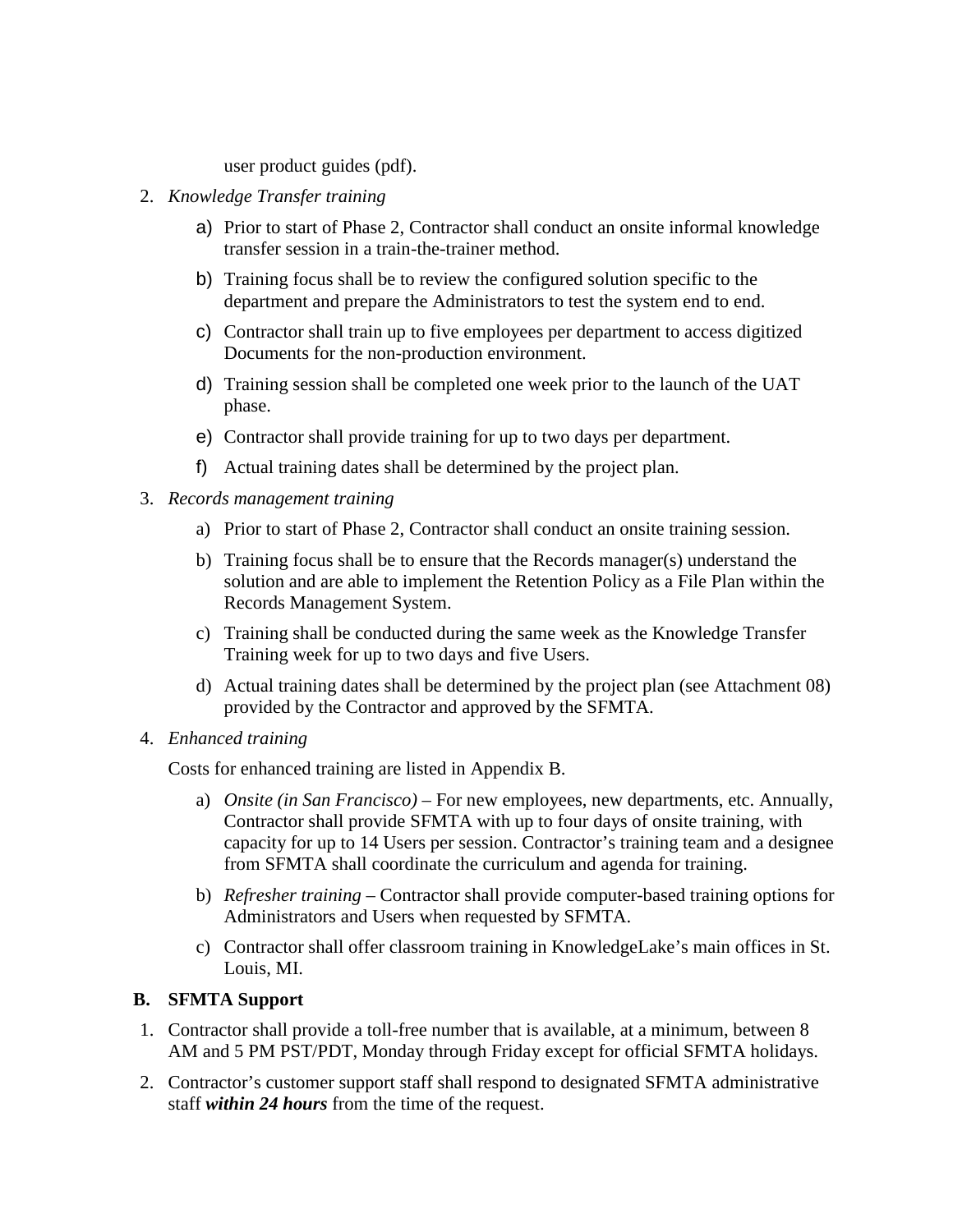user product guides (pdf).

2. *Knowledge Transfer training*
   a) Prior to start of Phase 2, Contractor shall conduct an onsite informal knowledge transfer session in a train-the-trainer method.
   b) Training focus shall be to review the configured solution specific to the department and prepare the Administrators to test the system end to end.
   c) Contractor shall train up to five employees per department to access digitized Documents for the non-production environment.
   d) Training session shall be completed one week prior to the launch of the UAT phase.
   e) Contractor shall provide training for up to two days per department.
   f) Actual training dates shall be determined by the project plan.
3. *Records management training*
   a) Prior to start of Phase 2, Contractor shall conduct an onsite training session.
   b) Training focus shall be to ensure that the Records manager(s) understand the solution and are able to implement the Retention Policy as a File Plan within the Records Management System.
   c) Training shall be conducted during the same week as the Knowledge Transfer Training week for up to two days and five Users.
   d) Actual training dates shall be determined by the project plan (see Attachment 08) provided by the Contractor and approved by the SFMTA.
4. *Enhanced training*

   Costs for enhanced training are listed in Appendix B.

   a) *Onsite (in San Francisco)* – For new employees, new departments, etc. Annually, Contractor shall provide SFMTA with up to four days of onsite training, with capacity for up to 14 Users per session. Contractor's training team and a designee from SFMTA shall coordinate the curriculum and agenda for training.
   b) *Refresher training* – Contractor shall provide computer-based training options for Administrators and Users when requested by SFMTA.
   c) Contractor shall offer classroom training in KnowledgeLake's main offices in St. Louis, MI.

**B. SFMTA Support**

1. Contractor shall provide a toll-free number that is available, at a minimum, between 8 AM and 5 PM PST/PDT, Monday through Friday except for official SFMTA holidays.
2. Contractor's customer support staff shall respond to designated SFMTA administrative staff ***within 24 hours*** from the time of the request.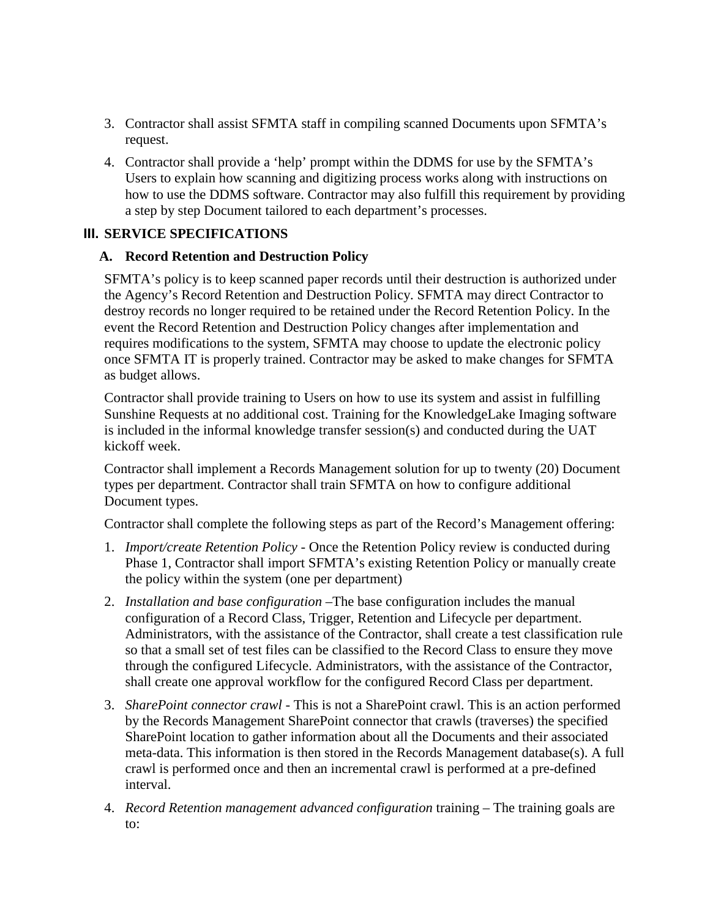3. Contractor shall assist SFMTA staff in compiling scanned Documents upon SFMTA's request.

4. Contractor shall provide a 'help' prompt within the DDMS for use by the SFMTA's Users to explain how scanning and digitizing process works along with instructions on how to use the DDMS software. Contractor may also fulfill this requirement by providing a step by step Document tailored to each department's processes.

## III. SERVICE SPECIFICATIONS

### A. Record Retention and Destruction Policy

SFMTA's policy is to keep scanned paper records until their destruction is authorized under the Agency's Record Retention and Destruction Policy. SFMTA may direct Contractor to destroy records no longer required to be retained under the Record Retention Policy. In the event the Record Retention and Destruction Policy changes after implementation and requires modifications to the system, SFMTA may choose to update the electronic policy once SFMTA IT is properly trained. Contractor may be asked to make changes for SFMTA as budget allows.

Contractor shall provide training to Users on how to use its system and assist in fulfilling Sunshine Requests at no additional cost. Training for the KnowledgeLake Imaging software is included in the informal knowledge transfer session(s) and conducted during the UAT kickoff week.

Contractor shall implement a Records Management solution for up to twenty (20) Document types per department. Contractor shall train SFMTA on how to configure additional Document types.

Contractor shall complete the following steps as part of the Record's Management offering:

1. *Import/create Retention Policy* - Once the Retention Policy review is conducted during Phase 1, Contractor shall import SFMTA's existing Retention Policy or manually create the policy within the system (one per department)

2. *Installation and base configuration* –The base configuration includes the manual configuration of a Record Class, Trigger, Retention and Lifecycle per department. Administrators, with the assistance of the Contractor, shall create a test classification rule so that a small set of test files can be classified to the Record Class to ensure they move through the configured Lifecycle. Administrators, with the assistance of the Contractor, shall create one approval workflow for the configured Record Class per department.

3. *SharePoint connector crawl* - This is not a SharePoint crawl. This is an action performed by the Records Management SharePoint connector that crawls (traverses) the specified SharePoint location to gather information about all the Documents and their associated meta-data. This information is then stored in the Records Management database(s). A full crawl is performed once and then an incremental crawl is performed at a pre-defined interval.

4. *Record Retention management advanced configuration* training – The training goals are to: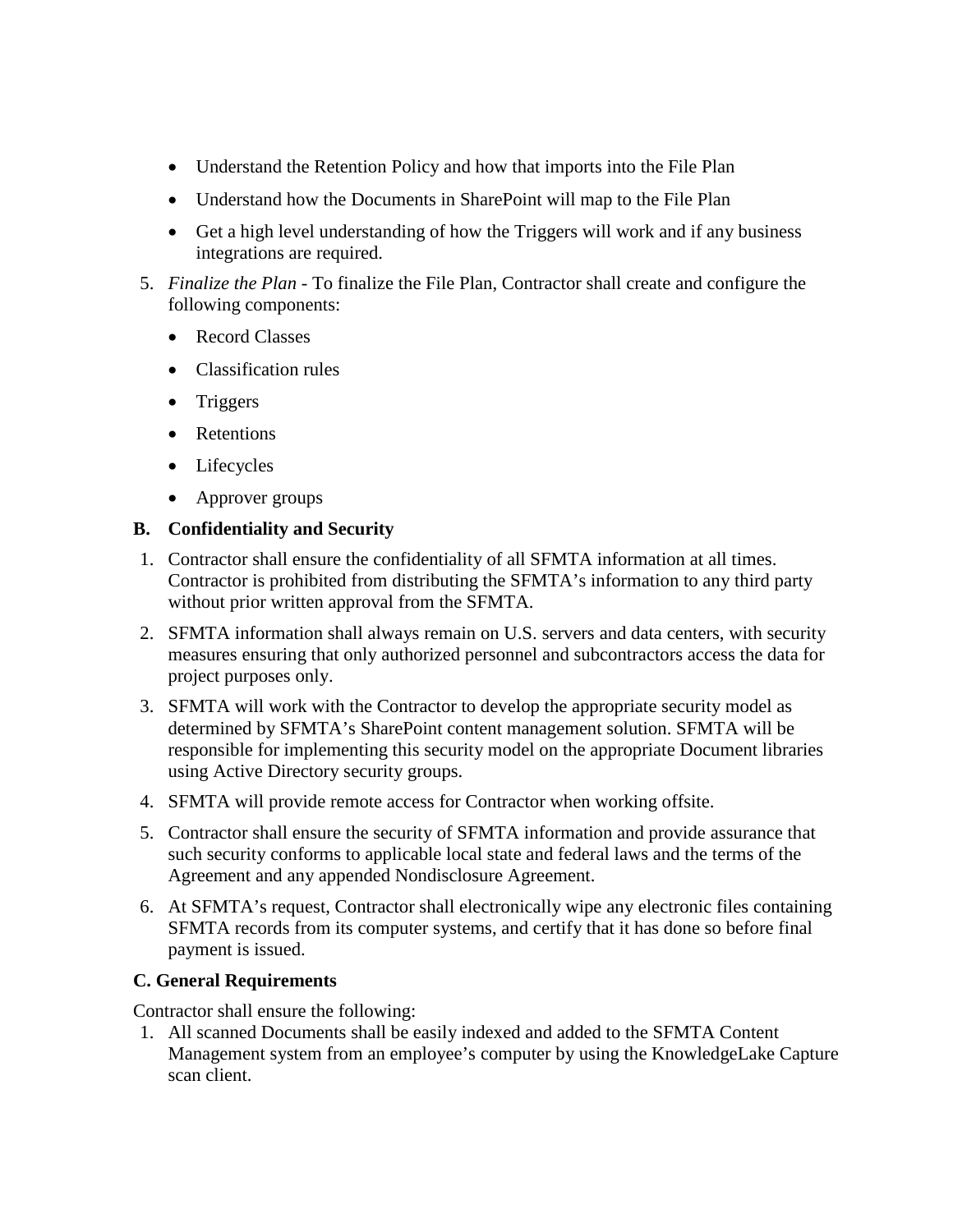- Understand the Retention Policy and how that imports into the File Plan
- Understand how the Documents in SharePoint will map to the File Plan
- Get a high level understanding of how the Triggers will work and if any business integrations are required.

5. *Finalize the Plan* - To finalize the File Plan, Contractor shall create and configure the following components:
   - Record Classes
   - Classification rules
   - Triggers
   - Retentions
   - Lifecycles
   - Approver groups

### B. Confidentiality and Security

1. Contractor shall ensure the confidentiality of all SFMTA information at all times. Contractor is prohibited from distributing the SFMTA's information to any third party without prior written approval from the SFMTA.
2. SFMTA information shall always remain on U.S. servers and data centers, with security measures ensuring that only authorized personnel and subcontractors access the data for project purposes only.
3. SFMTA will work with the Contractor to develop the appropriate security model as determined by SFMTA's SharePoint content management solution. SFMTA will be responsible for implementing this security model on the appropriate Document libraries using Active Directory security groups.
4. SFMTA will provide remote access for Contractor when working offsite.
5. Contractor shall ensure the security of SFMTA information and provide assurance that such security conforms to applicable local state and federal laws and the terms of the Agreement and any appended Nondisclosure Agreement.
6. At SFMTA's request, Contractor shall electronically wipe any electronic files containing SFMTA records from its computer systems, and certify that it has done so before final payment is issued.

### C. General Requirements

Contractor shall ensure the following:

1. All scanned Documents shall be easily indexed and added to the SFMTA Content Management system from an employee's computer by using the KnowledgeLake Capture scan client.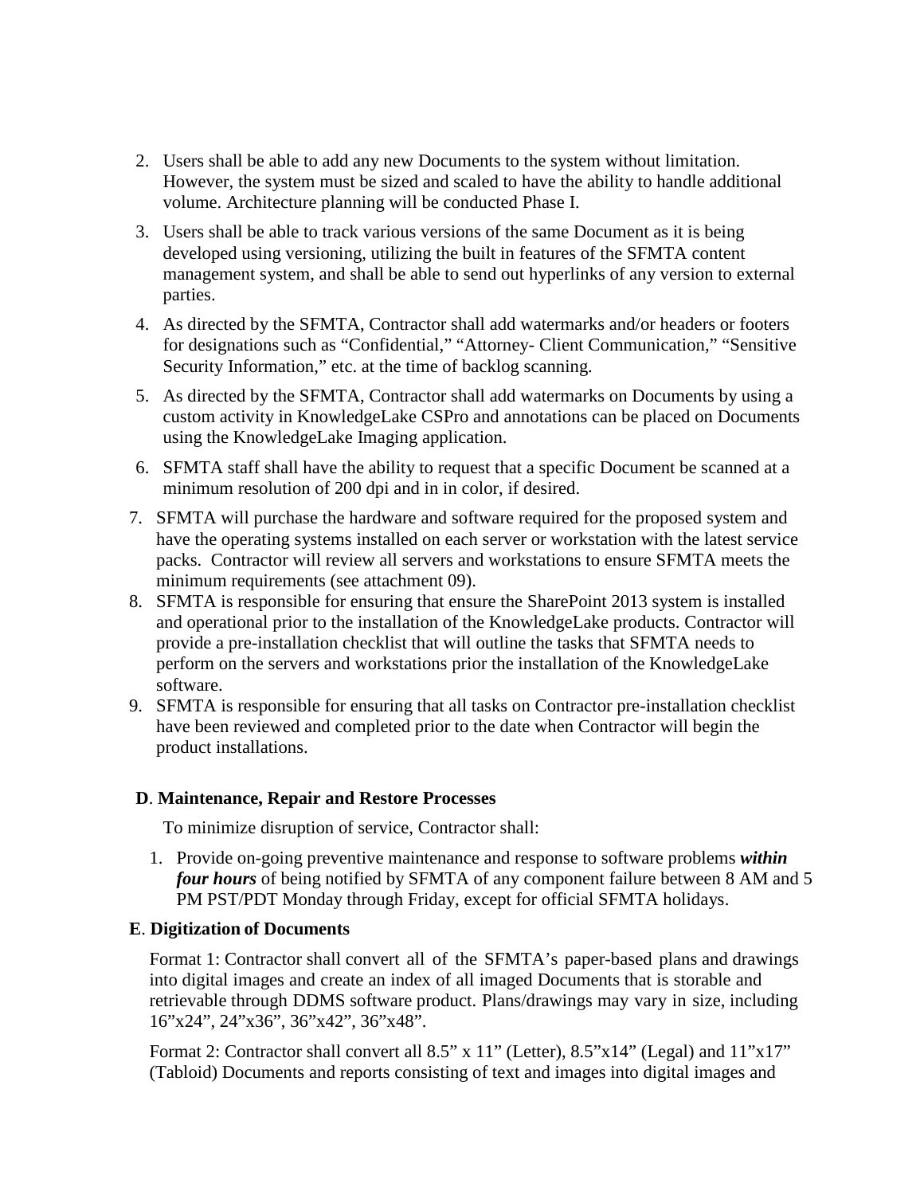2. Users shall be able to add any new Documents to the system without limitation. However, the system must be sized and scaled to have the ability to handle additional volume. Architecture planning will be conducted Phase I.
3. Users shall be able to track various versions of the same Document as it is being developed using versioning, utilizing the built in features of the SFMTA content management system, and shall be able to send out hyperlinks of any version to external parties.
4. As directed by the SFMTA, Contractor shall add watermarks and/or headers or footers for designations such as "Confidential," "Attorney- Client Communication," "Sensitive Security Information," etc. at the time of backlog scanning.
5. As directed by the SFMTA, Contractor shall add watermarks on Documents by using a custom activity in KnowledgeLake CSPro and annotations can be placed on Documents using the KnowledgeLake Imaging application.
6. SFMTA staff shall have the ability to request that a specific Document be scanned at a minimum resolution of 200 dpi and in in color, if desired.
7. SFMTA will purchase the hardware and software required for the proposed system and have the operating systems installed on each server or workstation with the latest service packs. Contractor will review all servers and workstations to ensure SFMTA meets the minimum requirements (see attachment 09).
8. SFMTA is responsible for ensuring that ensure the SharePoint 2013 system is installed and operational prior to the installation of the KnowledgeLake products. Contractor will provide a pre-installation checklist that will outline the tasks that SFMTA needs to perform on the servers and workstations prior the installation of the KnowledgeLake software.
9. SFMTA is responsible for ensuring that all tasks on Contractor pre-installation checklist have been reviewed and completed prior to the date when Contractor will begin the product installations.

**D**. **Maintenance, Repair and Restore Processes**

To minimize disruption of service, Contractor shall:

1. Provide on-going preventive maintenance and response to software problems ***within four hours*** of being notified by SFMTA of any component failure between 8 AM and 5 PM PST/PDT Monday through Friday, except for official SFMTA holidays.

**E**. **Digitization of Documents**

Format 1: Contractor shall convert all of the SFMTA's paper-based plans and drawings into digital images and create an index of all imaged Documents that is storable and retrievable through DDMS software product. Plans/drawings may vary in size, including 16"x24", 24"x36", 36"x42", 36"x48".

Format 2: Contractor shall convert all 8.5" x 11" (Letter), 8.5"x14" (Legal) and 11"x17" (Tabloid) Documents and reports consisting of text and images into digital images and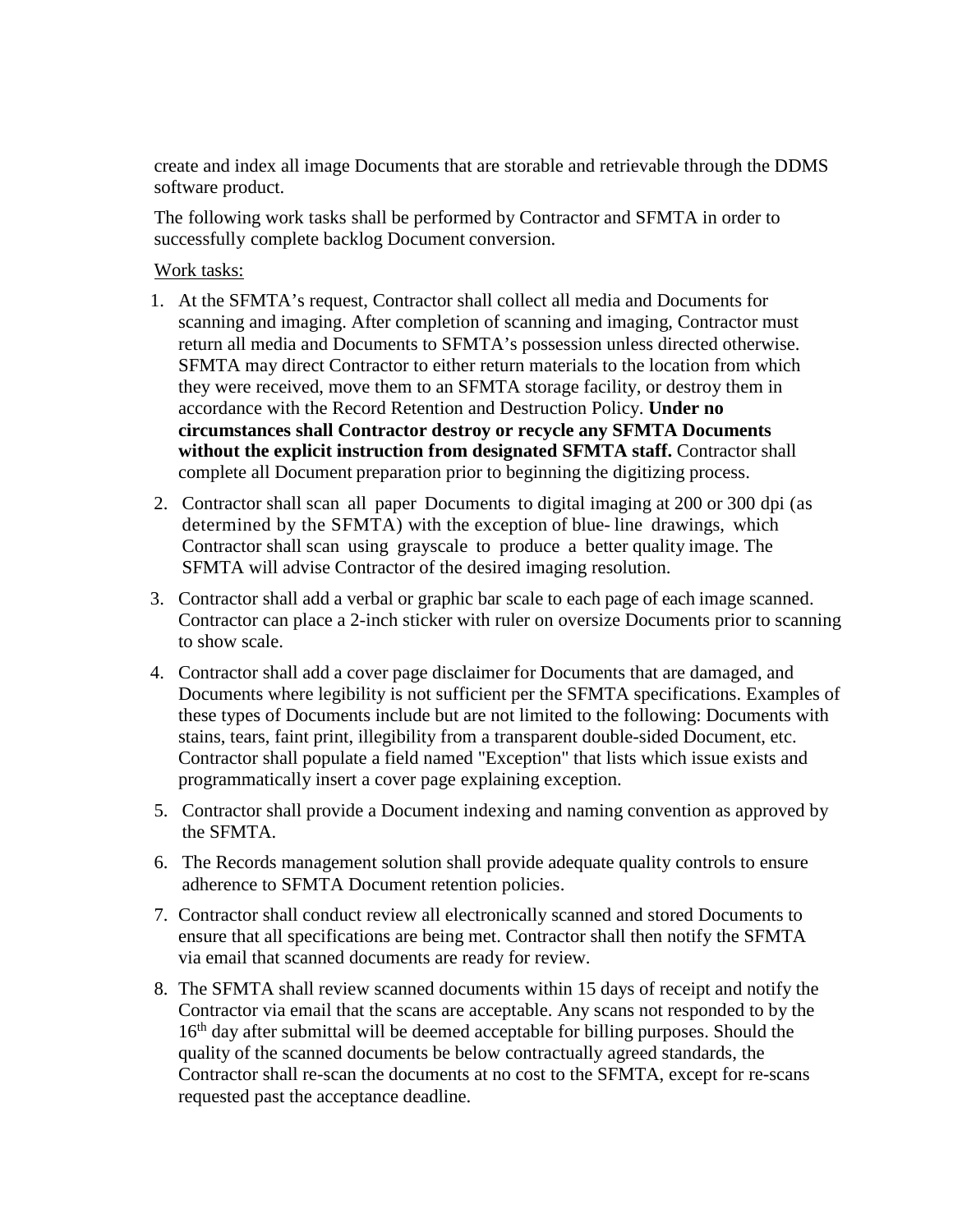create and index all image Documents that are storable and retrievable through the DDMS software product.

The following work tasks shall be performed by Contractor and SFMTA in order to successfully complete backlog Document conversion.

Work tasks:

1. At the SFMTA's request, Contractor shall collect all media and Documents for scanning and imaging. After completion of scanning and imaging, Contractor must return all media and Documents to SFMTA's possession unless directed otherwise. SFMTA may direct Contractor to either return materials to the location from which they were received, move them to an SFMTA storage facility, or destroy them in accordance with the Record Retention and Destruction Policy. **Under no circumstances shall Contractor destroy or recycle any SFMTA Documents without the explicit instruction from designated SFMTA staff.** Contractor shall complete all Document preparation prior to beginning the digitizing process.
2. Contractor shall scan all paper Documents to digital imaging at 200 or 300 dpi (as determined by the SFMTA) with the exception of blue- line drawings, which Contractor shall scan using grayscale to produce a better quality image. The SFMTA will advise Contractor of the desired imaging resolution.
3. Contractor shall add a verbal or graphic bar scale to each page of each image scanned. Contractor can place a 2-inch sticker with ruler on oversize Documents prior to scanning to show scale.
4. Contractor shall add a cover page disclaimer for Documents that are damaged, and Documents where legibility is not sufficient per the SFMTA specifications. Examples of these types of Documents include but are not limited to the following: Documents with stains, tears, faint print, illegibility from a transparent double-sided Document, etc. Contractor shall populate a field named "Exception" that lists which issue exists and programmatically insert a cover page explaining exception.
5. Contractor shall provide a Document indexing and naming convention as approved by the SFMTA.
6. The Records management solution shall provide adequate quality controls to ensure adherence to SFMTA Document retention policies.
7. Contractor shall conduct review all electronically scanned and stored Documents to ensure that all specifications are being met. Contractor shall then notify the SFMTA via email that scanned documents are ready for review.
8. The SFMTA shall review scanned documents within 15 days of receipt and notify the Contractor via email that the scans are acceptable. Any scans not responded to by the 16th day after submittal will be deemed acceptable for billing purposes. Should the quality of the scanned documents be below contractually agreed standards, the Contractor shall re-scan the documents at no cost to the SFMTA, except for re-scans requested past the acceptance deadline.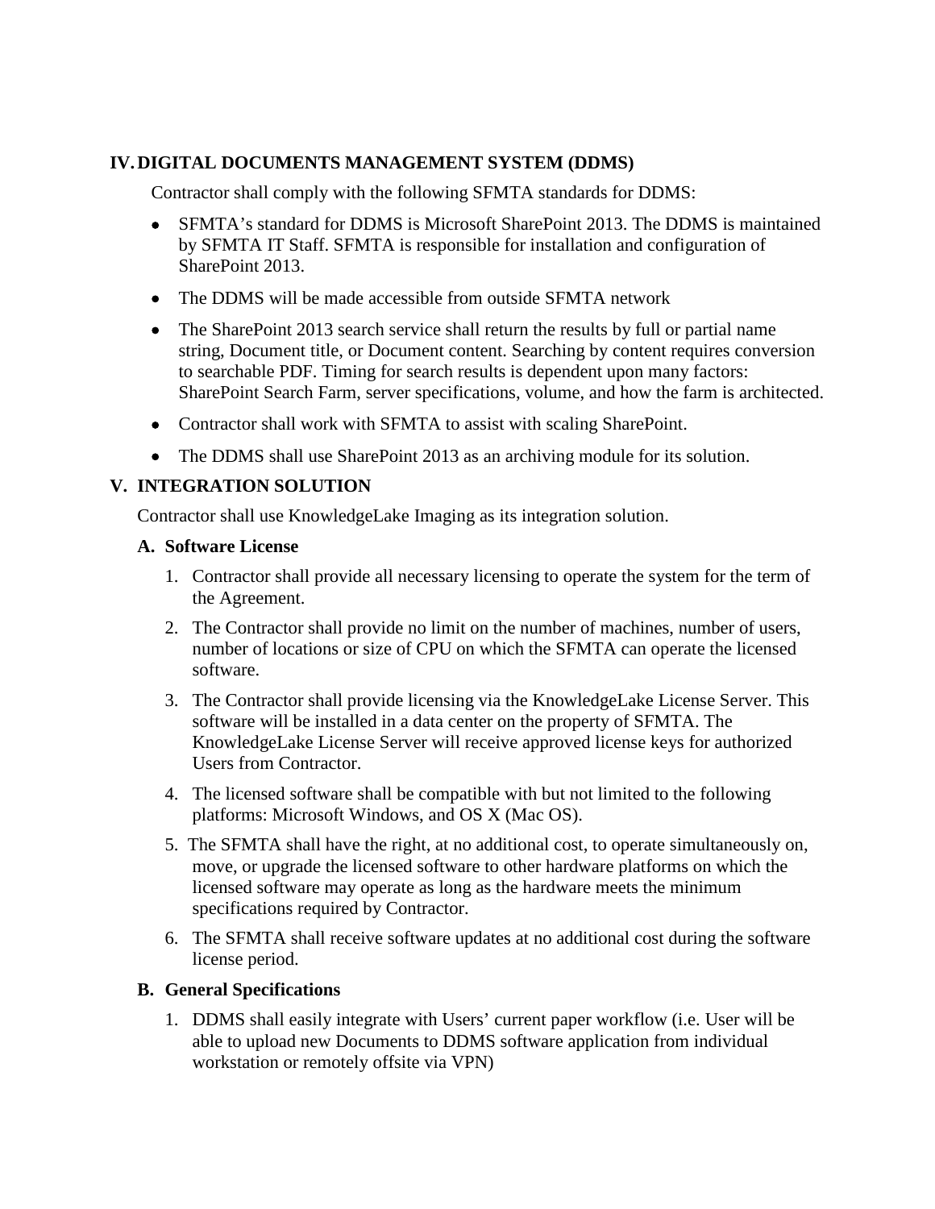## IV. DIGITAL DOCUMENTS MANAGEMENT SYSTEM (DDMS)

Contractor shall comply with the following SFMTA standards for DDMS:

- SFMTA's standard for DDMS is Microsoft SharePoint 2013. The DDMS is maintained by SFMTA IT Staff. SFMTA is responsible for installation and configuration of SharePoint 2013.
- The DDMS will be made accessible from outside SFMTA network
- The SharePoint 2013 search service shall return the results by full or partial name string, Document title, or Document content. Searching by content requires conversion to searchable PDF. Timing for search results is dependent upon many factors: SharePoint Search Farm, server specifications, volume, and how the farm is architected.
- Contractor shall work with SFMTA to assist with scaling SharePoint.
- The DDMS shall use SharePoint 2013 as an archiving module for its solution.

## V. INTEGRATION SOLUTION

Contractor shall use KnowledgeLake Imaging as its integration solution.

### A. Software License

1. Contractor shall provide all necessary licensing to operate the system for the term of the Agreement.
2. The Contractor shall provide no limit on the number of machines, number of users, number of locations or size of CPU on which the SFMTA can operate the licensed software.
3. The Contractor shall provide licensing via the KnowledgeLake License Server. This software will be installed in a data center on the property of SFMTA. The KnowledgeLake License Server will receive approved license keys for authorized Users from Contractor.
4. The licensed software shall be compatible with but not limited to the following platforms: Microsoft Windows, and OS X (Mac OS).
5. The SFMTA shall have the right, at no additional cost, to operate simultaneously on, move, or upgrade the licensed software to other hardware platforms on which the licensed software may operate as long as the hardware meets the minimum specifications required by Contractor.
6. The SFMTA shall receive software updates at no additional cost during the software license period.

### B. General Specifications

1. DDMS shall easily integrate with Users' current paper workflow (i.e. User will be able to upload new Documents to DDMS software application from individual workstation or remotely offsite via VPN)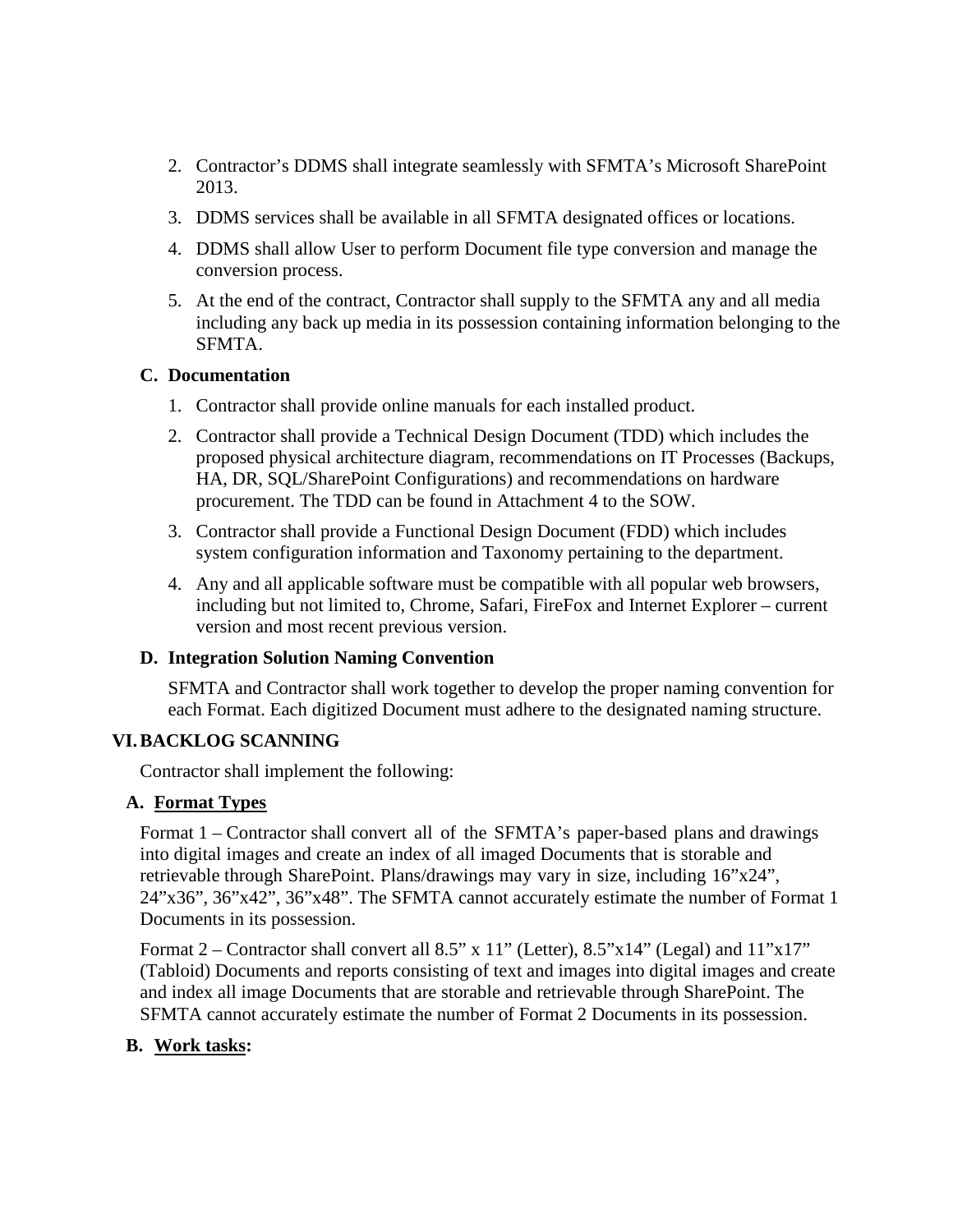2. Contractor's DDMS shall integrate seamlessly with SFMTA's Microsoft SharePoint 2013.
3. DDMS services shall be available in all SFMTA designated offices or locations.
4. DDMS shall allow User to perform Document file type conversion and manage the conversion process.
5. At the end of the contract, Contractor shall supply to the SFMTA any and all media including any back up media in its possession containing information belonging to the SFMTA.

### C. Documentation

1. Contractor shall provide online manuals for each installed product.
2. Contractor shall provide a Technical Design Document (TDD) which includes the proposed physical architecture diagram, recommendations on IT Processes (Backups, HA, DR, SQL/SharePoint Configurations) and recommendations on hardware procurement. The TDD can be found in Attachment 4 to the SOW.
3. Contractor shall provide a Functional Design Document (FDD) which includes system configuration information and Taxonomy pertaining to the department.
4. Any and all applicable software must be compatible with all popular web browsers, including but not limited to, Chrome, Safari, FireFox and Internet Explorer – current version and most recent previous version.

### D. Integration Solution Naming Convention

SFMTA and Contractor shall work together to develop the proper naming convention for each Format. Each digitized Document must adhere to the designated naming structure.

## VI. BACKLOG SCANNING

Contractor shall implement the following:

### A. <u>Format Types</u>

Format 1 – Contractor shall convert all of the SFMTA's paper-based plans and drawings into digital images and create an index of all imaged Documents that is storable and retrievable through SharePoint. Plans/drawings may vary in size, including 16"x24", 24"x36", 36"x42", 36"x48". The SFMTA cannot accurately estimate the number of Format 1 Documents in its possession.

Format 2 – Contractor shall convert all 8.5" x 11" (Letter), 8.5"x14" (Legal) and 11"x17" (Tabloid) Documents and reports consisting of text and images into digital images and create and index all image Documents that are storable and retrievable through SharePoint. The SFMTA cannot accurately estimate the number of Format 2 Documents in its possession.

### B. <u>Work tasks</u>: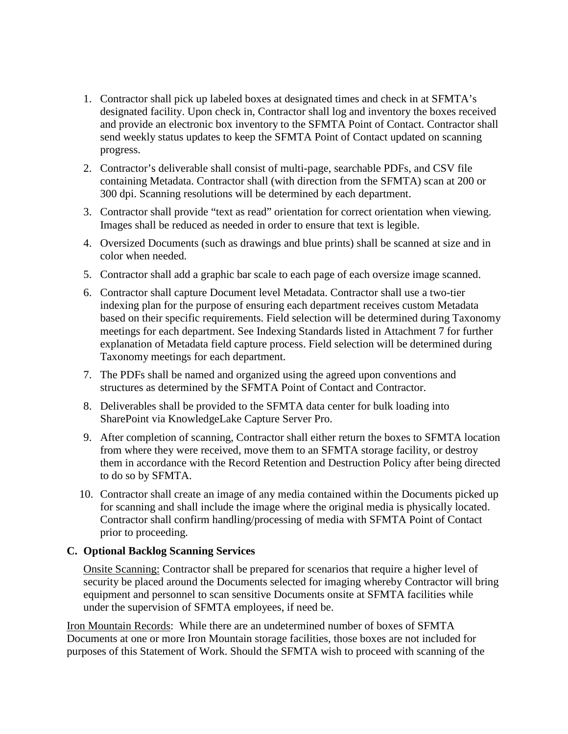1. Contractor shall pick up labeled boxes at designated times and check in at SFMTA's designated facility. Upon check in, Contractor shall log and inventory the boxes received and provide an electronic box inventory to the SFMTA Point of Contact. Contractor shall send weekly status updates to keep the SFMTA Point of Contact updated on scanning progress.
2. Contractor's deliverable shall consist of multi-page, searchable PDFs, and CSV file containing Metadata. Contractor shall (with direction from the SFMTA) scan at 200 or 300 dpi. Scanning resolutions will be determined by each department.
3. Contractor shall provide "text as read" orientation for correct orientation when viewing. Images shall be reduced as needed in order to ensure that text is legible.
4. Oversized Documents (such as drawings and blue prints) shall be scanned at size and in color when needed.
5. Contractor shall add a graphic bar scale to each page of each oversize image scanned.
6. Contractor shall capture Document level Metadata. Contractor shall use a two-tier indexing plan for the purpose of ensuring each department receives custom Metadata based on their specific requirements. Field selection will be determined during Taxonomy meetings for each department. See Indexing Standards listed in Attachment 7 for further explanation of Metadata field capture process. Field selection will be determined during Taxonomy meetings for each department.
7. The PDFs shall be named and organized using the agreed upon conventions and structures as determined by the SFMTA Point of Contact and Contractor.
8. Deliverables shall be provided to the SFMTA data center for bulk loading into SharePoint via KnowledgeLake Capture Server Pro.
9. After completion of scanning, Contractor shall either return the boxes to SFMTA location from where they were received, move them to an SFMTA storage facility, or destroy them in accordance with the Record Retention and Destruction Policy after being directed to do so by SFMTA.
10. Contractor shall create an image of any media contained within the Documents picked up for scanning and shall include the image where the original media is physically located. Contractor shall confirm handling/processing of media with SFMTA Point of Contact prior to proceeding.

### C. Optional Backlog Scanning Services

Onsite Scanning: Contractor shall be prepared for scenarios that require a higher level of security be placed around the Documents selected for imaging whereby Contractor will bring equipment and personnel to scan sensitive Documents onsite at SFMTA facilities while under the supervision of SFMTA employees, if need be.

Iron Mountain Records: While there are an undetermined number of boxes of SFMTA Documents at one or more Iron Mountain storage facilities, those boxes are not included for purposes of this Statement of Work. Should the SFMTA wish to proceed with scanning of the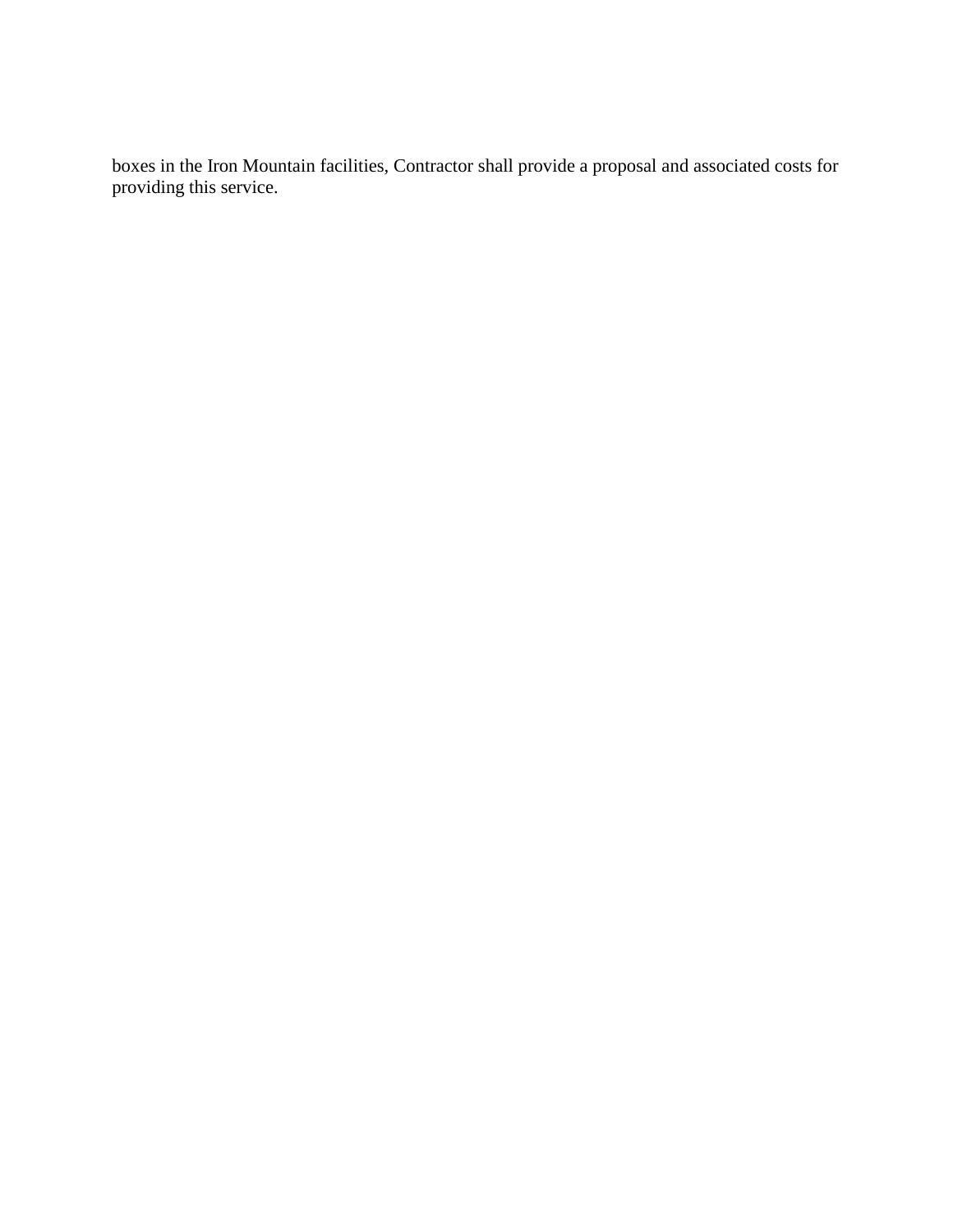boxes in the Iron Mountain facilities, Contractor shall provide a proposal and associated costs for providing this service.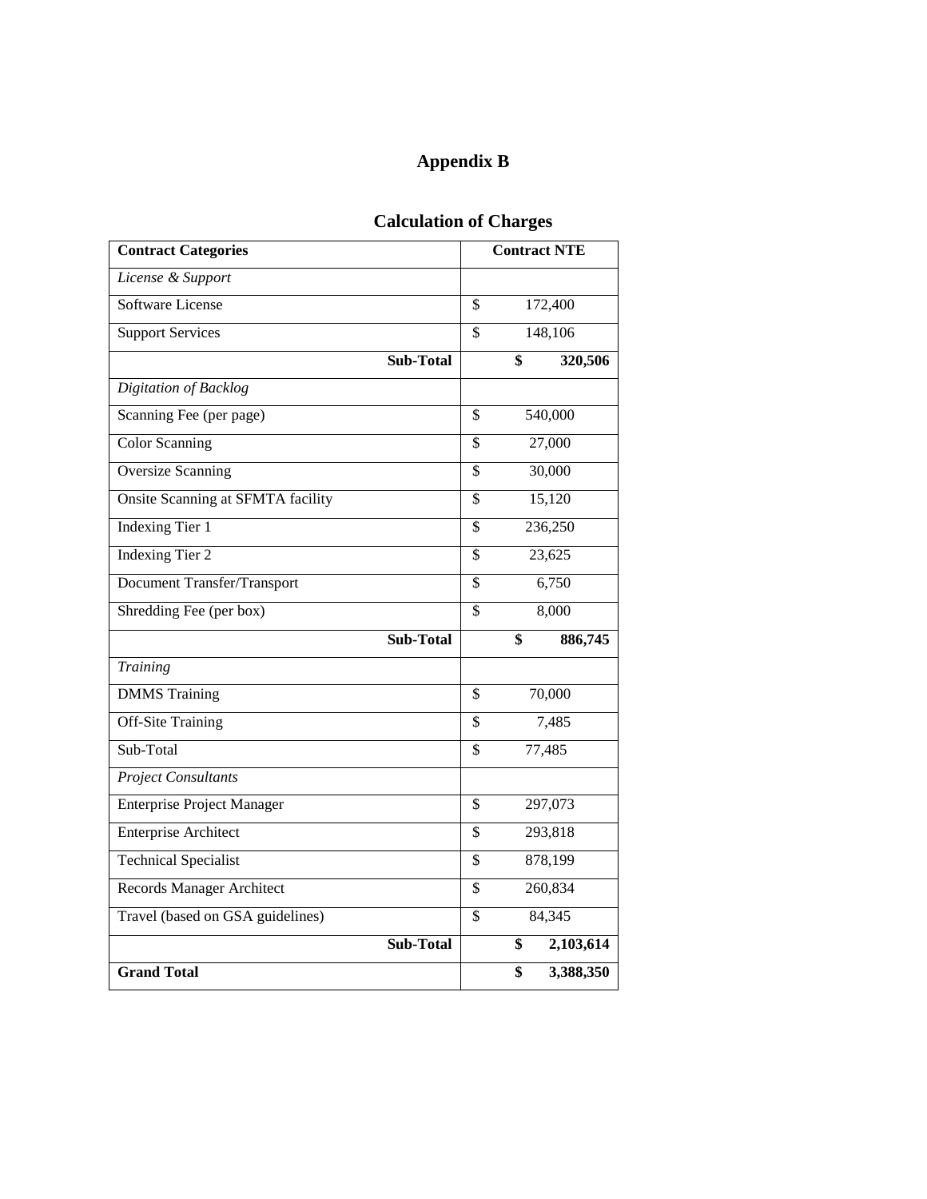# Appendix B

## Calculation of Charges

| Contract Categories | Contract NTE |
|---|---|
| *License & Support* | |
| Software License | $ 172,400 |
| Support Services | $ 148,106 |
| **Sub-Total** | **$ 320,506** |
| *Digitation of Backlog* | |
| Scanning Fee (per page) | $ 540,000 |
| Color Scanning | $ 27,000 |
| Oversize Scanning | $ 30,000 |
| Onsite Scanning at SFMTA facility | $ 15,120 |
| Indexing Tier 1 | $ 236,250 |
| Indexing Tier 2 | $ 23,625 |
| Document Transfer/Transport | $ 6,750 |
| Shredding Fee (per box) | $ 8,000 |
| **Sub-Total** | **$ 886,745** |
| *Training* | |
| DMMS Training | $ 70,000 |
| Off-Site Training | $ 7,485 |
| Sub-Total | $ 77,485 |
| *Project Consultants* | |
| Enterprise Project Manager | $ 297,073 |
| Enterprise Architect | $ 293,818 |
| Technical Specialist | $ 878,199 |
| Records Manager Architect | $ 260,834 |
| Travel (based on GSA guidelines) | $ 84,345 |
| **Sub-Total** | **$ 2,103,614** |
| **Grand Total** | **$ 3,388,350** |